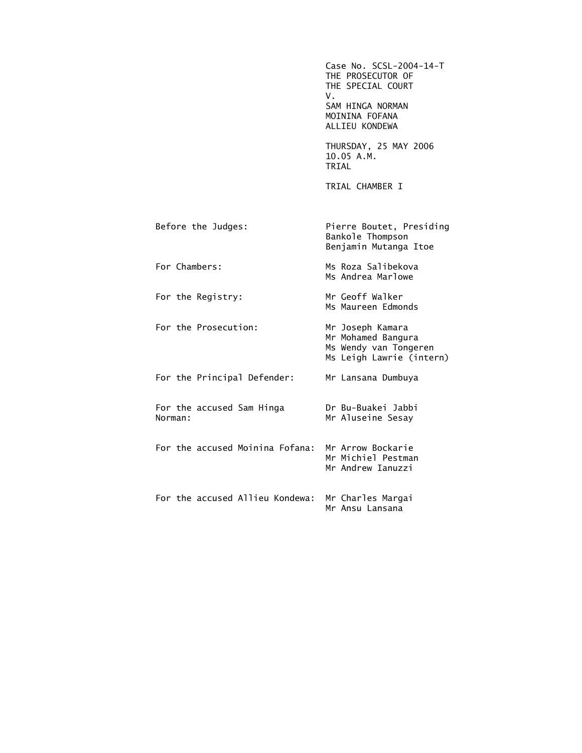Case No. SCSL-2004-14-T
THE PROSECUTOR OF
THE SPECIAL COURT
V.
SAM HINGA NORMAN
MOININA FOFANA
ALLIEU KONDEWA

THURSDAY, 25 MAY 2006
10.05 A.M.
TRIAL

TRIAL CHAMBER I

| | |
|---|---|
| Before the Judges: | Pierre Boutet, Presiding<br>Bankole Thompson<br>Benjamin Mutanga Itoe |
| For Chambers: | Ms Roza Salibekova<br>Ms Andrea Marlowe |
| For the Registry: | Mr Geoff Walker<br>Ms Maureen Edmonds |
| For the Prosecution: | Mr Joseph Kamara<br>Mr Mohamed Bangura<br>Ms Wendy van Tongeren<br>Ms Leigh Lawrie (intern) |
| For the Principal Defender: | Mr Lansana Dumbuya |
| For the accused Sam Hinga Norman: | Dr Bu-Buakei Jabbi<br>Mr Aluseine Sesay |
| For the accused Moinina Fofana: | Mr Arrow Bockarie<br>Mr Michiel Pestman<br>Mr Andrew Ianuzzi |
| For the accused Allieu Kondewa: | Mr Charles Margai<br>Mr Ansu Lansana |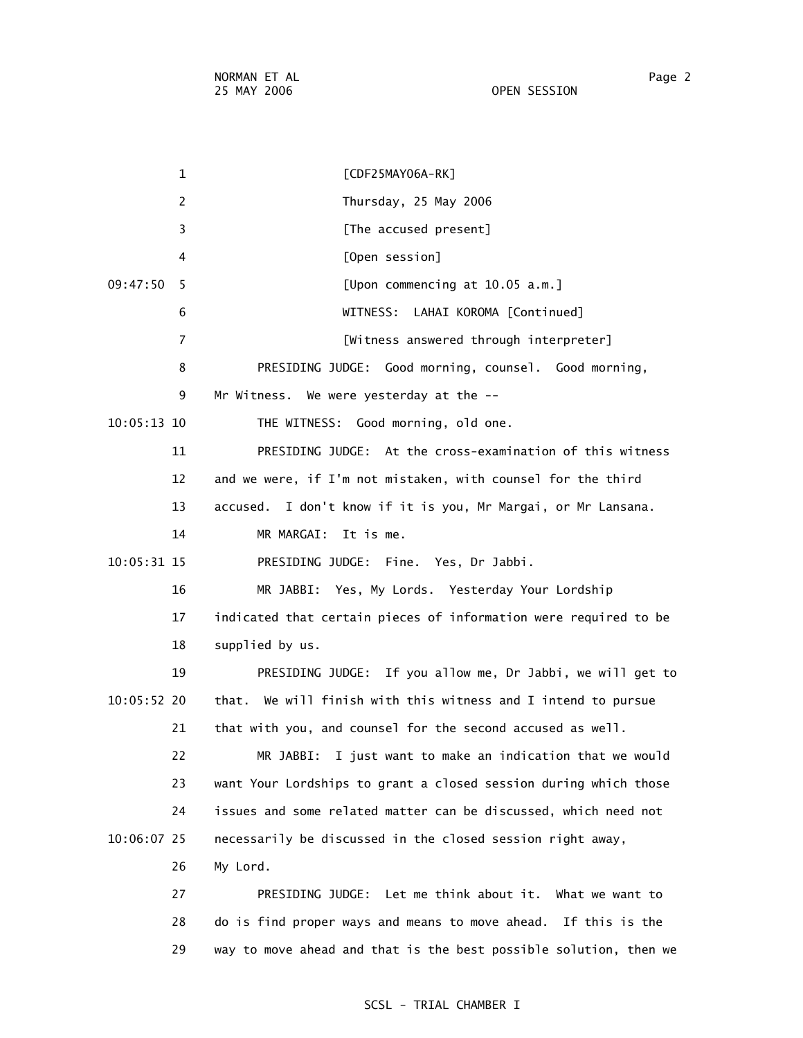[CDF25MAY06A-RK]

Thursday, 25 May 2006

[The accused present]

[Open session]

[Upon commencing at 10.05 a.m.]

WITNESS: LAHAI KOROMA [Continued]

[Witness answered through interpreter]

PRESIDING JUDGE: Good morning, counsel. Good morning, Mr Witness. We were yesterday at the --

THE WITNESS: Good morning, old one.

PRESIDING JUDGE: At the cross-examination of this witness and we were, if I'm not mistaken, with counsel for the third accused. I don't know if it is you, Mr Margai, or Mr Lansana.

MR MARGAI: It is me.

PRESIDING JUDGE: Fine. Yes, Dr Jabbi.

MR JABBI: Yes, My Lords. Yesterday Your Lordship indicated that certain pieces of information were required to be supplied by us.

PRESIDING JUDGE: If you allow me, Dr Jabbi, we will get to that. We will finish with this witness and I intend to pursue that with you, and counsel for the second accused as well.

MR JABBI: I just want to make an indication that we would want Your Lordships to grant a closed session during which those issues and some related matter can be discussed, which need not necessarily be discussed in the closed session right away, My Lord.

PRESIDING JUDGE: Let me think about it. What we want to do is find proper ways and means to move ahead. If this is the way to move ahead and that is the best possible solution, then we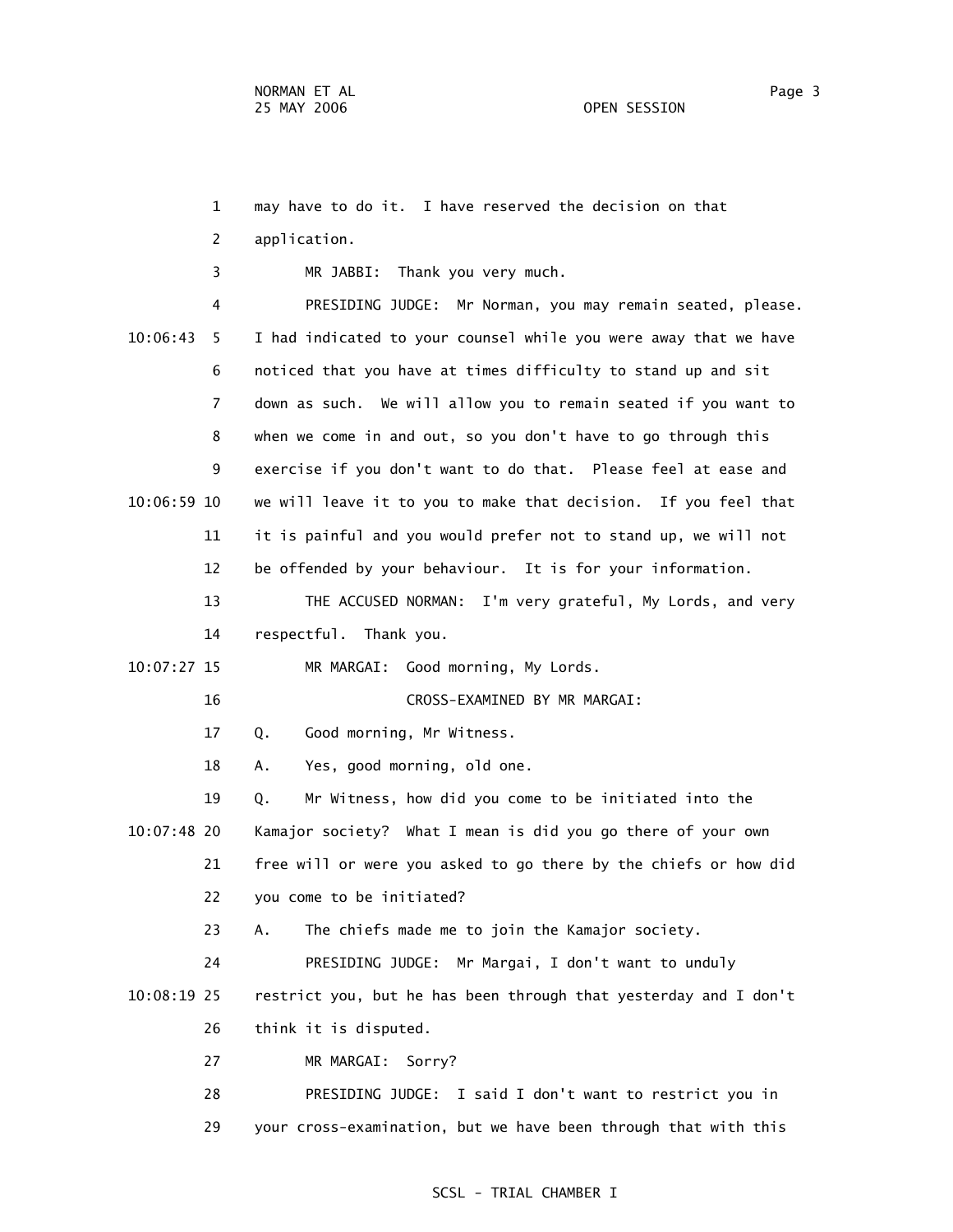1 may have to do it. I have reserved the decision on that

2 application.

3 MR JABBI: Thank you very much.

4 PRESIDING JUDGE: Mr Norman, you may remain seated, please.

10:06:43 5 I had indicated to your counsel while you were away that we have

6 noticed that you have at times difficulty to stand up and sit

7 down as such. We will allow you to remain seated if you want to

8 when we come in and out, so you don't have to go through this

9 exercise if you don't want to do that. Please feel at ease and

10:06:59 10 we will leave it to you to make that decision. If you feel that

11 it is painful and you would prefer not to stand up, we will not

12 be offended by your behaviour. It is for your information.

13 THE ACCUSED NORMAN: I'm very grateful, My Lords, and very

14 respectful. Thank you.

10:07:27 15 MR MARGAI: Good morning, My Lords.

16 CROSS-EXAMINED BY MR MARGAI:

17 Q. Good morning, Mr Witness.

18 A. Yes, good morning, old one.

19 Q. Mr Witness, how did you come to be initiated into the

10:07:48 20 Kamajor society? What I mean is did you go there of your own

21 free will or were you asked to go there by the chiefs or how did

22 you come to be initiated?

23 A. The chiefs made me to join the Kamajor society.

24 PRESIDING JUDGE: Mr Margai, I don't want to unduly

10:08:19 25 restrict you, but he has been through that yesterday and I don't

26 think it is disputed.

27 MR MARGAI: Sorry?

28 PRESIDING JUDGE: I said I don't want to restrict you in

29 your cross-examination, but we have been through that with this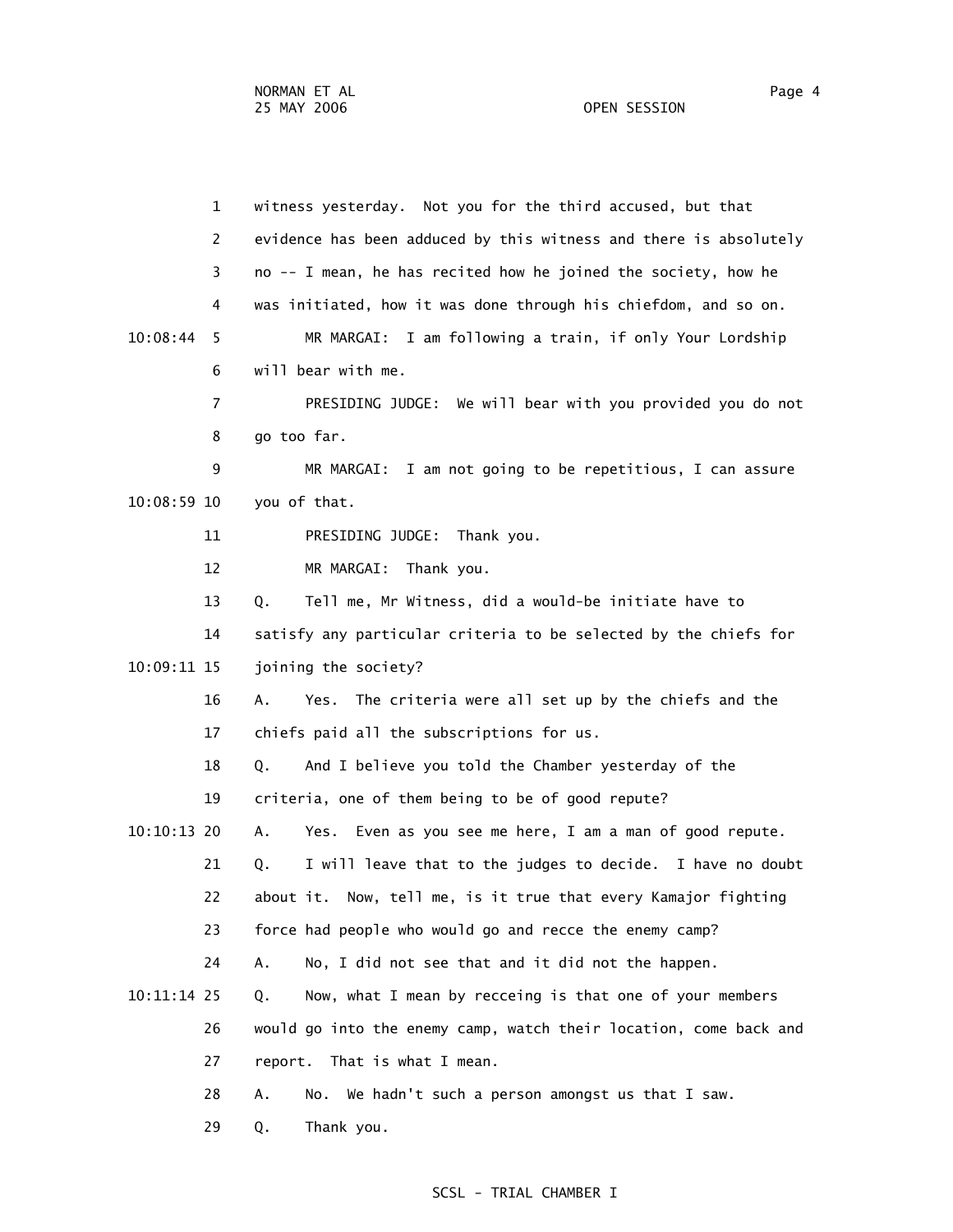witness yesterday. Not you for the third accused, but that evidence has been adduced by this witness and there is absolutely no -- I mean, he has recited how he joined the society, how he was initiated, how it was done through his chiefdom, and so on.

MR MARGAI: I am following a train, if only Your Lordship will bear with me.

PRESIDING JUDGE: We will bear with you provided you do not go too far.

MR MARGAI: I am not going to be repetitious, I can assure you of that.

PRESIDING JUDGE: Thank you.

MR MARGAI: Thank you.

Q. Tell me, Mr Witness, did a would-be initiate have to satisfy any particular criteria to be selected by the chiefs for joining the society?

A. Yes. The criteria were all set up by the chiefs and the chiefs paid all the subscriptions for us.

Q. And I believe you told the Chamber yesterday of the criteria, one of them being to be of good repute?

A. Yes. Even as you see me here, I am a man of good repute.

Q. I will leave that to the judges to decide. I have no doubt about it. Now, tell me, is it true that every Kamajor fighting force had people who would go and recce the enemy camp?

A. No, I did not see that and it did not the happen.

Q. Now, what I mean by recceing is that one of your members would go into the enemy camp, watch their location, come back and report. That is what I mean.

A. No. We hadn't such a person amongst us that I saw.

Q. Thank you.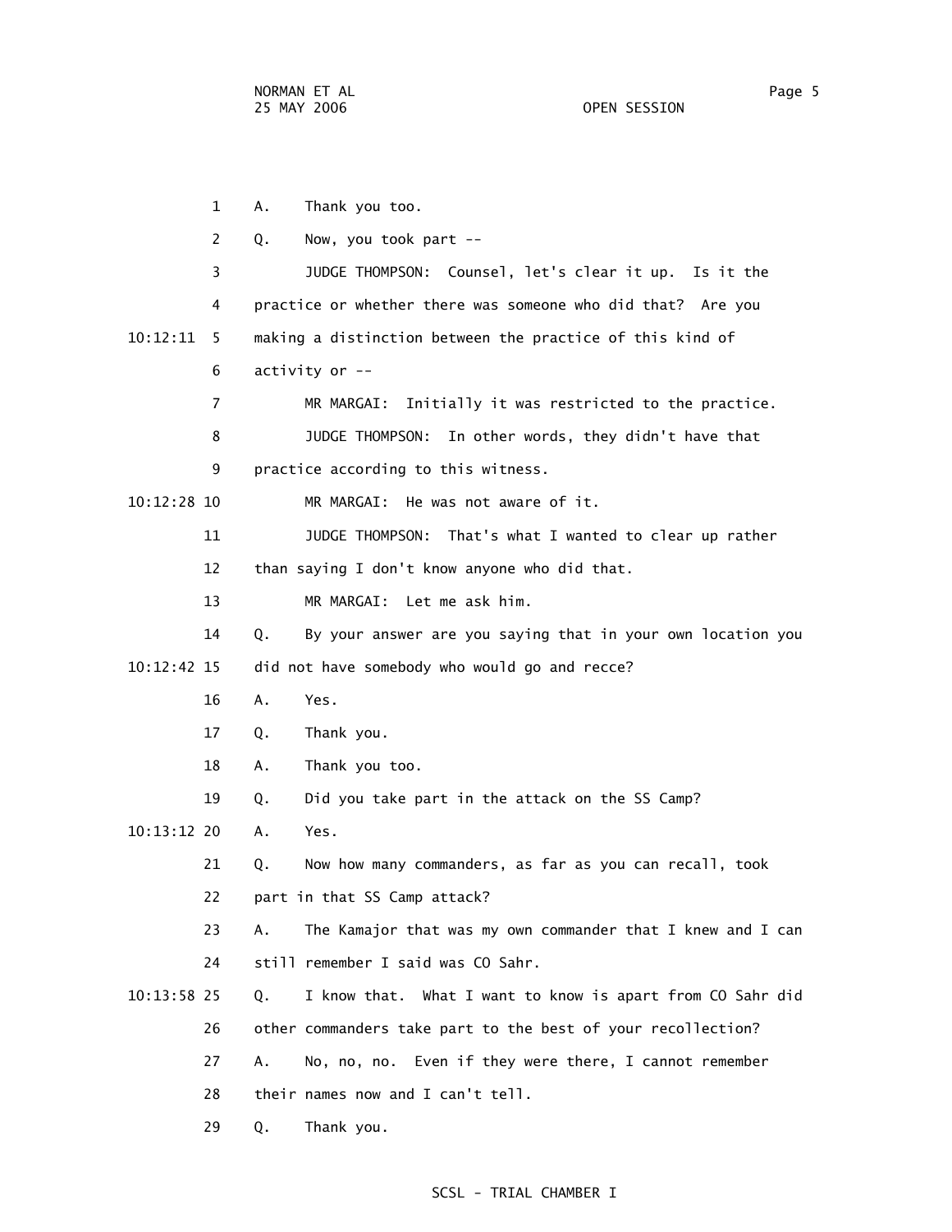1 A. Thank you too.

2 Q. Now, you took part --

3 JUDGE THOMPSON: Counsel, let's clear it up. Is it the

4 practice or whether there was someone who did that? Are you

10:12:11 5 making a distinction between the practice of this kind of

6 activity or --

7 MR MARGAI: Initially it was restricted to the practice.

8 JUDGE THOMPSON: In other words, they didn't have that

9 practice according to this witness.

10:12:28 10 MR MARGAI: He was not aware of it.

11 JUDGE THOMPSON: That's what I wanted to clear up rather

12 than saying I don't know anyone who did that.

13 MR MARGAI: Let me ask him.

14 Q. By your answer are you saying that in your own location you

10:12:42 15 did not have somebody who would go and recce?

16 A. Yes.

17 Q. Thank you.

18 A. Thank you too.

19 Q. Did you take part in the attack on the SS Camp?

10:13:12 20 A. Yes.

21 Q. Now how many commanders, as far as you can recall, took

22 part in that SS Camp attack?

23 A. The Kamajor that was my own commander that I knew and I can

24 still remember I said was CO Sahr.

10:13:58 25 Q. I know that. What I want to know is apart from CO Sahr did

26 other commanders take part to the best of your recollection?

27 A. No, no, no. Even if they were there, I cannot remember

28 their names now and I can't tell.

29 Q. Thank you.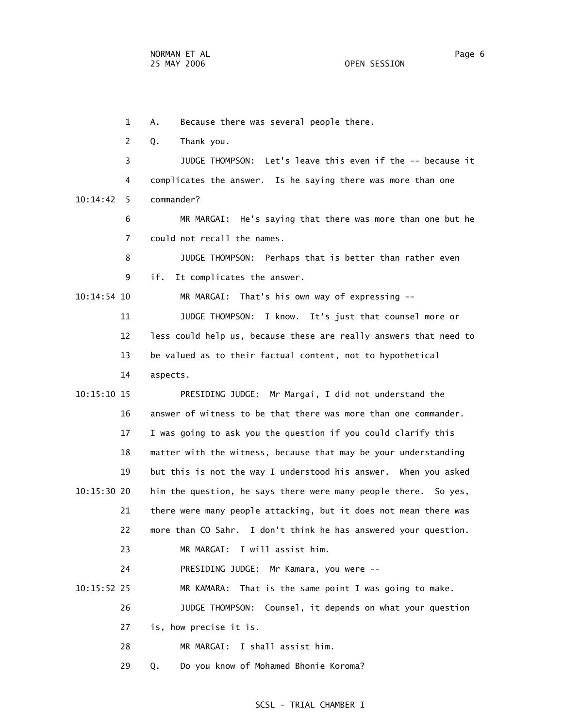A. Because there was several people there.

Q. Thank you.

JUDGE THOMPSON: Let's leave this even if the -- because it complicates the answer. Is he saying there was more than one commander?

MR MARGAI: He's saying that there was more than one but he could not recall the names.

JUDGE THOMPSON: Perhaps that is better than rather even if. It complicates the answer.

MR MARGAI: That's his own way of expressing --

JUDGE THOMPSON: I know. It's just that counsel more or less could help us, because these are really answers that need to be valued as to their factual content, not to hypothetical aspects.

PRESIDING JUDGE: Mr Margai, I did not understand the answer of witness to be that there was more than one commander. I was going to ask you the question if you could clarify this matter with the witness, because that may be your understanding but this is not the way I understood his answer. When you asked him the question, he says there were many people there. So yes, there were many people attacking, but it does not mean there was more than CO Sahr. I don't think he has answered your question.

MR MARGAI: I will assist him.

PRESIDING JUDGE: Mr Kamara, you were --

MR KAMARA: That is the same point I was going to make.

JUDGE THOMPSON: Counsel, it depends on what your question is, how precise it is.

MR MARGAI: I shall assist him.

Q. Do you know of Mohamed Bhonie Koroma?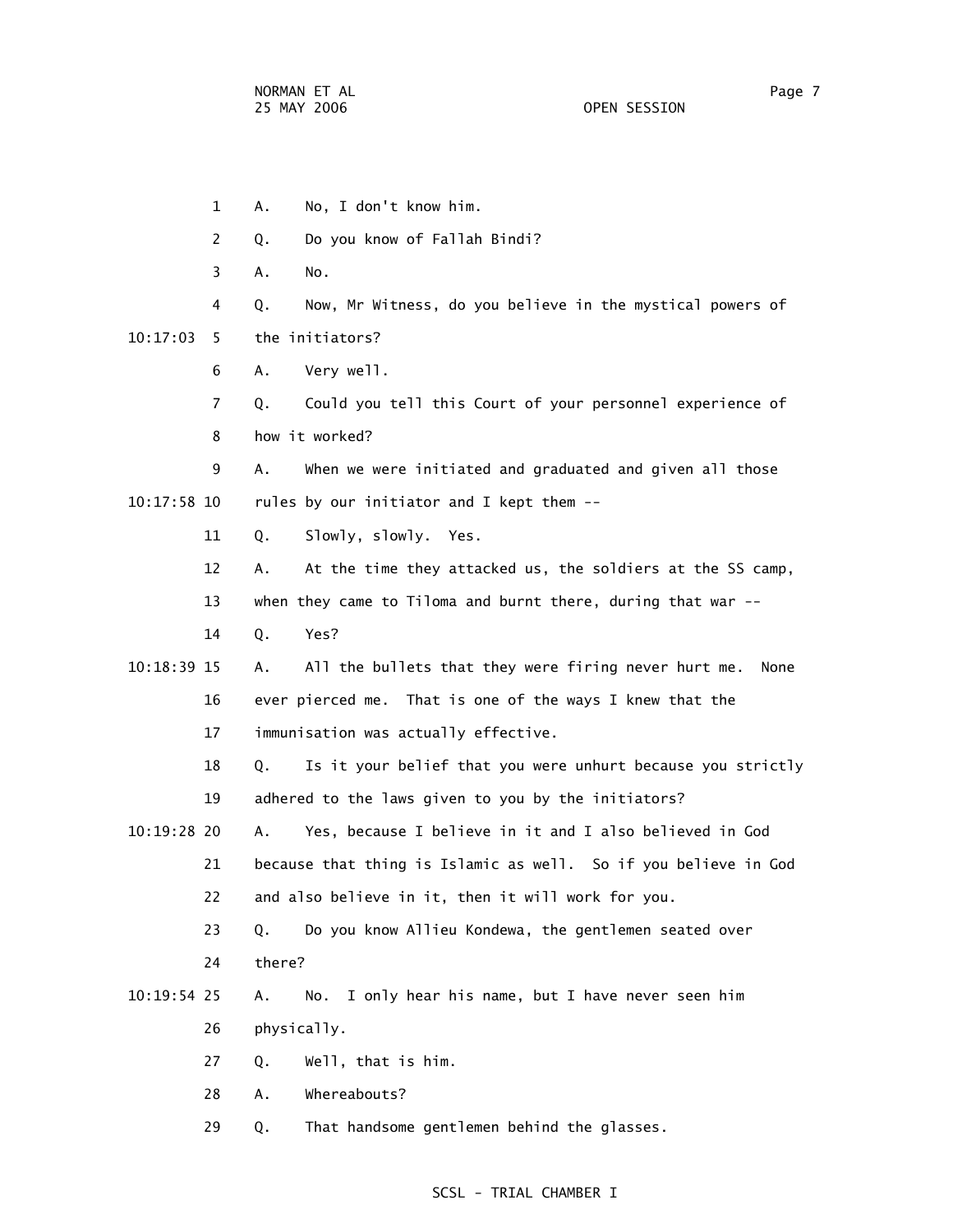1 A. No, I don't know him.

2 Q. Do you know of Fallah Bindi?

3 A. No.

4 Q. Now, Mr Witness, do you believe in the mystical powers of

10:17:03 5 the initiators?

6 A. Very well.

7 Q. Could you tell this Court of your personnel experience of

8 how it worked?

9 A. When we were initiated and graduated and given all those

10:17:58 10 rules by our initiator and I kept them --

11 Q. Slowly, slowly. Yes.

12 A. At the time they attacked us, the soldiers at the SS camp,

13 when they came to Tiloma and burnt there, during that war --

14 Q. Yes?

10:18:39 15 A. All the bullets that they were firing never hurt me. None

16 ever pierced me. That is one of the ways I knew that the

17 immunisation was actually effective.

18 Q. Is it your belief that you were unhurt because you strictly

19 adhered to the laws given to you by the initiators?

10:19:28 20 A. Yes, because I believe in it and I also believed in God

21 because that thing is Islamic as well. So if you believe in God

22 and also believe in it, then it will work for you.

23 Q. Do you know Allieu Kondewa, the gentlemen seated over

24 there?

10:19:54 25 A. No. I only hear his name, but I have never seen him

26 physically.

27 Q. Well, that is him.

28 A. Whereabouts?

29 Q. That handsome gentlemen behind the glasses.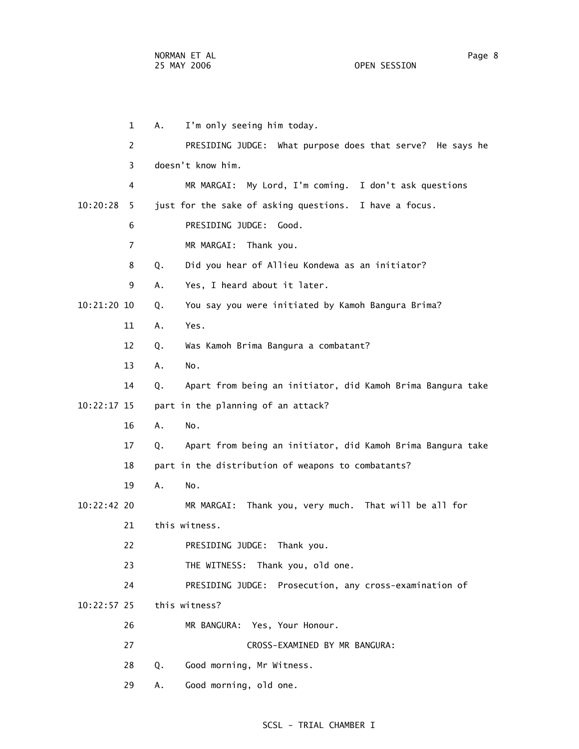A. I'm only seeing him today.

PRESIDING JUDGE: What purpose does that serve? He says he doesn't know him.

MR MARGAI: My Lord, I'm coming. I don't ask questions just for the sake of asking questions. I have a focus.

PRESIDING JUDGE: Good.

MR MARGAI: Thank you.

Q. Did you hear of Allieu Kondewa as an initiator?

A. Yes, I heard about it later.

Q. You say you were initiated by Kamoh Bangura Brima?

A. Yes.

Q. Was Kamoh Brima Bangura a combatant?

A. No.

Q. Apart from being an initiator, did Kamoh Brima Bangura take part in the planning of an attack?

A. No.

Q. Apart from being an initiator, did Kamoh Brima Bangura take part in the distribution of weapons to combatants?

A. No.

MR MARGAI: Thank you, very much. That will be all for this witness.

PRESIDING JUDGE: Thank you.

THE WITNESS: Thank you, old one.

PRESIDING JUDGE: Prosecution, any cross-examination of this witness?

MR BANGURA: Yes, Your Honour.

CROSS-EXAMINED BY MR BANGURA:

Q. Good morning, Mr Witness.

A. Good morning, old one.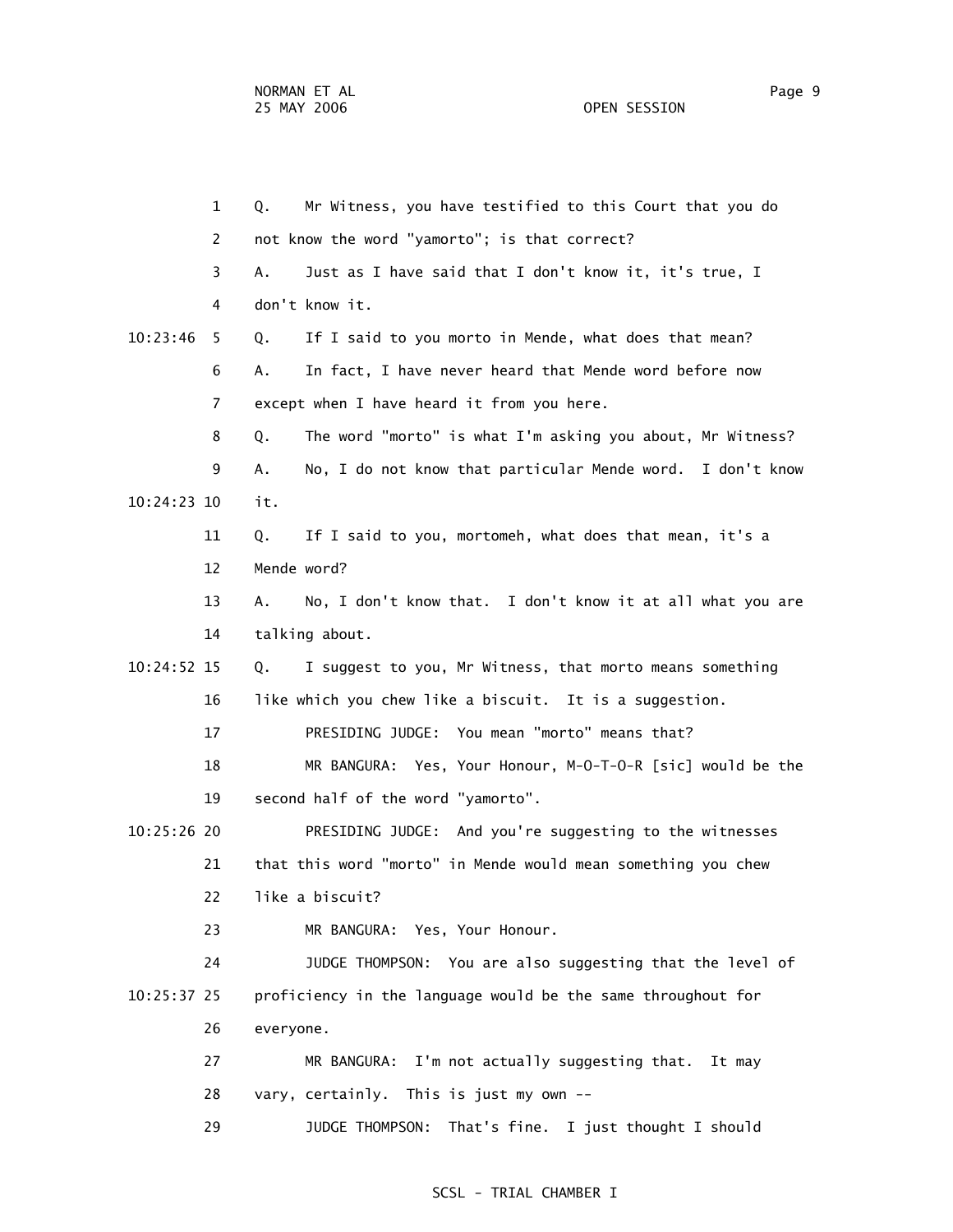1 Q. Mr Witness, you have testified to this Court that you do
2 not know the word "yamorto"; is that correct?
3 A. Just as I have said that I don't know it, it's true, I
4 don't know it.
10:23:46 5 Q. If I said to you morto in Mende, what does that mean?
6 A. In fact, I have never heard that Mende word before now
7 except when I have heard it from you here.
8 Q. The word "morto" is what I'm asking you about, Mr Witness?
9 A. No, I do not know that particular Mende word. I don't know
10:24:23 10 it.
11 Q. If I said to you, mortomeh, what does that mean, it's a
12 Mende word?
13 A. No, I don't know that. I don't know it at all what you are
14 talking about.
10:24:52 15 Q. I suggest to you, Mr Witness, that morto means something
16 like which you chew like a biscuit. It is a suggestion.
17 PRESIDING JUDGE: You mean "morto" means that?
18 MR BANGURA: Yes, Your Honour, M-O-T-O-R [sic] would be the
19 second half of the word "yamorto".
10:25:26 20 PRESIDING JUDGE: And you're suggesting to the witnesses
21 that this word "morto" in Mende would mean something you chew
22 like a biscuit?
23 MR BANGURA: Yes, Your Honour.
24 JUDGE THOMPSON: You are also suggesting that the level of
10:25:37 25 proficiency in the language would be the same throughout for
26 everyone.
27 MR BANGURA: I'm not actually suggesting that. It may
28 vary, certainly. This is just my own --
29 JUDGE THOMPSON: That's fine. I just thought I should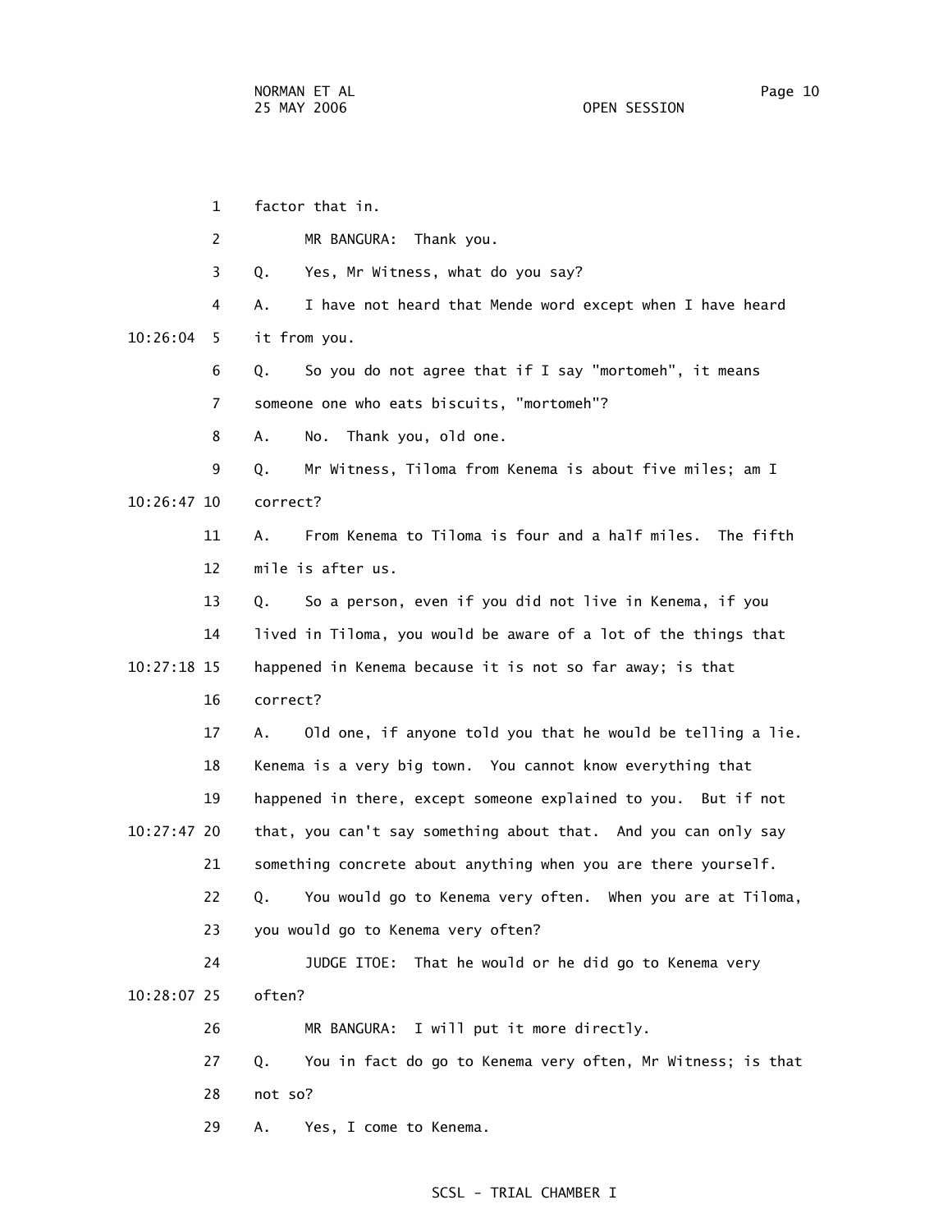factor that in.

MR BANGURA: Thank you.

Q. Yes, Mr Witness, what do you say?

A. I have not heard that Mende word except when I have heard it from you.

Q. So you do not agree that if I say "mortomeh", it means someone one who eats biscuits, "mortomeh"?

A. No. Thank you, old one.

Q. Mr Witness, Tiloma from Kenema is about five miles; am I correct?

A. From Kenema to Tiloma is four and a half miles. The fifth mile is after us.

Q. So a person, even if you did not live in Kenema, if you lived in Tiloma, you would be aware of a lot of the things that happened in Kenema because it is not so far away; is that correct?

A. Old one, if anyone told you that he would be telling a lie. Kenema is a very big town. You cannot know everything that happened in there, except someone explained to you. But if not that, you can't say something about that. And you can only say something concrete about anything when you are there yourself.

Q. You would go to Kenema very often. When you are at Tiloma, you would go to Kenema very often?

JUDGE ITOE: That he would or he did go to Kenema very often?

MR BANGURA: I will put it more directly.

Q. You in fact do go to Kenema very often, Mr Witness; is that not so?

A. Yes, I come to Kenema.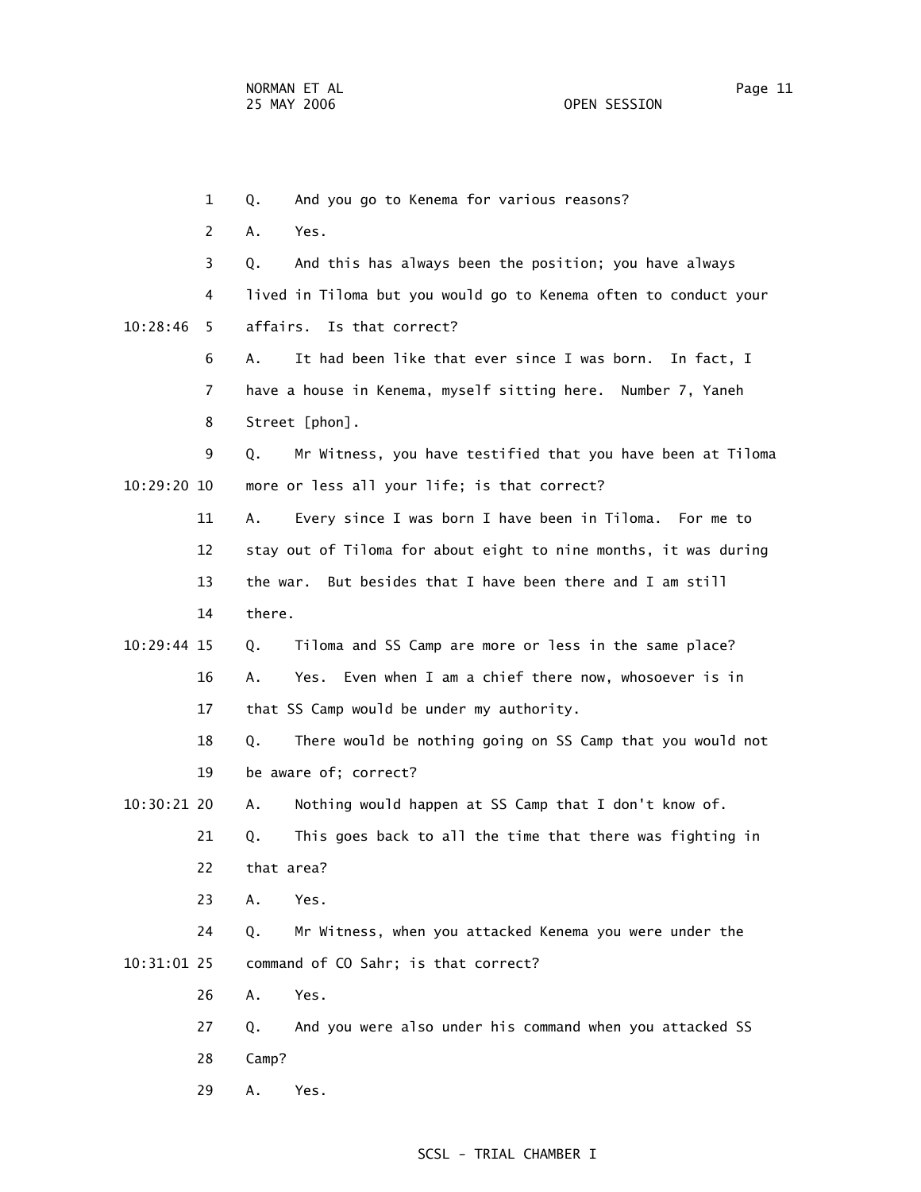1 Q. And you go to Kenema for various reasons?

2 A. Yes.

3 Q. And this has always been the position; you have always

4 lived in Tiloma but you would go to Kenema often to conduct your

10:28:46 5 affairs. Is that correct?

6 A. It had been like that ever since I was born. In fact, I

7 have a house in Kenema, myself sitting here. Number 7, Yaneh

8 Street [phon].

9 Q. Mr Witness, you have testified that you have been at Tiloma

10:29:20 10 more or less all your life; is that correct?

11 A. Every since I was born I have been in Tiloma. For me to

12 stay out of Tiloma for about eight to nine months, it was during

13 the war. But besides that I have been there and I am still

14 there.

10:29:44 15 Q. Tiloma and SS Camp are more or less in the same place?

16 A. Yes. Even when I am a chief there now, whosoever is in

17 that SS Camp would be under my authority.

18 Q. There would be nothing going on SS Camp that you would not

19 be aware of; correct?

10:30:21 20 A. Nothing would happen at SS Camp that I don't know of.

21 Q. This goes back to all the time that there was fighting in

22 that area?

23 A. Yes.

24 Q. Mr Witness, when you attacked Kenema you were under the

10:31:01 25 command of CO Sahr; is that correct?

26 A. Yes.

27 Q. And you were also under his command when you attacked SS

28 Camp?

29 A. Yes.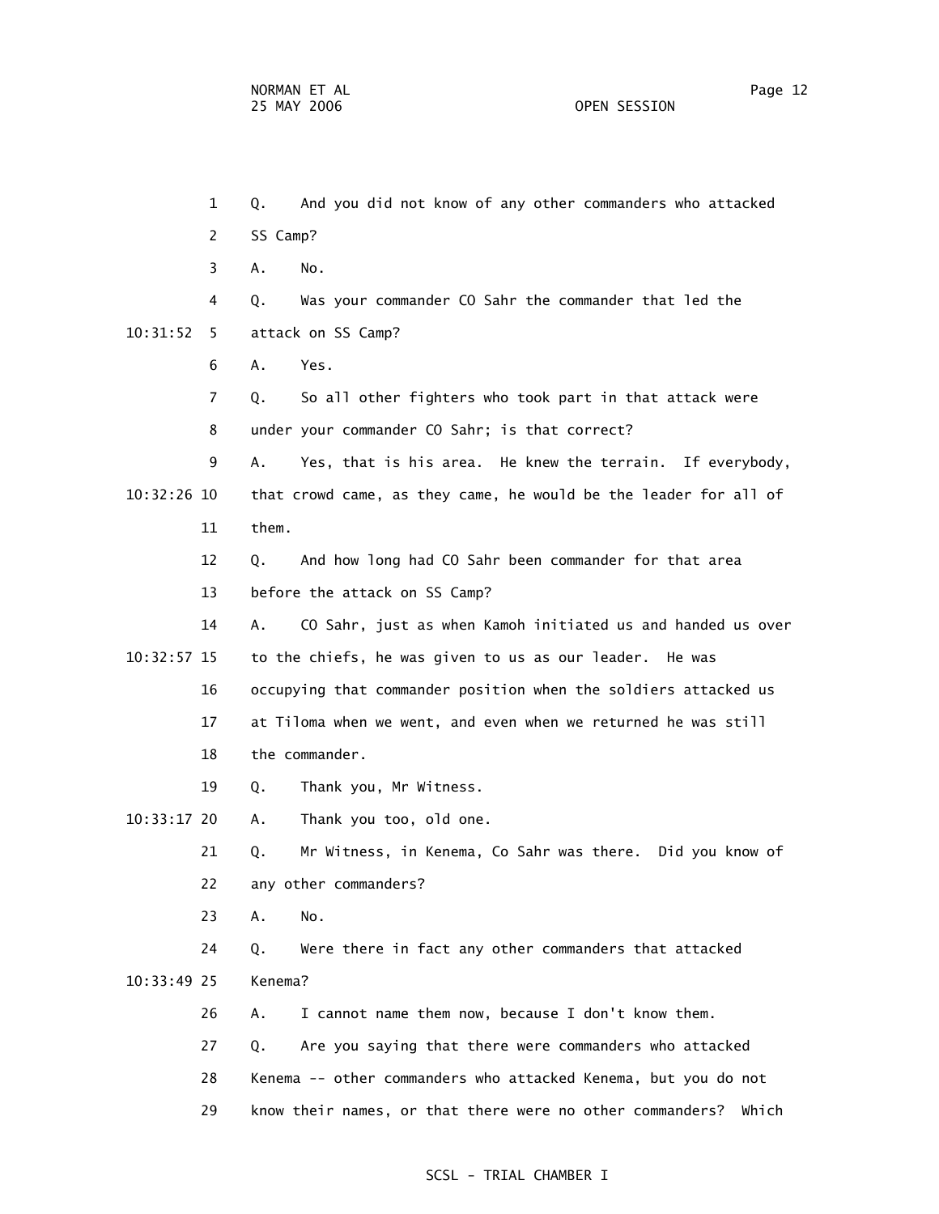1 Q. And you did not know of any other commanders who attacked
2 SS Camp?
3 A. No.
4 Q. Was your commander CO Sahr the commander that led the
10:31:52 5 attack on SS Camp?
6 A. Yes.
7 Q. So all other fighters who took part in that attack were
8 under your commander CO Sahr; is that correct?
9 A. Yes, that is his area. He knew the terrain. If everybody,
10:32:26 10 that crowd came, as they came, he would be the leader for all of
11 them.
12 Q. And how long had CO Sahr been commander for that area
13 before the attack on SS Camp?
14 A. CO Sahr, just as when Kamoh initiated us and handed us over
10:32:57 15 to the chiefs, he was given to us as our leader. He was
16 occupying that commander position when the soldiers attacked us
17 at Tiloma when we went, and even when we returned he was still
18 the commander.
19 Q. Thank you, Mr Witness.
10:33:17 20 A. Thank you too, old one.
21 Q. Mr Witness, in Kenema, Co Sahr was there. Did you know of
22 any other commanders?
23 A. No.
24 Q. Were there in fact any other commanders that attacked
10:33:49 25 Kenema?
26 A. I cannot name them now, because I don't know them.
27 Q. Are you saying that there were commanders who attacked
28 Kenema -- other commanders who attacked Kenema, but you do not
29 know their names, or that there were no other commanders? Which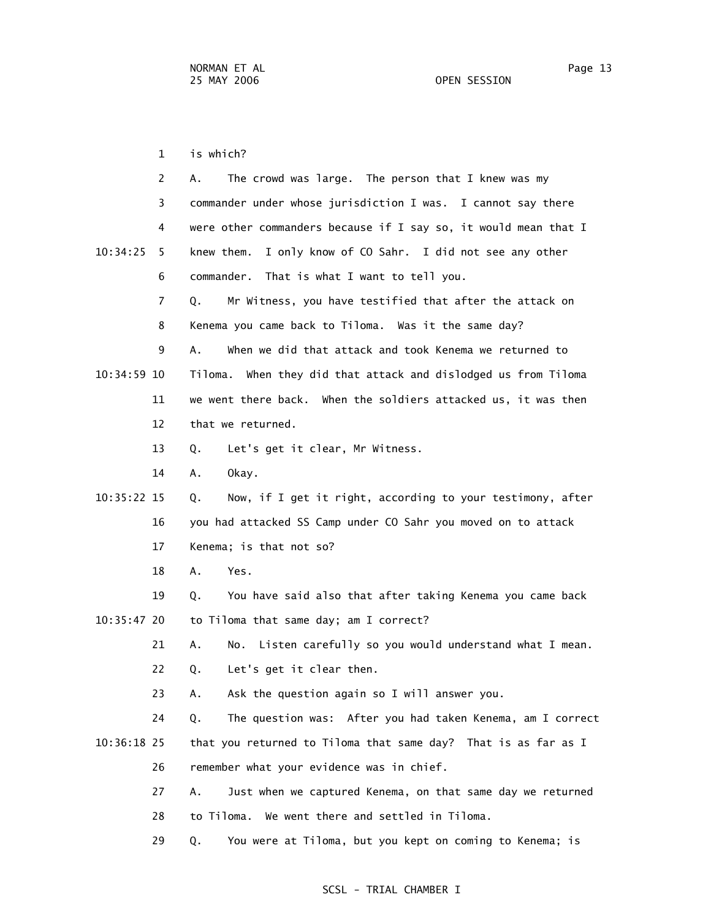is which?

A. The crowd was large. The person that I knew was my commander under whose jurisdiction I was. I cannot say there were other commanders because if I say so, it would mean that I knew them. I only know of CO Sahr. I did not see any other commander. That is what I want to tell you.

Q. Mr Witness, you have testified that after the attack on Kenema you came back to Tiloma. Was it the same day?

A. When we did that attack and took Kenema we returned to Tiloma. When they did that attack and dislodged us from Tiloma we went there back. When the soldiers attacked us, it was then that we returned.

Q. Let's get it clear, Mr Witness.

A. Okay.

Q. Now, if I get it right, according to your testimony, after you had attacked SS Camp under CO Sahr you moved on to attack Kenema; is that not so?

A. Yes.

Q. You have said also that after taking Kenema you came back to Tiloma that same day; am I correct?

A. No. Listen carefully so you would understand what I mean.

Q. Let's get it clear then.

A. Ask the question again so I will answer you.

Q. The question was: After you had taken Kenema, am I correct that you returned to Tiloma that same day? That is as far as I remember what your evidence was in chief.

A. Just when we captured Kenema, on that same day we returned to Tiloma. We went there and settled in Tiloma.

Q. You were at Tiloma, but you kept on coming to Kenema; is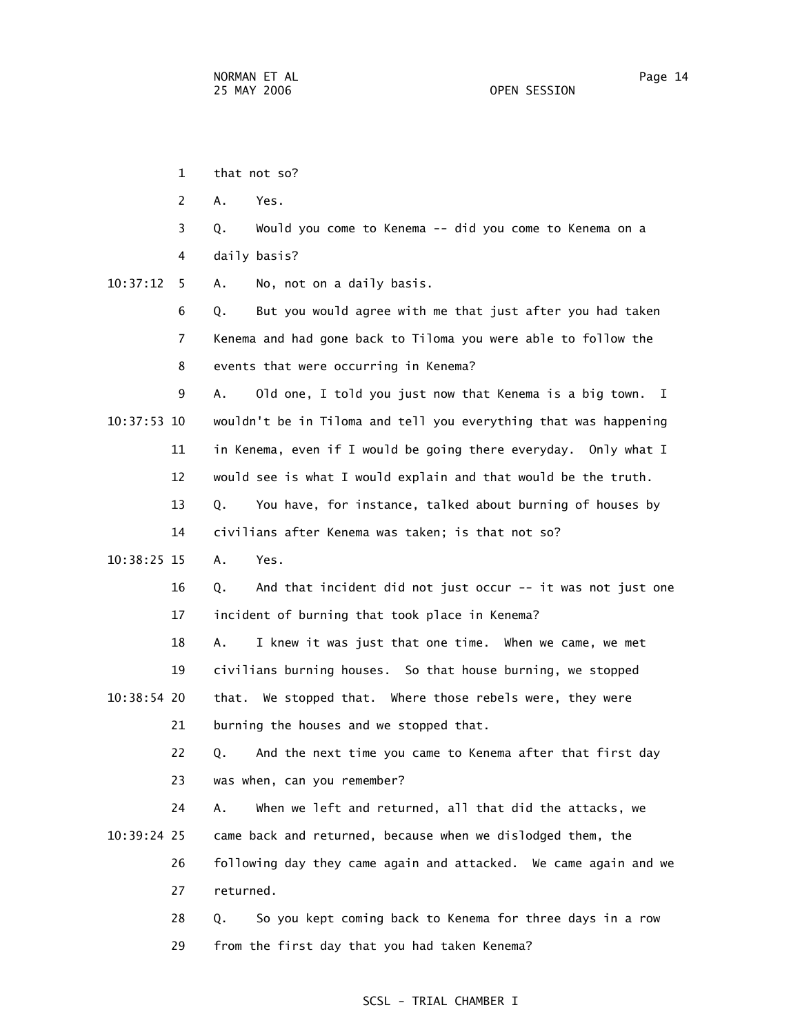1 that not so?

2 A. Yes.

3 Q. Would you come to Kenema -- did you come to Kenema on a

4 daily basis?

10:37:12 5 A. No, not on a daily basis.

6 Q. But you would agree with me that just after you had taken

7 Kenema and had gone back to Tiloma you were able to follow the

8 events that were occurring in Kenema?

9 A. Old one, I told you just now that Kenema is a big town. I

10:37:53 10 wouldn't be in Tiloma and tell you everything that was happening

11 in Kenema, even if I would be going there everyday. Only what I

12 would see is what I would explain and that would be the truth.

13 Q. You have, for instance, talked about burning of houses by

14 civilians after Kenema was taken; is that not so?

10:38:25 15 A. Yes.

16 Q. And that incident did not just occur -- it was not just one

17 incident of burning that took place in Kenema?

18 A. I knew it was just that one time. When we came, we met

19 civilians burning houses. So that house burning, we stopped

10:38:54 20 that. We stopped that. Where those rebels were, they were

21 burning the houses and we stopped that.

22 Q. And the next time you came to Kenema after that first day

23 was when, can you remember?

24 A. When we left and returned, all that did the attacks, we

10:39:24 25 came back and returned, because when we dislodged them, the

26 following day they came again and attacked. We came again and we

27 returned.

28 Q. So you kept coming back to Kenema for three days in a row

29 from the first day that you had taken Kenema?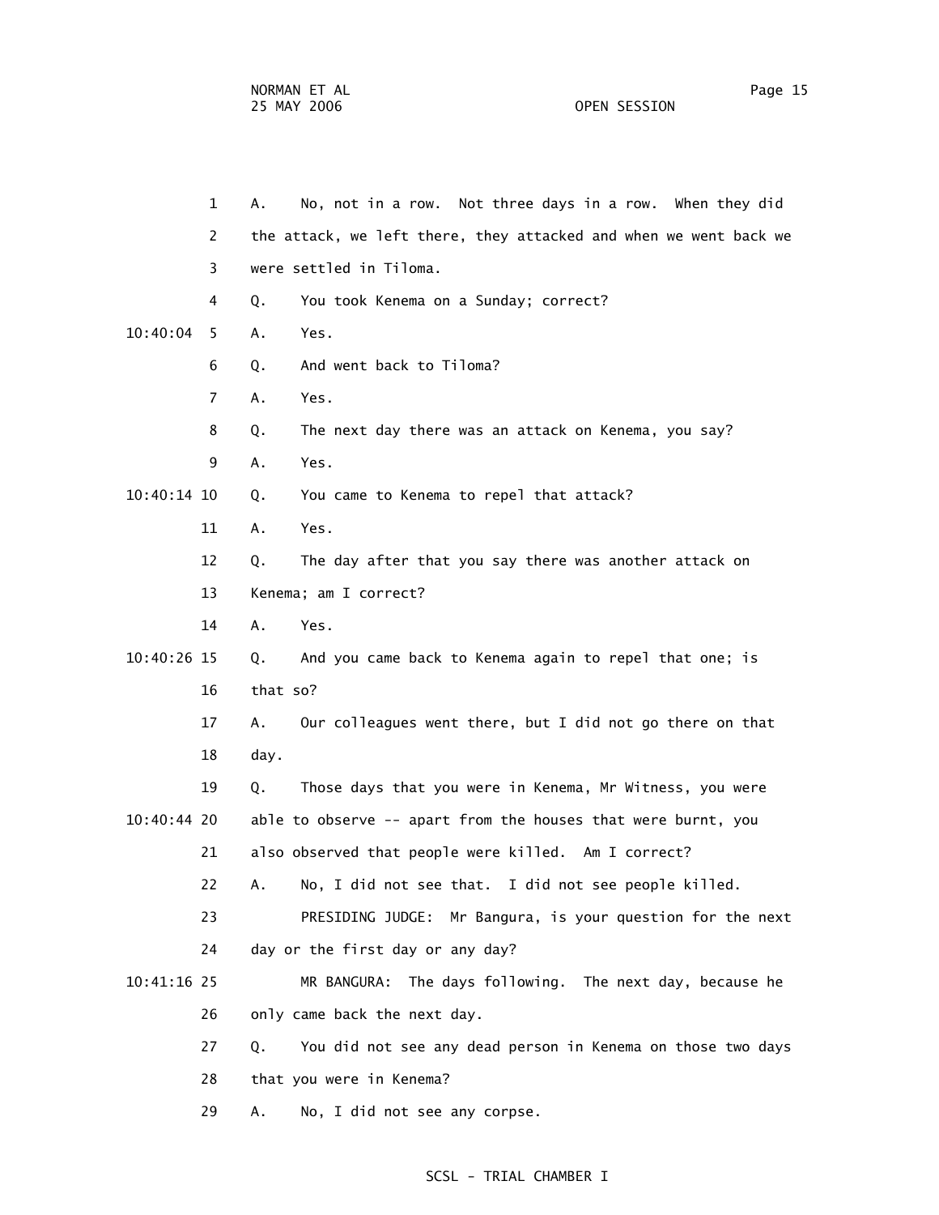1 A. No, not in a row. Not three days in a row. When they did
2 the attack, we left there, they attacked and when we went back we
3 were settled in Tiloma.
4 Q. You took Kenema on a Sunday; correct?
10:40:04 5 A. Yes.
6 Q. And went back to Tiloma?
7 A. Yes.
8 Q. The next day there was an attack on Kenema, you say?
9 A. Yes.
10:40:14 10 Q. You came to Kenema to repel that attack?
11 A. Yes.
12 Q. The day after that you say there was another attack on
13 Kenema; am I correct?
14 A. Yes.
10:40:26 15 Q. And you came back to Kenema again to repel that one; is
16 that so?
17 A. Our colleagues went there, but I did not go there on that
18 day.
19 Q. Those days that you were in Kenema, Mr Witness, you were
10:40:44 20 able to observe -- apart from the houses that were burnt, you
21 also observed that people were killed. Am I correct?
22 A. No, I did not see that. I did not see people killed.
23 PRESIDING JUDGE: Mr Bangura, is your question for the next
24 day or the first day or any day?
10:41:16 25 MR BANGURA: The days following. The next day, because he
26 only came back the next day.
27 Q. You did not see any dead person in Kenema on those two days
28 that you were in Kenema?
29 A. No, I did not see any corpse.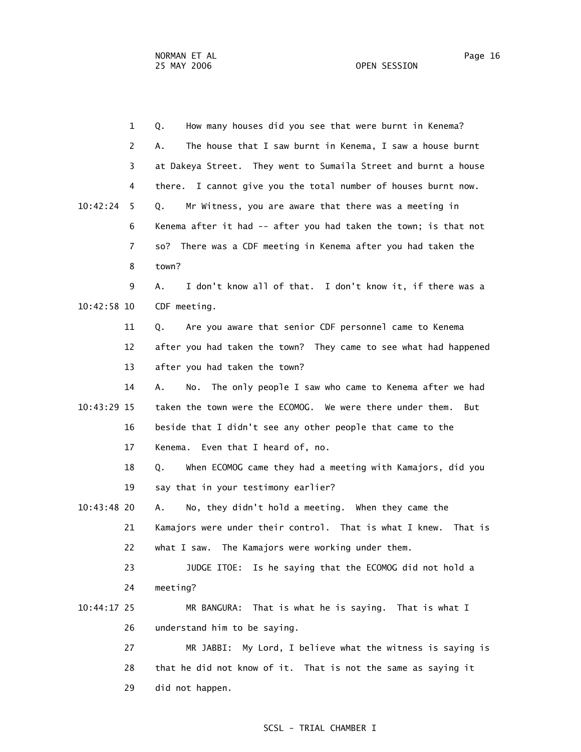1 Q. How many houses did you see that were burnt in Kenema?

2 A. The house that I saw burnt in Kenema, I saw a house burnt

3 at Dakeya Street. They went to Sumaila Street and burnt a house

4 there. I cannot give you the total number of houses burnt now.

10:42:24 5 Q. Mr Witness, you are aware that there was a meeting in

6 Kenema after it had -- after you had taken the town; is that not

7 so? There was a CDF meeting in Kenema after you had taken the

8 town?

9 A. I don't know all of that. I don't know it, if there was a

10:42:58 10 CDF meeting.

11 Q. Are you aware that senior CDF personnel came to Kenema

12 after you had taken the town? They came to see what had happened

13 after you had taken the town?

14 A. No. The only people I saw who came to Kenema after we had

10:43:29 15 taken the town were the ECOMOG. We were there under them. But

16 beside that I didn't see any other people that came to the

17 Kenema. Even that I heard of, no.

18 Q. When ECOMOG came they had a meeting with Kamajors, did you

19 say that in your testimony earlier?

10:43:48 20 A. No, they didn't hold a meeting. When they came the

21 Kamajors were under their control. That is what I knew. That is

22 what I saw. The Kamajors were working under them.

23 JUDGE ITOE: Is he saying that the ECOMOG did not hold a

24 meeting?

10:44:17 25 MR BANGURA: That is what he is saying. That is what I

26 understand him to be saying.

27 MR JABBI: My Lord, I believe what the witness is saying is

28 that he did not know of it. That is not the same as saying it

29 did not happen.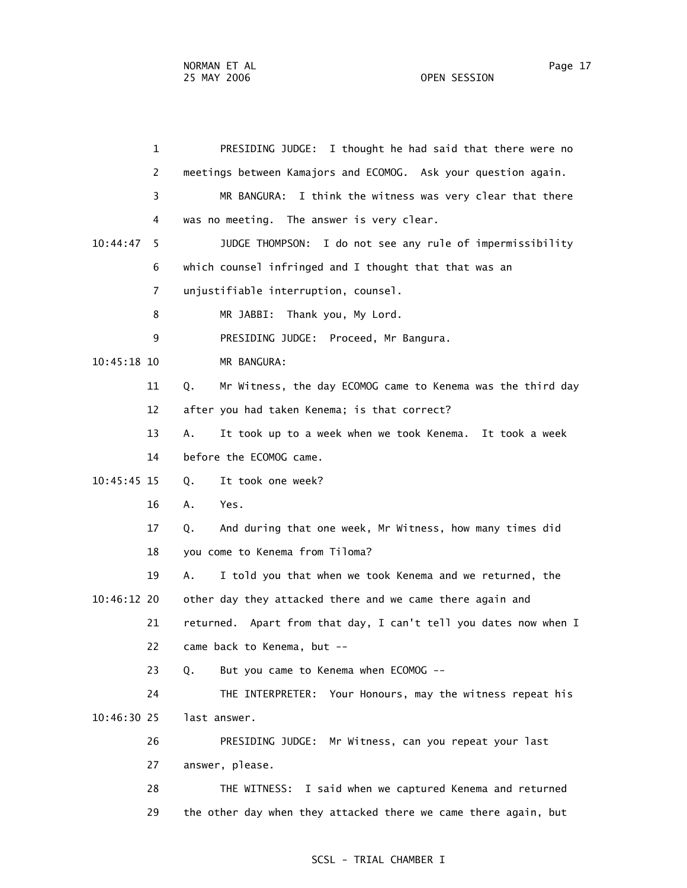1 PRESIDING JUDGE: I thought he had said that there were no
2 meetings between Kamajors and ECOMOG. Ask your question again.
3 MR BANGURA: I think the witness was very clear that there
4 was no meeting. The answer is very clear.
10:44:47 5 JUDGE THOMPSON: I do not see any rule of impermissibility
6 which counsel infringed and I thought that that was an
7 unjustifiable interruption, counsel.
8 MR JABBI: Thank you, My Lord.
9 PRESIDING JUDGE: Proceed, Mr Bangura.
10:45:18 10 MR BANGURA:
11 Q. Mr Witness, the day ECOMOG came to Kenema was the third day
12 after you had taken Kenema; is that correct?
13 A. It took up to a week when we took Kenema. It took a week
14 before the ECOMOG came.
10:45:45 15 Q. It took one week?
16 A. Yes.
17 Q. And during that one week, Mr Witness, how many times did
18 you come to Kenema from Tiloma?
19 A. I told you that when we took Kenema and we returned, the
10:46:12 20 other day they attacked there and we came there again and
21 returned. Apart from that day, I can't tell you dates now when I
22 came back to Kenema, but --
23 Q. But you came to Kenema when ECOMOG --
24 THE INTERPRETER: Your Honours, may the witness repeat his
10:46:30 25 last answer.
26 PRESIDING JUDGE: Mr Witness, can you repeat your last
27 answer, please.
28 THE WITNESS: I said when we captured Kenema and returned
29 the other day when they attacked there we came there again, but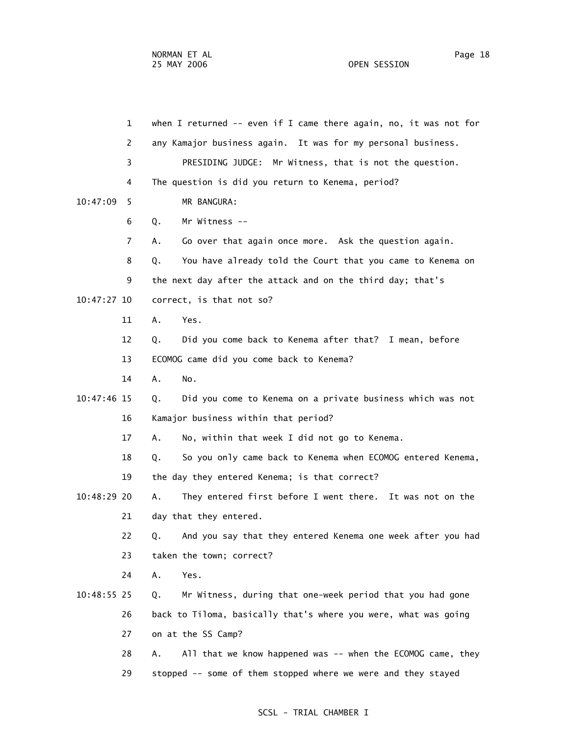when I returned -- even if I came there again, no, it was not for any Kamajor business again. It was for my personal business.

PRESIDING JUDGE: Mr Witness, that is not the question. The question is did you return to Kenema, period?

MR BANGURA:

Q. Mr Witness --

A. Go over that again once more. Ask the question again.

Q. You have already told the Court that you came to Kenema on the next day after the attack and on the third day; that's correct, is that not so?

A. Yes.

Q. Did you come back to Kenema after that? I mean, before ECOMOG came did you come back to Kenema?

A. No.

Q. Did you come to Kenema on a private business which was not Kamajor business within that period?

A. No, within that week I did not go to Kenema.

Q. So you only came back to Kenema when ECOMOG entered Kenema, the day they entered Kenema; is that correct?

A. They entered first before I went there. It was not on the day that they entered.

Q. And you say that they entered Kenema one week after you had taken the town; correct?

A. Yes.

Q. Mr Witness, during that one-week period that you had gone back to Tiloma, basically that's where you were, what was going on at the SS Camp?

A. All that we know happened was -- when the ECOMOG came, they stopped -- some of them stopped where we were and they stayed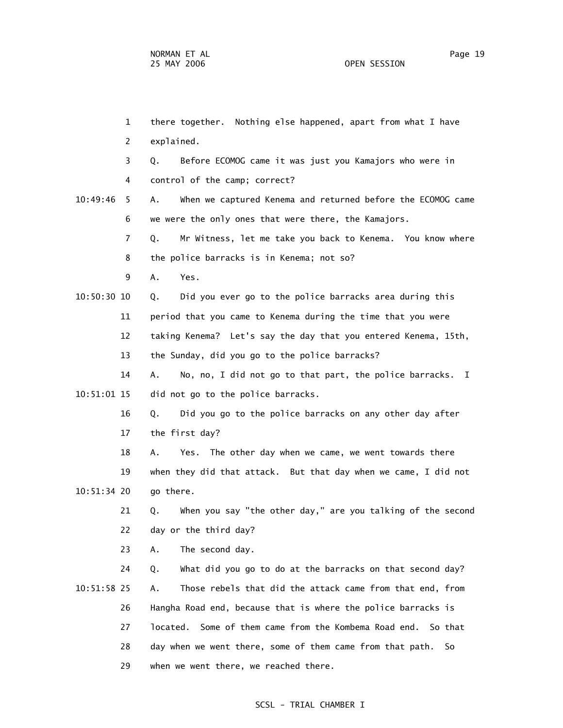there together. Nothing else happened, apart from what I have explained.

Q. Before ECOMOG came it was just you Kamajors who were in control of the camp; correct?

A. When we captured Kenema and returned before the ECOMOG came we were the only ones that were there, the Kamajors.

Q. Mr Witness, let me take you back to Kenema. You know where the police barracks is in Kenema; not so?

A. Yes.

Q. Did you ever go to the police barracks area during this period that you came to Kenema during the time that you were taking Kenema? Let's say the day that you entered Kenema, 15th, the Sunday, did you go to the police barracks?

A. No, no, I did not go to that part, the police barracks. I did not go to the police barracks.

Q. Did you go to the police barracks on any other day after the first day?

A. Yes. The other day when we came, we went towards there when they did that attack. But that day when we came, I did not go there.

Q. When you say "the other day," are you talking of the second day or the third day?

A. The second day.

Q. What did you go to do at the barracks on that second day?

A. Those rebels that did the attack came from that end, from Hangha Road end, because that is where the police barracks is located. Some of them came from the Kombema Road end. So that day when we went there, some of them came from that path. So when we went there, we reached there.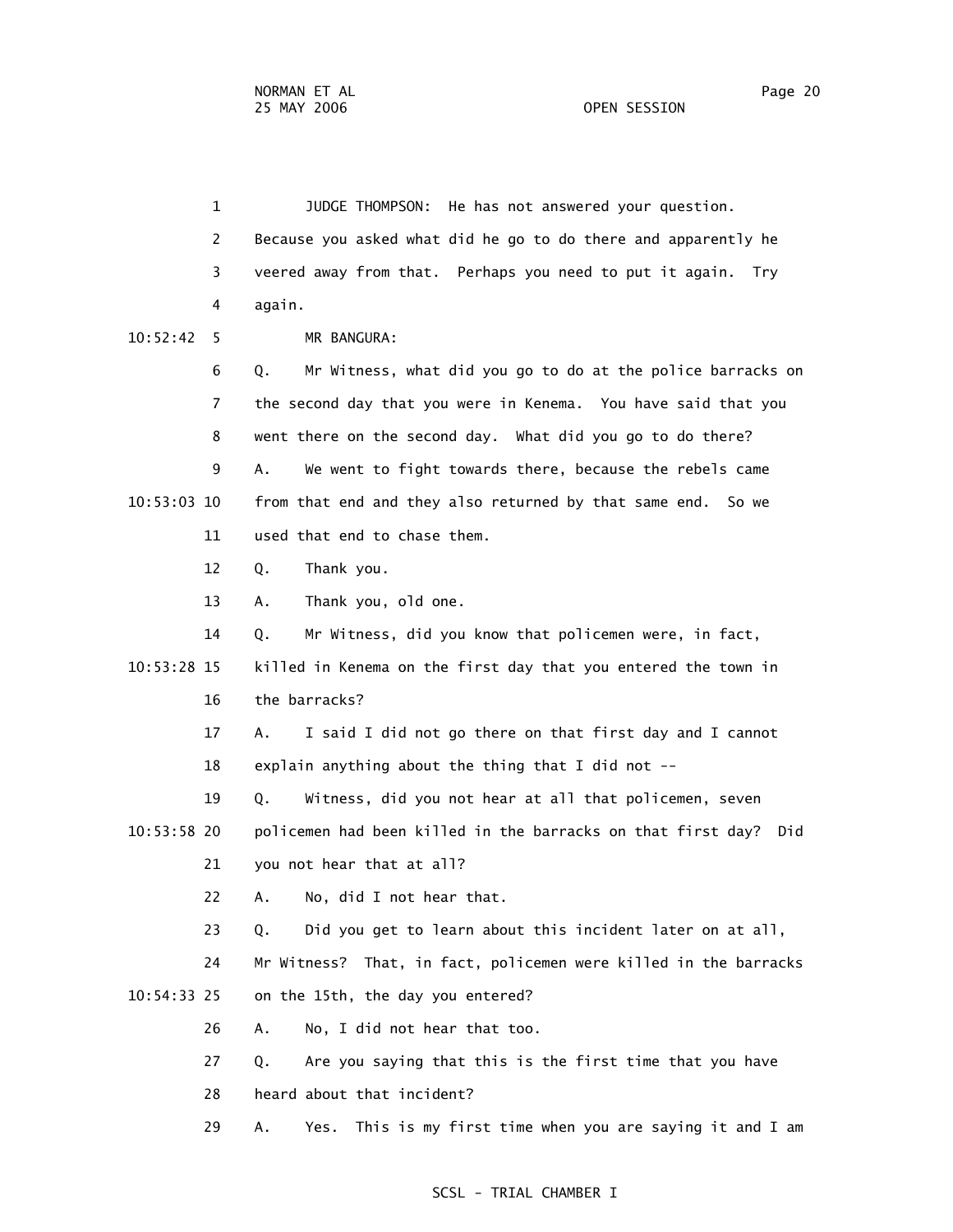JUDGE THOMPSON: He has not answered your question. Because you asked what did he go to do there and apparently he veered away from that. Perhaps you need to put it again. Try again.

MR BANGURA:

Q. Mr Witness, what did you go to do at the police barracks on the second day that you were in Kenema. You have said that you went there on the second day. What did you go to do there?

A. We went to fight towards there, because the rebels came from that end and they also returned by that same end. So we used that end to chase them.

Q. Thank you.

A. Thank you, old one.

Q. Mr Witness, did you know that policemen were, in fact, killed in Kenema on the first day that you entered the town in the barracks?

A. I said I did not go there on that first day and I cannot explain anything about the thing that I did not --

Q. Witness, did you not hear at all that policemen, seven policemen had been killed in the barracks on that first day? Did you not hear that at all?

A. No, did I not hear that.

Q. Did you get to learn about this incident later on at all, Mr Witness? That, in fact, policemen were killed in the barracks on the 15th, the day you entered?

A. No, I did not hear that too.

Q. Are you saying that this is the first time that you have heard about that incident?

A. Yes. This is my first time when you are saying it and I am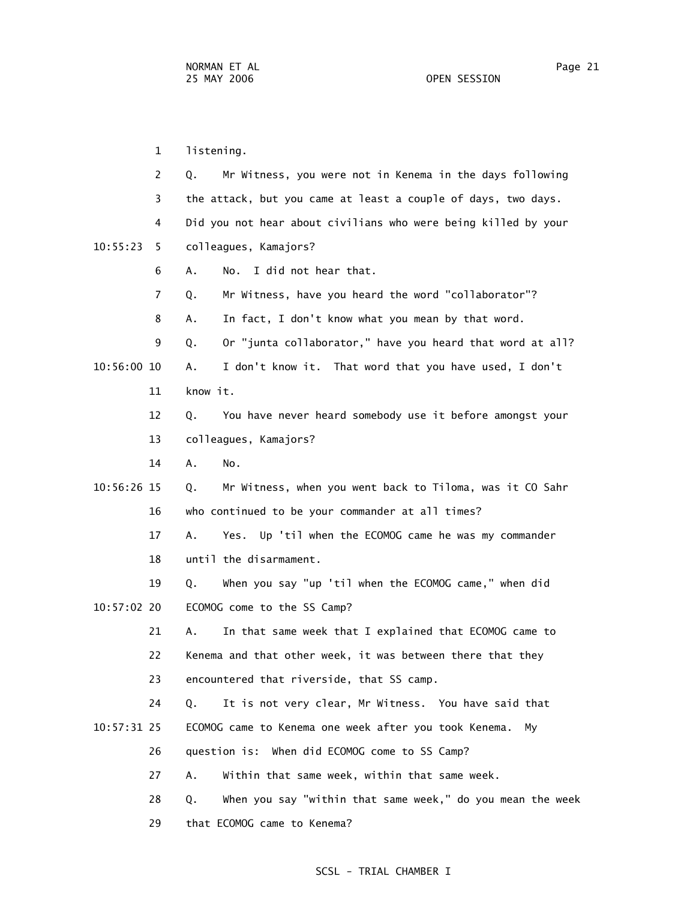listening.

Q. Mr Witness, you were not in Kenema in the days following the attack, but you came at least a couple of days, two days. Did you not hear about civilians who were being killed by your colleagues, Kamajors?

A. No. I did not hear that.

Q. Mr Witness, have you heard the word "collaborator"?

A. In fact, I don't know what you mean by that word.

Q. Or "junta collaborator," have you heard that word at all?

A. I don't know it. That word that you have used, I don't know it.

Q. You have never heard somebody use it before amongst your colleagues, Kamajors?

A. No.

Q. Mr Witness, when you went back to Tiloma, was it CO Sahr who continued to be your commander at all times?

A. Yes. Up 'til when the ECOMOG came he was my commander until the disarmament.

Q. When you say "up 'til when the ECOMOG came," when did ECOMOG come to the SS Camp?

A. In that same week that I explained that ECOMOG came to Kenema and that other week, it was between there that they encountered that riverside, that SS camp.

Q. It is not very clear, Mr Witness. You have said that ECOMOG came to Kenema one week after you took Kenema. My question is: When did ECOMOG come to SS Camp?

A. Within that same week, within that same week.

Q. When you say "within that same week," do you mean the week that ECOMOG came to Kenema?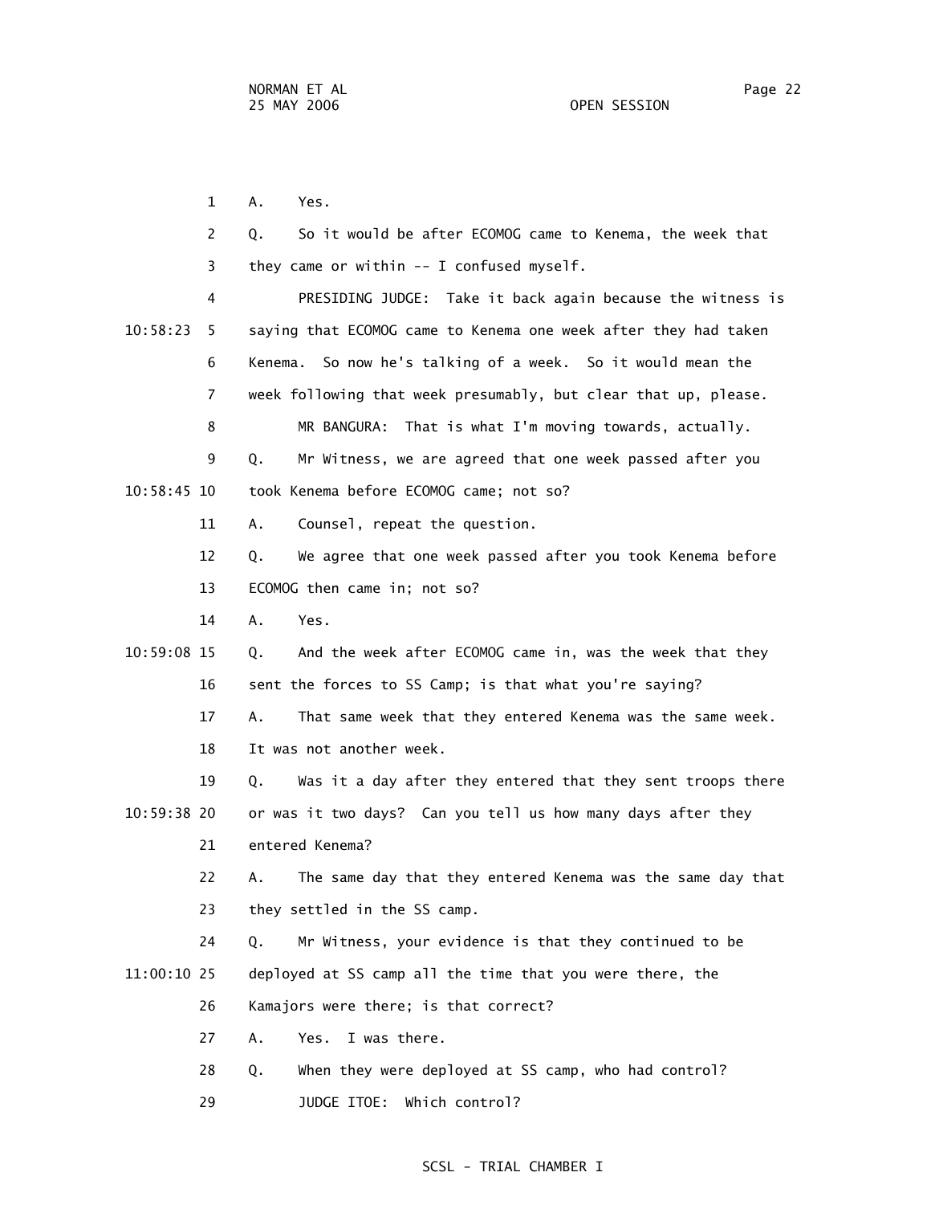1 A. Yes.

2 Q. So it would be after ECOMOG came to Kenema, the week that

3 they came or within -- I confused myself.

4 PRESIDING JUDGE: Take it back again because the witness is

10:58:23 5 saying that ECOMOG came to Kenema one week after they had taken

6 Kenema. So now he's talking of a week. So it would mean the

7 week following that week presumably, but clear that up, please.

8 MR BANGURA: That is what I'm moving towards, actually.

9 Q. Mr Witness, we are agreed that one week passed after you

10:58:45 10 took Kenema before ECOMOG came; not so?

11 A. Counsel, repeat the question.

12 Q. We agree that one week passed after you took Kenema before

13 ECOMOG then came in; not so?

14 A. Yes.

10:59:08 15 Q. And the week after ECOMOG came in, was the week that they

16 sent the forces to SS Camp; is that what you're saying?

17 A. That same week that they entered Kenema was the same week.

18 It was not another week.

19 Q. Was it a day after they entered that they sent troops there

10:59:38 20 or was it two days? Can you tell us how many days after they

21 entered Kenema?

22 A. The same day that they entered Kenema was the same day that

23 they settled in the SS camp.

24 Q. Mr Witness, your evidence is that they continued to be

11:00:10 25 deployed at SS camp all the time that you were there, the

26 Kamajors were there; is that correct?

27 A. Yes. I was there.

28 Q. When they were deployed at SS camp, who had control?

29 JUDGE ITOE: Which control?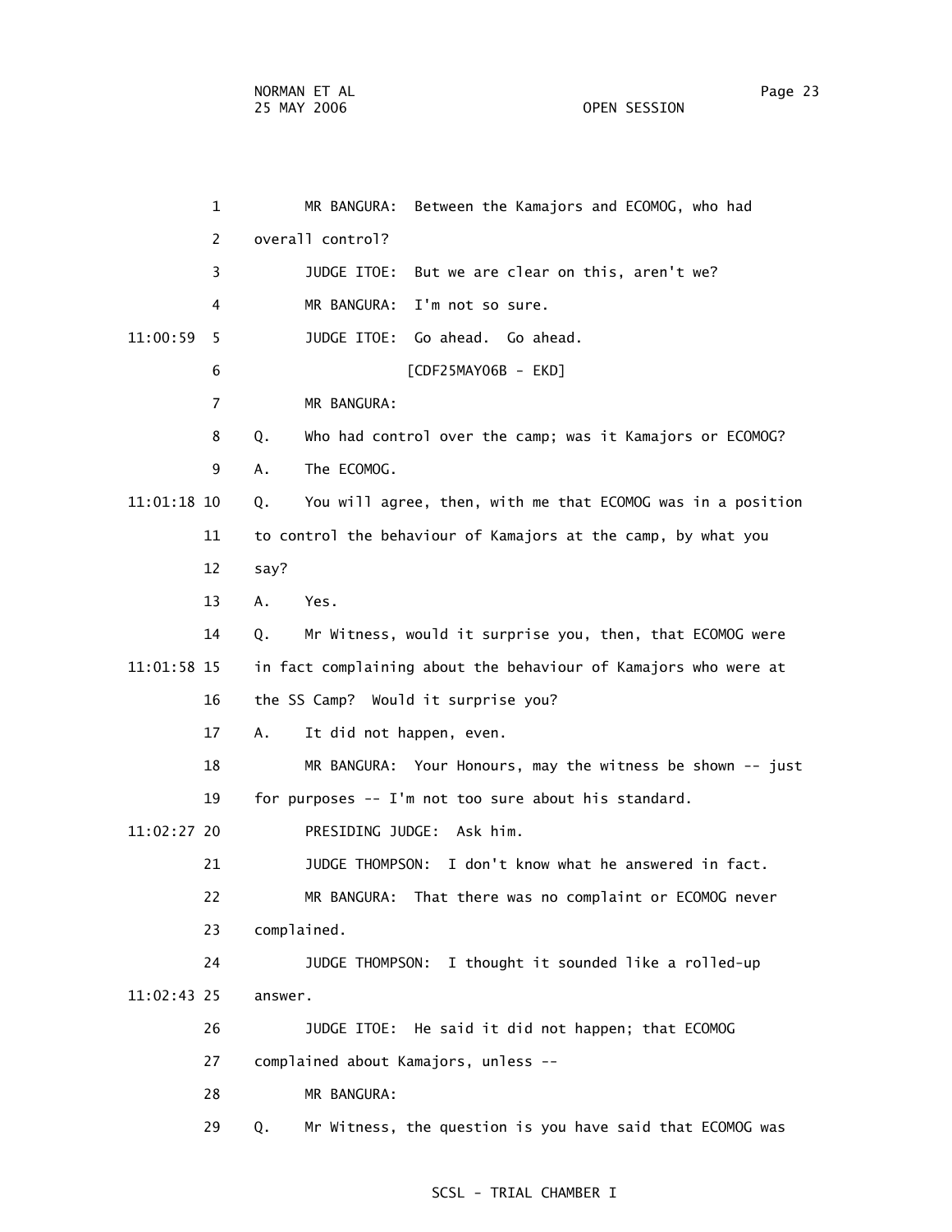1 MR BANGURA: Between the Kamajors and ECOMOG, who had

2 overall control?

3 JUDGE ITOE: But we are clear on this, aren't we?

4 MR BANGURA: I'm not so sure.

11:00:59 5 JUDGE ITOE: Go ahead. Go ahead.

6 [CDF25MAY06B - EKD]

7 MR BANGURA:

8 Q. Who had control over the camp; was it Kamajors or ECOMOG?

9 A. The ECOMOG.

11:01:18 10 Q. You will agree, then, with me that ECOMOG was in a position

11 to control the behaviour of Kamajors at the camp, by what you

12 say?

13 A. Yes.

14 Q. Mr Witness, would it surprise you, then, that ECOMOG were

11:01:58 15 in fact complaining about the behaviour of Kamajors who were at

16 the SS Camp? Would it surprise you?

17 A. It did not happen, even.

18 MR BANGURA: Your Honours, may the witness be shown -- just

19 for purposes -- I'm not too sure about his standard.

11:02:27 20 PRESIDING JUDGE: Ask him.

21 JUDGE THOMPSON: I don't know what he answered in fact.

22 MR BANGURA: That there was no complaint or ECOMOG never

23 complained.

24 JUDGE THOMPSON: I thought it sounded like a rolled-up

11:02:43 25 answer.

26 JUDGE ITOE: He said it did not happen; that ECOMOG

27 complained about Kamajors, unless --

28 MR BANGURA:

29 Q. Mr Witness, the question is you have said that ECOMOG was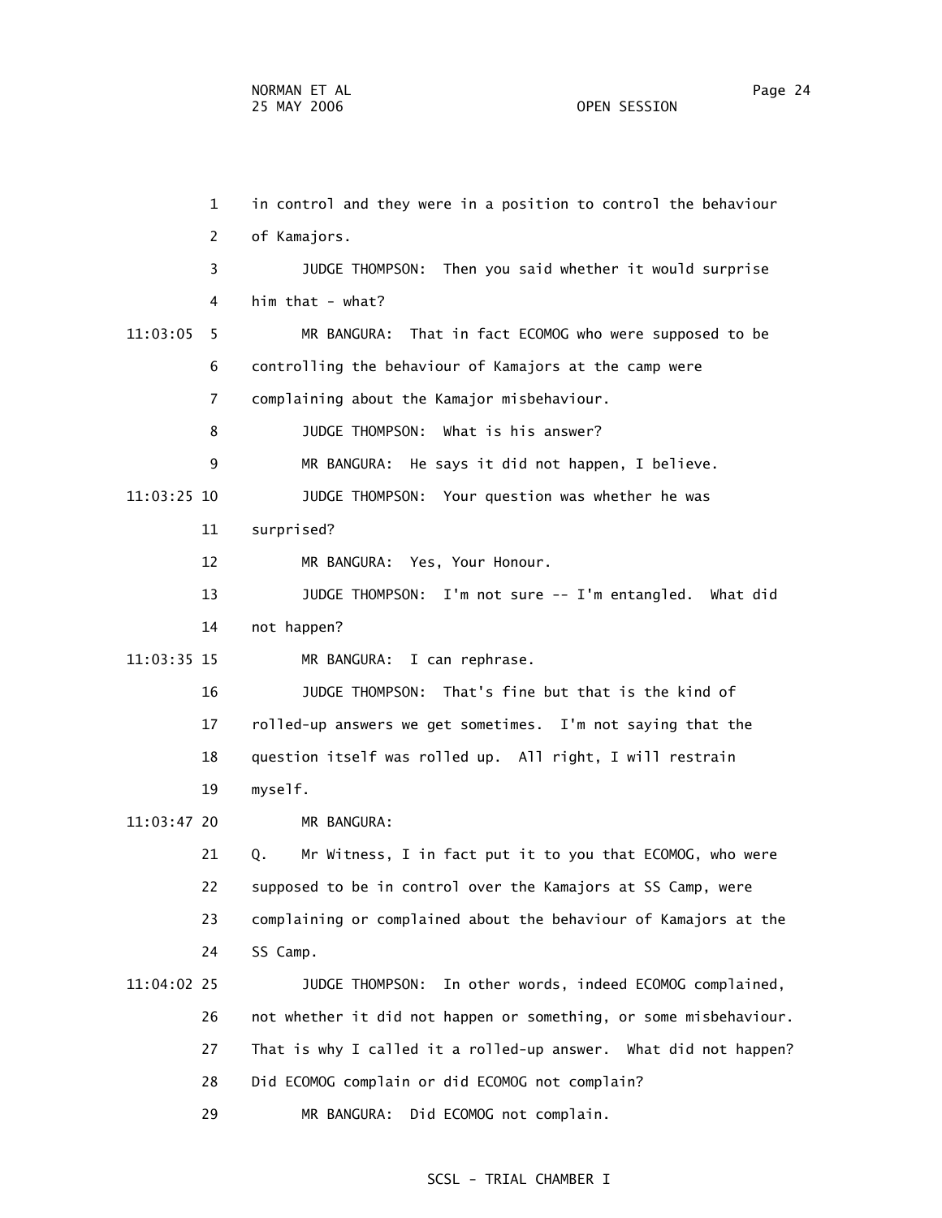in control and they were in a position to control the behaviour of Kamajors.

JUDGE THOMPSON: Then you said whether it would surprise him that - what?

MR BANGURA: That in fact ECOMOG who were supposed to be controlling the behaviour of Kamajors at the camp were complaining about the Kamajor misbehaviour.

JUDGE THOMPSON: What is his answer?

MR BANGURA: He says it did not happen, I believe.

JUDGE THOMPSON: Your question was whether he was surprised?

MR BANGURA: Yes, Your Honour.

JUDGE THOMPSON: I'm not sure -- I'm entangled. What did not happen?

MR BANGURA: I can rephrase.

JUDGE THOMPSON: That's fine but that is the kind of rolled-up answers we get sometimes. I'm not saying that the question itself was rolled up. All right, I will restrain myself.

MR BANGURA:

Q. Mr Witness, I in fact put it to you that ECOMOG, who were supposed to be in control over the Kamajors at SS Camp, were complaining or complained about the behaviour of Kamajors at the SS Camp.

JUDGE THOMPSON: In other words, indeed ECOMOG complained, not whether it did not happen or something, or some misbehaviour. That is why I called it a rolled-up answer. What did not happen? Did ECOMOG complain or did ECOMOG not complain?

MR BANGURA: Did ECOMOG not complain.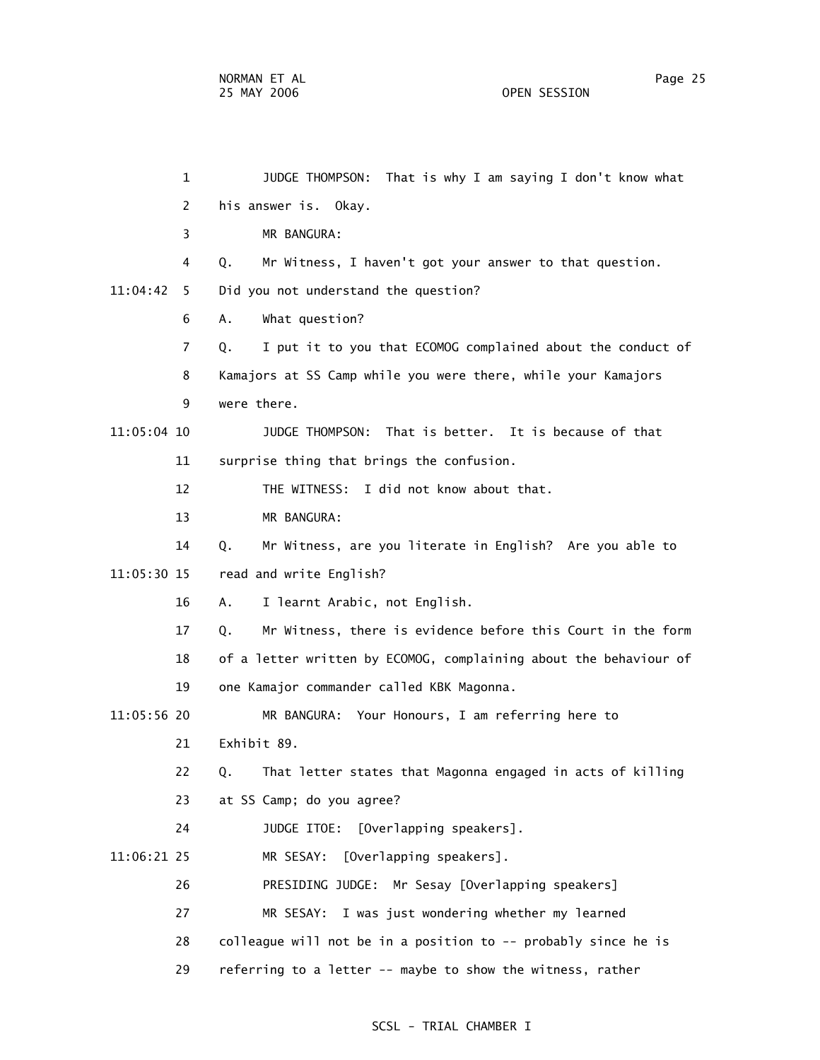1 JUDGE THOMPSON: That is why I am saying I don't know what

2 his answer is. Okay.

3 MR BANGURA:

4 Q. Mr Witness, I haven't got your answer to that question.

11:04:42 5 Did you not understand the question?

6 A. What question?

7 Q. I put it to you that ECOMOG complained about the conduct of

8 Kamajors at SS Camp while you were there, while your Kamajors

9 were there.

11:05:04 10 JUDGE THOMPSON: That is better. It is because of that

11 surprise thing that brings the confusion.

12 THE WITNESS: I did not know about that.

13 MR BANGURA:

14 Q. Mr Witness, are you literate in English? Are you able to

11:05:30 15 read and write English?

16 A. I learnt Arabic, not English.

17 Q. Mr Witness, there is evidence before this Court in the form

18 of a letter written by ECOMOG, complaining about the behaviour of

19 one Kamajor commander called KBK Magonna.

11:05:56 20 MR BANGURA: Your Honours, I am referring here to

21 Exhibit 89.

22 Q. That letter states that Magonna engaged in acts of killing

23 at SS Camp; do you agree?

24 JUDGE ITOE: [Overlapping speakers].

11:06:21 25 MR SESAY: [Overlapping speakers].

26 PRESIDING JUDGE: Mr Sesay [Overlapping speakers]

27 MR SESAY: I was just wondering whether my learned

28 colleague will not be in a position to -- probably since he is

29 referring to a letter -- maybe to show the witness, rather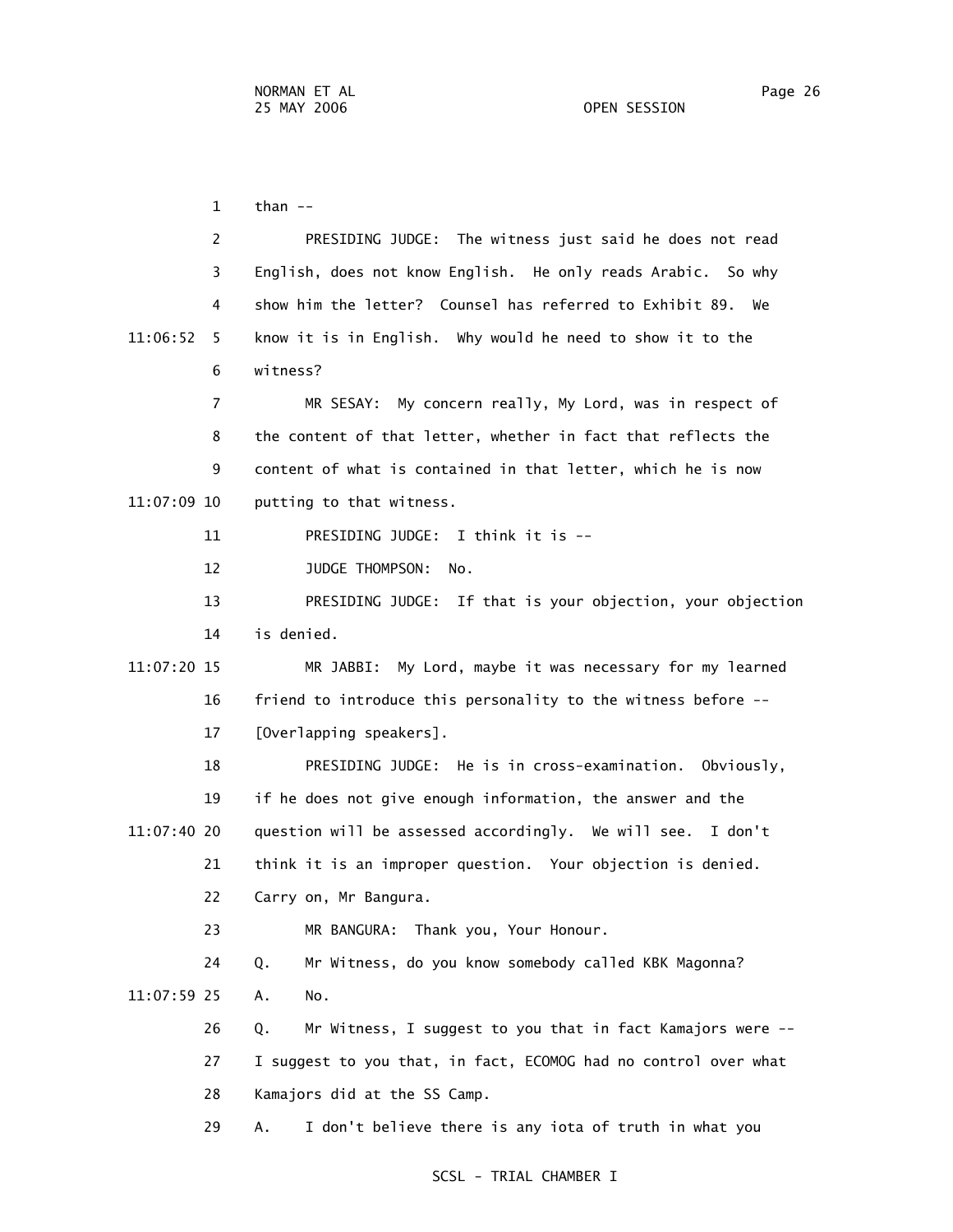1 than --

2 PRESIDING JUDGE: The witness just said he does not read

3 English, does not know English. He only reads Arabic. So why

4 show him the letter? Counsel has referred to Exhibit 89. We

11:06:52 5 know it is in English. Why would he need to show it to the

6 witness?

7 MR SESAY: My concern really, My Lord, was in respect of

8 the content of that letter, whether in fact that reflects the

9 content of what is contained in that letter, which he is now

11:07:09 10 putting to that witness.

11 PRESIDING JUDGE: I think it is --

12 JUDGE THOMPSON: No.

13 PRESIDING JUDGE: If that is your objection, your objection

14 is denied.

11:07:20 15 MR JABBI: My Lord, maybe it was necessary for my learned

16 friend to introduce this personality to the witness before --

17 [Overlapping speakers].

18 PRESIDING JUDGE: He is in cross-examination. Obviously,

19 if he does not give enough information, the answer and the

11:07:40 20 question will be assessed accordingly. We will see. I don't

21 think it is an improper question. Your objection is denied.

22 Carry on, Mr Bangura.

23 MR BANGURA: Thank you, Your Honour.

24 Q. Mr Witness, do you know somebody called KBK Magonna?

11:07:59 25 A. No.

26 Q. Mr Witness, I suggest to you that in fact Kamajors were --

27 I suggest to you that, in fact, ECOMOG had no control over what

28 Kamajors did at the SS Camp.

29 A. I don't believe there is any iota of truth in what you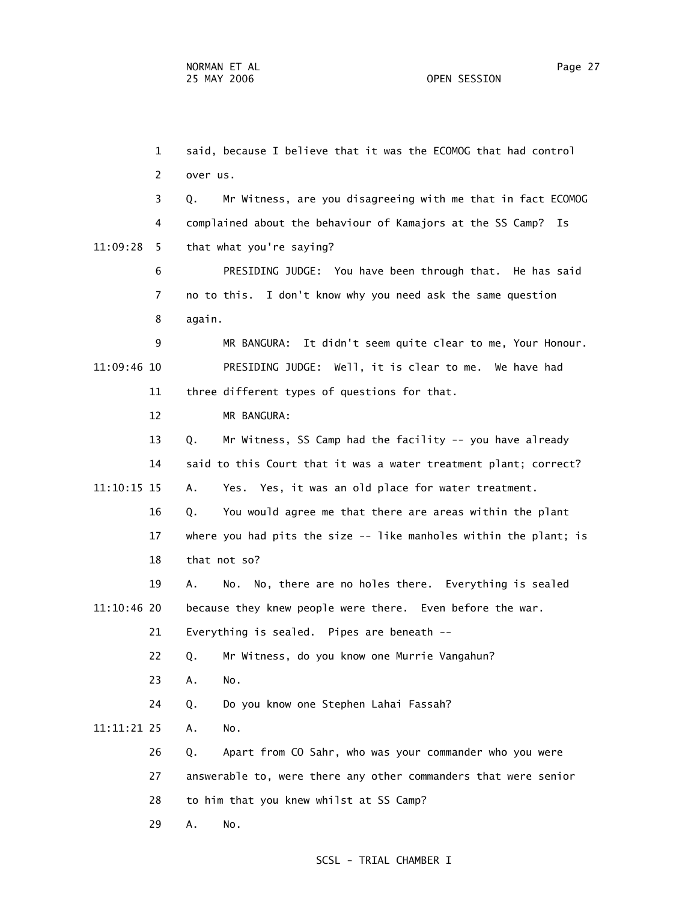1 said, because I believe that it was the ECOMOG that had control

2 over us.

3 Q. Mr Witness, are you disagreeing with me that in fact ECOMOG

4 complained about the behaviour of Kamajors at the SS Camp? Is

11:09:28 5 that what you're saying?

6 PRESIDING JUDGE: You have been through that. He has said

7 no to this. I don't know why you need ask the same question

8 again.

9 MR BANGURA: It didn't seem quite clear to me, Your Honour.

11:09:46 10 PRESIDING JUDGE: Well, it is clear to me. We have had

11 three different types of questions for that.

12 MR BANGURA:

13 Q. Mr Witness, SS Camp had the facility -- you have already

14 said to this Court that it was a water treatment plant; correct?

11:10:15 15 A. Yes. Yes, it was an old place for water treatment.

16 Q. You would agree me that there are areas within the plant

17 where you had pits the size -- like manholes within the plant; is

18 that not so?

19 A. No. No, there are no holes there. Everything is sealed

11:10:46 20 because they knew people were there. Even before the war.

21 Everything is sealed. Pipes are beneath --

22 Q. Mr Witness, do you know one Murrie Vangahun?

23 A. No.

24 Q. Do you know one Stephen Lahai Fassah?

11:11:21 25 A. No.

26 Q. Apart from CO Sahr, who was your commander who you were

27 answerable to, were there any other commanders that were senior

28 to him that you knew whilst at SS Camp?

29 A. No.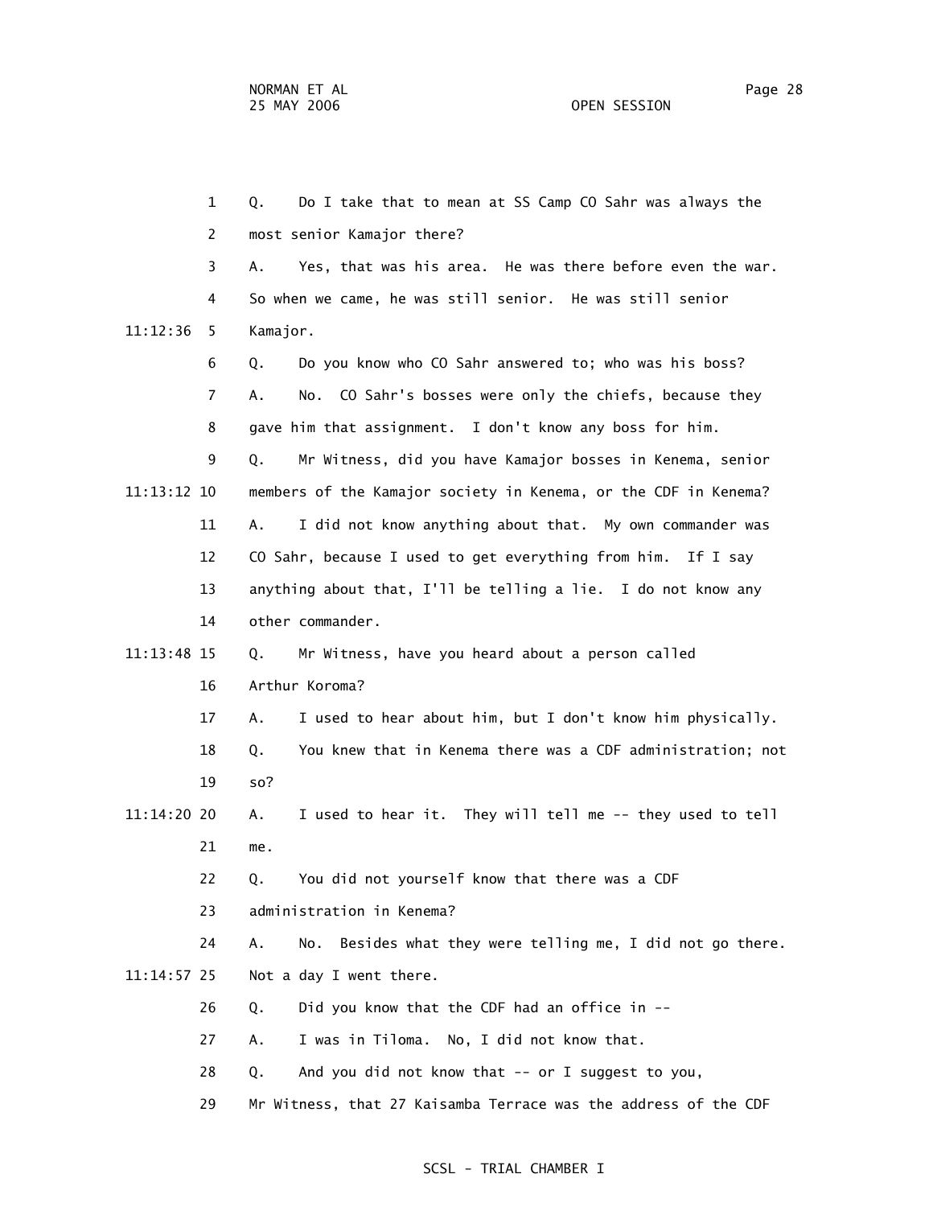1 Q. Do I take that to mean at SS Camp CO Sahr was always the

2 most senior Kamajor there?

3 A. Yes, that was his area. He was there before even the war.

4 So when we came, he was still senior. He was still senior

11:12:36 5 Kamajor.

6 Q. Do you know who CO Sahr answered to; who was his boss?

7 A. No. CO Sahr's bosses were only the chiefs, because they

8 gave him that assignment. I don't know any boss for him.

9 Q. Mr Witness, did you have Kamajor bosses in Kenema, senior

11:13:12 10 members of the Kamajor society in Kenema, or the CDF in Kenema?

11 A. I did not know anything about that. My own commander was

12 CO Sahr, because I used to get everything from him. If I say

13 anything about that, I'll be telling a lie. I do not know any

14 other commander.

11:13:48 15 Q. Mr Witness, have you heard about a person called

16 Arthur Koroma?

17 A. I used to hear about him, but I don't know him physically.

18 Q. You knew that in Kenema there was a CDF administration; not

19 so?

11:14:20 20 A. I used to hear it. They will tell me -- they used to tell

21 me.

22 Q. You did not yourself know that there was a CDF

23 administration in Kenema?

24 A. No. Besides what they were telling me, I did not go there.

11:14:57 25 Not a day I went there.

26 Q. Did you know that the CDF had an office in --

27 A. I was in Tiloma. No, I did not know that.

28 Q. And you did not know that -- or I suggest to you,

29 Mr Witness, that 27 Kaisamba Terrace was the address of the CDF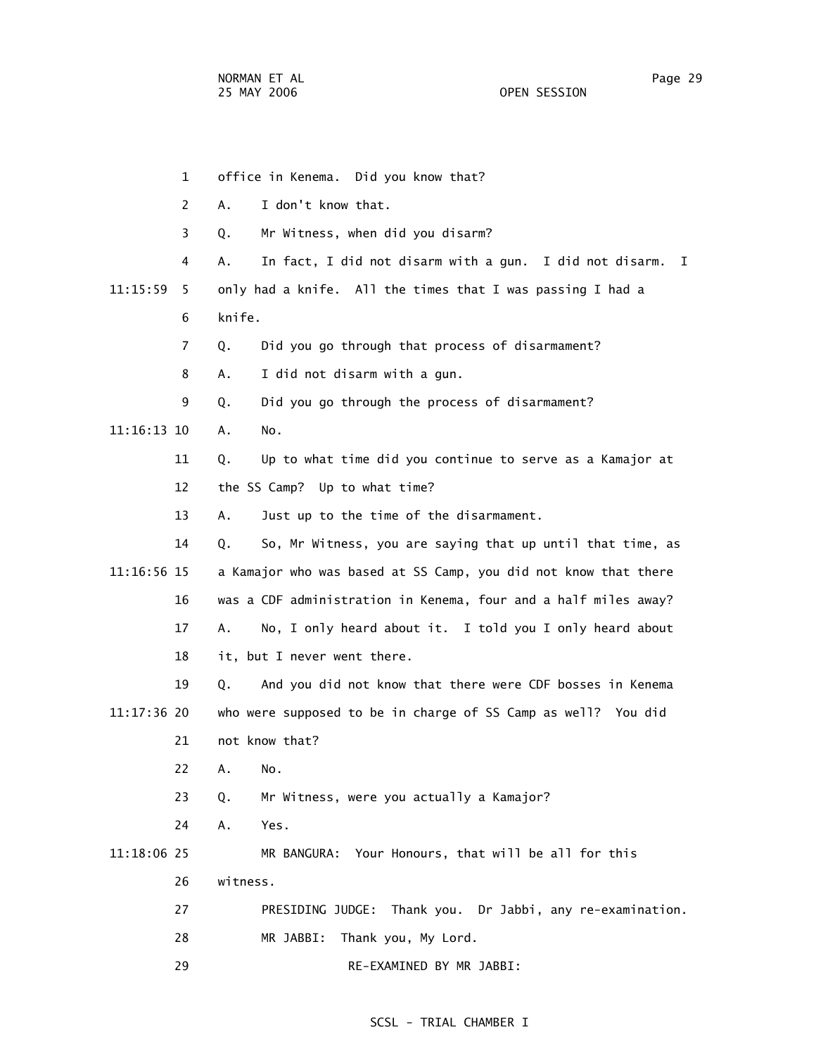1 office in Kenema. Did you know that?

2 A. I don't know that.

3 Q. Mr Witness, when did you disarm?

4 A. In fact, I did not disarm with a gun. I did not disarm. I

11:15:59 5 only had a knife. All the times that I was passing I had a

6 knife.

7 Q. Did you go through that process of disarmament?

8 A. I did not disarm with a gun.

9 Q. Did you go through the process of disarmament?

11:16:13 10 A. No.

11 Q. Up to what time did you continue to serve as a Kamajor at

12 the SS Camp? Up to what time?

13 A. Just up to the time of the disarmament.

14 Q. So, Mr Witness, you are saying that up until that time, as

11:16:56 15 a Kamajor who was based at SS Camp, you did not know that there

16 was a CDF administration in Kenema, four and a half miles away?

17 A. No, I only heard about it. I told you I only heard about

18 it, but I never went there.

19 Q. And you did not know that there were CDF bosses in Kenema

11:17:36 20 who were supposed to be in charge of SS Camp as well? You did

21 not know that?

22 A. No.

23 Q. Mr Witness, were you actually a Kamajor?

24 A. Yes.

11:18:06 25 MR BANGURA: Your Honours, that will be all for this

26 witness.

27 PRESIDING JUDGE: Thank you. Dr Jabbi, any re-examination.

28 MR JABBI: Thank you, My Lord.

29 RE-EXAMINED BY MR JABBI: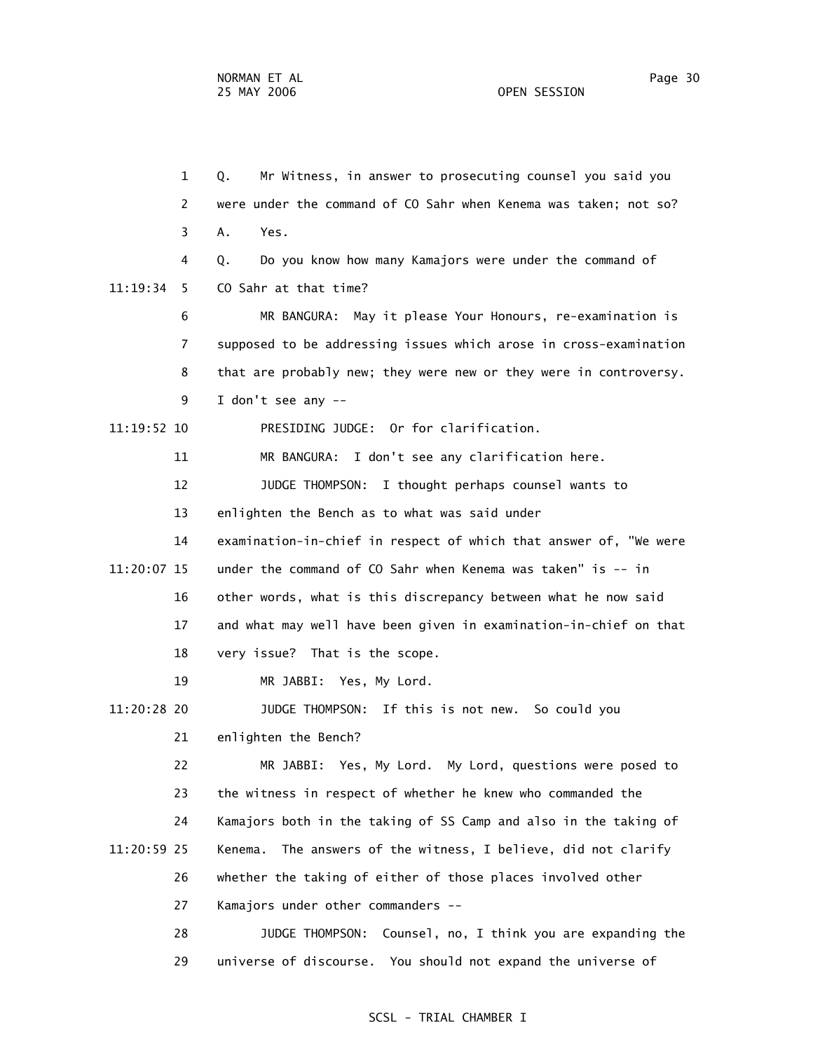1 Q. Mr Witness, in answer to prosecuting counsel you said you
2 were under the command of CO Sahr when Kenema was taken; not so?
3 A. Yes.
4 Q. Do you know how many Kamajors were under the command of
11:19:34 5 CO Sahr at that time?
6 MR BANGURA: May it please Your Honours, re-examination is
7 supposed to be addressing issues which arose in cross-examination
8 that are probably new; they were new or they were in controversy.
9 I don't see any --
11:19:52 10 PRESIDING JUDGE: Or for clarification.
11 MR BANGURA: I don't see any clarification here.
12 JUDGE THOMPSON: I thought perhaps counsel wants to
13 enlighten the Bench as to what was said under
14 examination-in-chief in respect of which that answer of, "We were
11:20:07 15 under the command of CO Sahr when Kenema was taken" is -- in
16 other words, what is this discrepancy between what he now said
17 and what may well have been given in examination-in-chief on that
18 very issue? That is the scope.
19 MR JABBI: Yes, My Lord.
11:20:28 20 JUDGE THOMPSON: If this is not new. So could you
21 enlighten the Bench?
22 MR JABBI: Yes, My Lord. My Lord, questions were posed to
23 the witness in respect of whether he knew who commanded the
24 Kamajors both in the taking of SS Camp and also in the taking of
11:20:59 25 Kenema. The answers of the witness, I believe, did not clarify
26 whether the taking of either of those places involved other
27 Kamajors under other commanders --
28 JUDGE THOMPSON: Counsel, no, I think you are expanding the
29 universe of discourse. You should not expand the universe of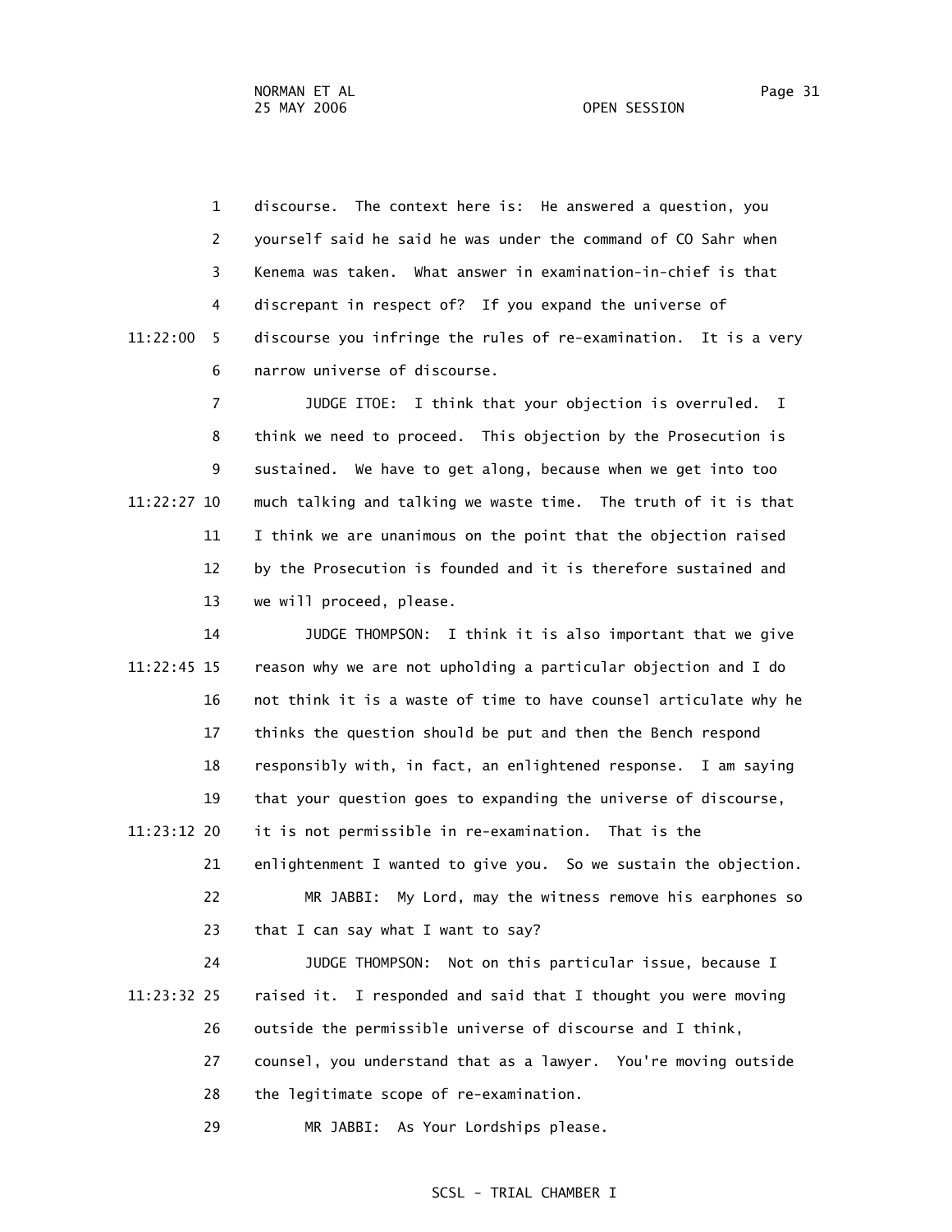discourse. The context here is: He answered a question, you yourself said he said he was under the command of CO Sahr when Kenema was taken. What answer in examination-in-chief is that discrepant in respect of? If you expand the universe of discourse you infringe the rules of re-examination. It is a very narrow universe of discourse.

JUDGE ITOE: I think that your objection is overruled. I think we need to proceed. This objection by the Prosecution is sustained. We have to get along, because when we get into too much talking and talking we waste time. The truth of it is that I think we are unanimous on the point that the objection raised by the Prosecution is founded and it is therefore sustained and we will proceed, please.

JUDGE THOMPSON: I think it is also important that we give reason why we are not upholding a particular objection and I do not think it is a waste of time to have counsel articulate why he thinks the question should be put and then the Bench respond responsibly with, in fact, an enlightened response. I am saying that your question goes to expanding the universe of discourse, it is not permissible in re-examination. That is the enlightenment I wanted to give you. So we sustain the objection.

MR JABBI: My Lord, may the witness remove his earphones so that I can say what I want to say?

JUDGE THOMPSON: Not on this particular issue, because I raised it. I responded and said that I thought you were moving outside the permissible universe of discourse and I think, counsel, you understand that as a lawyer. You're moving outside the legitimate scope of re-examination.

MR JABBI: As Your Lordships please.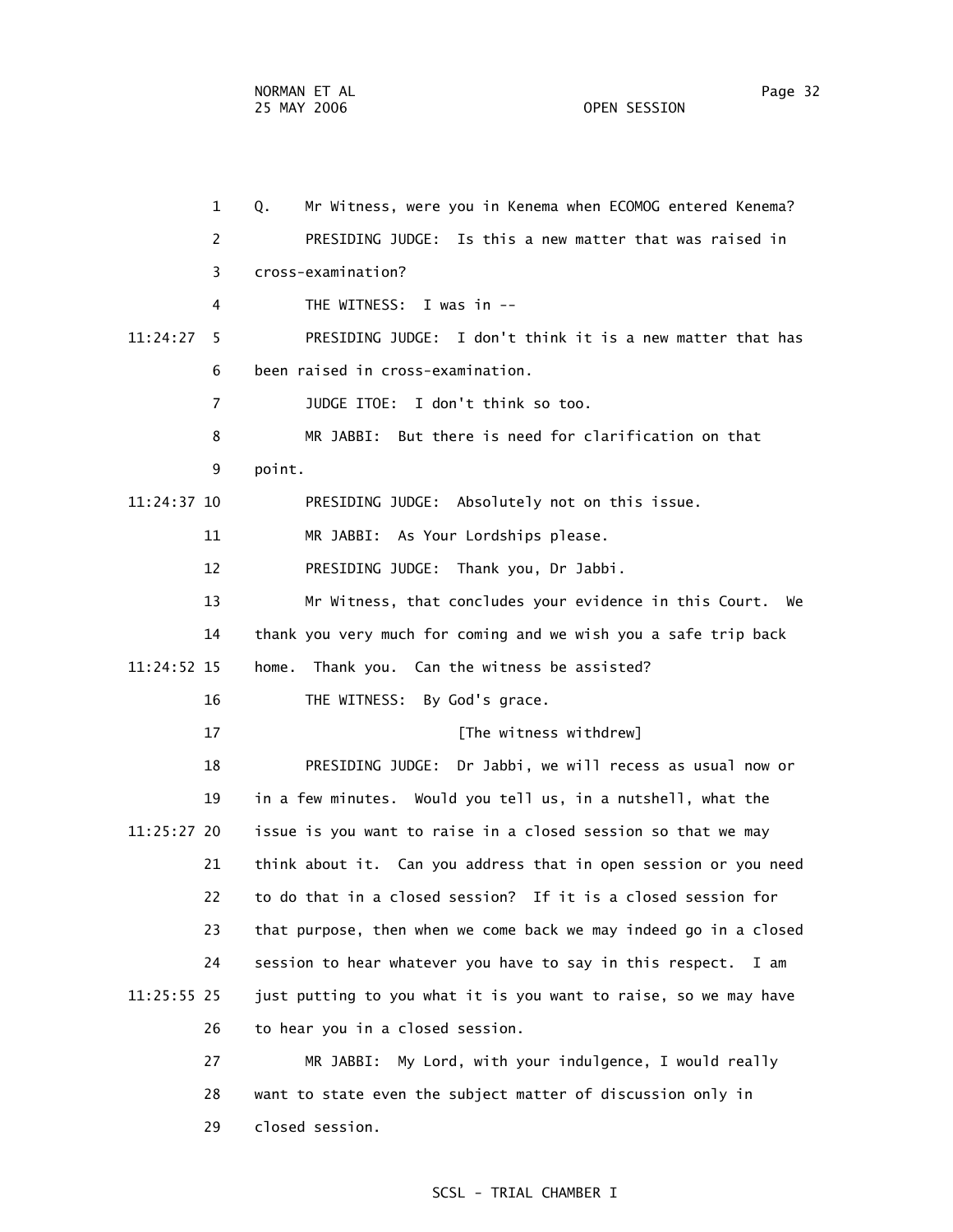Q. Mr Witness, were you in Kenema when ECOMOG entered Kenema?

PRESIDING JUDGE: Is this a new matter that was raised in cross-examination?

THE WITNESS: I was in --

PRESIDING JUDGE: I don't think it is a new matter that has been raised in cross-examination.

JUDGE ITOE: I don't think so too.

MR JABBI: But there is need for clarification on that point.

PRESIDING JUDGE: Absolutely not on this issue.

MR JABBI: As Your Lordships please.

PRESIDING JUDGE: Thank you, Dr Jabbi.

Mr Witness, that concludes your evidence in this Court. We thank you very much for coming and we wish you a safe trip back home. Thank you. Can the witness be assisted?

THE WITNESS: By God's grace.

[The witness withdrew]

PRESIDING JUDGE: Dr Jabbi, we will recess as usual now or in a few minutes. Would you tell us, in a nutshell, what the issue is you want to raise in a closed session so that we may think about it. Can you address that in open session or you need to do that in a closed session? If it is a closed session for that purpose, then when we come back we may indeed go in a closed session to hear whatever you have to say in this respect. I am just putting to you what it is you want to raise, so we may have to hear you in a closed session.

MR JABBI: My Lord, with your indulgence, I would really want to state even the subject matter of discussion only in closed session.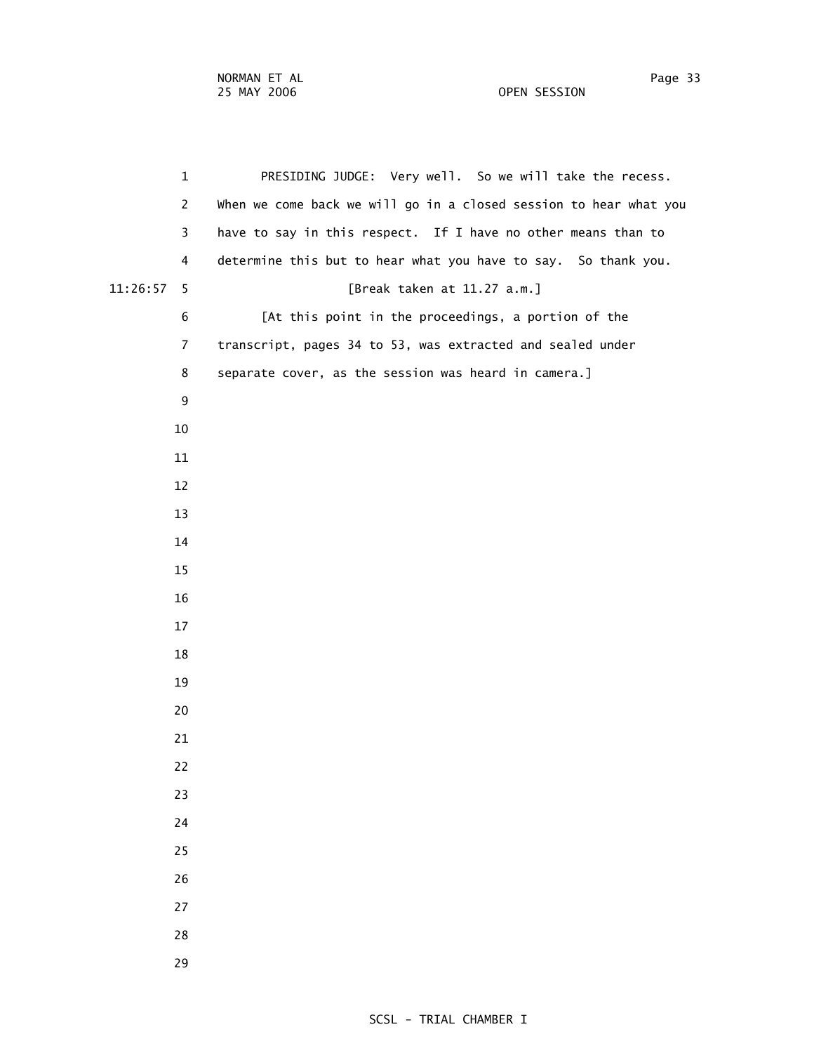PRESIDING JUDGE: Very well. So we will take the recess. When we come back we will go in a closed session to hear what you have to say in this respect. If I have no other means than to determine this but to hear what you have to say. So thank you.

11:26:57 [Break taken at 11.27 a.m.]

[At this point in the proceedings, a portion of the transcript, pages 34 to 53, was extracted and sealed under separate cover, as the session was heard in camera.]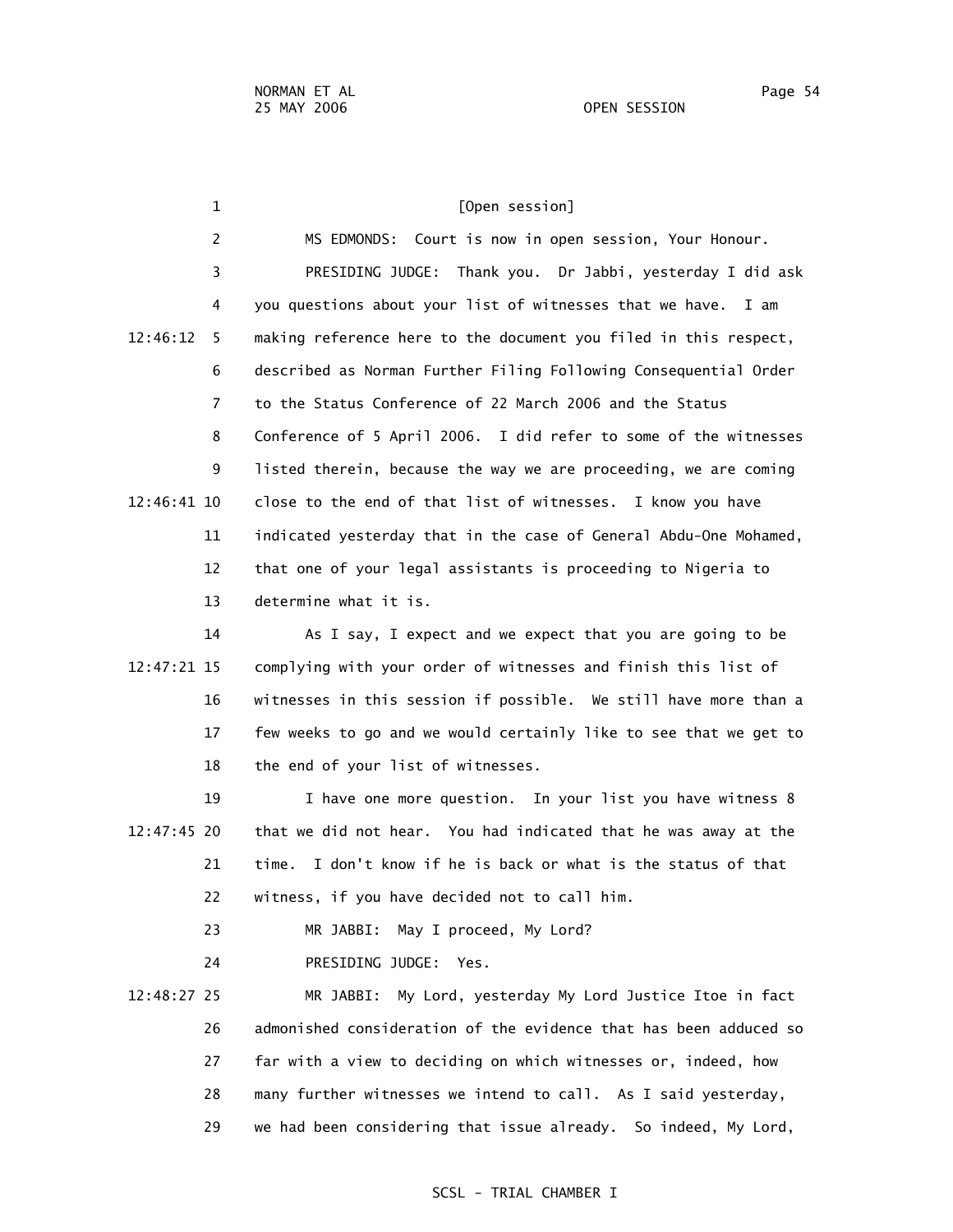[Open session]

MS EDMONDS: Court is now in open session, Your Honour.

PRESIDING JUDGE: Thank you. Dr Jabbi, yesterday I did ask you questions about your list of witnesses that we have. I am making reference here to the document you filed in this respect, described as Norman Further Filing Following Consequential Order to the Status Conference of 22 March 2006 and the Status Conference of 5 April 2006. I did refer to some of the witnesses listed therein, because the way we are proceeding, we are coming close to the end of that list of witnesses. I know you have indicated yesterday that in the case of General Abdu-One Mohamed, that one of your legal assistants is proceeding to Nigeria to determine what it is.

As I say, I expect and we expect that you are going to be complying with your order of witnesses and finish this list of witnesses in this session if possible. We still have more than a few weeks to go and we would certainly like to see that we get to the end of your list of witnesses.

I have one more question. In your list you have witness 8 that we did not hear. You had indicated that he was away at the time. I don't know if he is back or what is the status of that witness, if you have decided not to call him.

MR JABBI: May I proceed, My Lord?

PRESIDING JUDGE: Yes.

MR JABBI: My Lord, yesterday My Lord Justice Itoe in fact admonished consideration of the evidence that has been adduced so far with a view to deciding on which witnesses or, indeed, how many further witnesses we intend to call. As I said yesterday, we had been considering that issue already. So indeed, My Lord,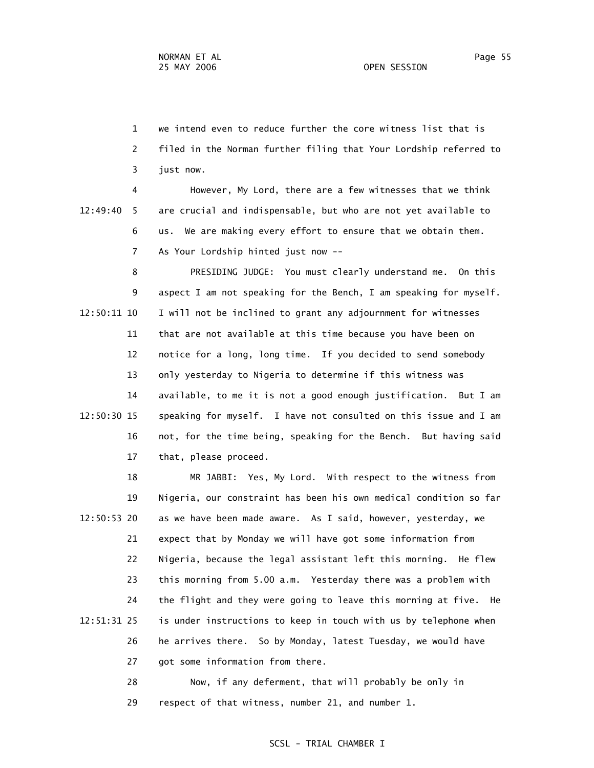we intend even to reduce further the core witness list that is filed in the Norman further filing that Your Lordship referred to just now.

However, My Lord, there are a few witnesses that we think are crucial and indispensable, but who are not yet available to us. We are making every effort to ensure that we obtain them. As Your Lordship hinted just now --

PRESIDING JUDGE: You must clearly understand me. On this aspect I am not speaking for the Bench, I am speaking for myself. I will not be inclined to grant any adjournment for witnesses that are not available at this time because you have been on notice for a long, long time. If you decided to send somebody only yesterday to Nigeria to determine if this witness was available, to me it is not a good enough justification. But I am speaking for myself. I have not consulted on this issue and I am not, for the time being, speaking for the Bench. But having said that, please proceed.

MR JABBI: Yes, My Lord. With respect to the witness from Nigeria, our constraint has been his own medical condition so far as we have been made aware. As I said, however, yesterday, we expect that by Monday we will have got some information from Nigeria, because the legal assistant left this morning. He flew this morning from 5.00 a.m. Yesterday there was a problem with the flight and they were going to leave this morning at five. He is under instructions to keep in touch with us by telephone when he arrives there. So by Monday, latest Tuesday, we would have got some information from there.

Now, if any deferment, that will probably be only in respect of that witness, number 21, and number 1.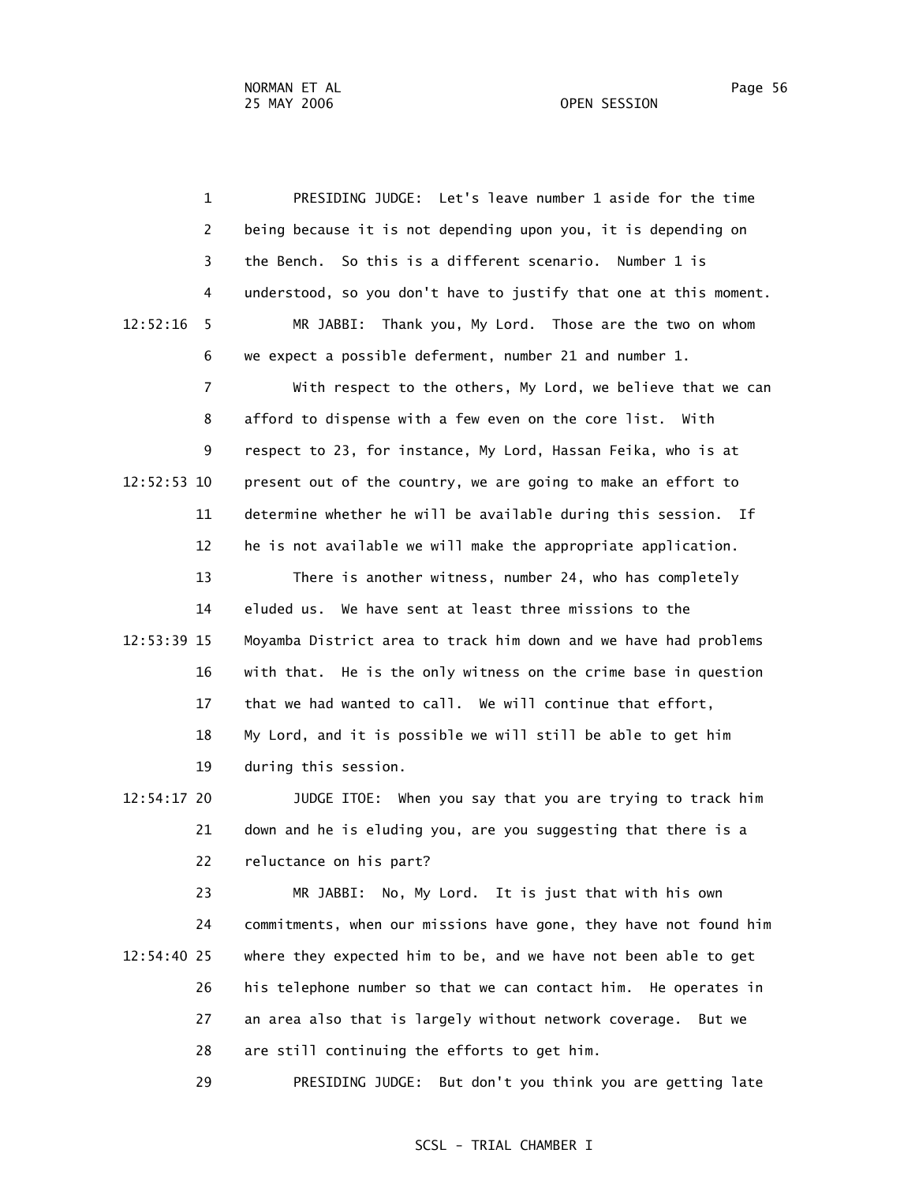PRESIDING JUDGE: Let's leave number 1 aside for the time being because it is not depending upon you, it is depending on the Bench. So this is a different scenario. Number 1 is understood, so you don't have to justify that one at this moment.

MR JABBI: Thank you, My Lord. Those are the two on whom we expect a possible deferment, number 21 and number 1.

With respect to the others, My Lord, we believe that we can afford to dispense with a few even on the core list. With respect to 23, for instance, My Lord, Hassan Feika, who is at present out of the country, we are going to make an effort to determine whether he will be available during this session. If he is not available we will make the appropriate application.

There is another witness, number 24, who has completely eluded us. We have sent at least three missions to the Moyamba District area to track him down and we have had problems with that. He is the only witness on the crime base in question that we had wanted to call. We will continue that effort, My Lord, and it is possible we will still be able to get him during this session.

JUDGE ITOE: When you say that you are trying to track him down and he is eluding you, are you suggesting that there is a reluctance on his part?

MR JABBI: No, My Lord. It is just that with his own commitments, when our missions have gone, they have not found him where they expected him to be, and we have not been able to get his telephone number so that we can contact him. He operates in an area also that is largely without network coverage. But we are still continuing the efforts to get him.

PRESIDING JUDGE: But don't you think you are getting late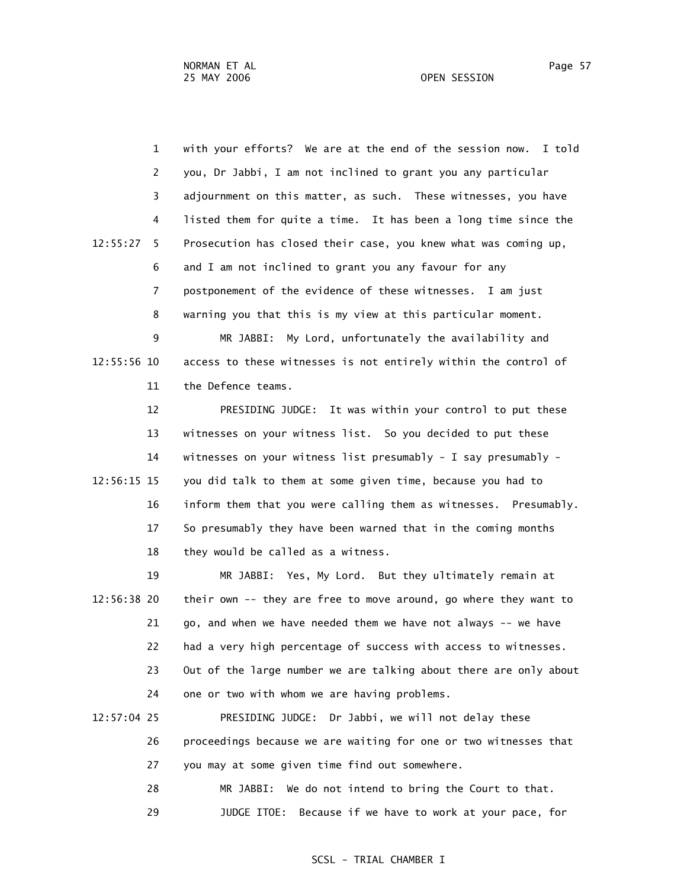with your efforts? We are at the end of the session now. I told you, Dr Jabbi, I am not inclined to grant you any particular adjournment on this matter, as such. These witnesses, you have listed them for quite a time. It has been a long time since the Prosecution has closed their case, you knew what was coming up, and I am not inclined to grant you any favour for any postponement of the evidence of these witnesses. I am just warning you that this is my view at this particular moment.

MR JABBI: My Lord, unfortunately the availability and access to these witnesses is not entirely within the control of the Defence teams.

PRESIDING JUDGE: It was within your control to put these witnesses on your witness list. So you decided to put these witnesses on your witness list presumably - I say presumably - you did talk to them at some given time, because you had to inform them that you were calling them as witnesses. Presumably. So presumably they have been warned that in the coming months they would be called as a witness.

MR JABBI: Yes, My Lord. But they ultimately remain at their own -- they are free to move around, go where they want to go, and when we have needed them we have not always -- we have had a very high percentage of success with access to witnesses. Out of the large number we are talking about there are only about one or two with whom we are having problems.

PRESIDING JUDGE: Dr Jabbi, we will not delay these proceedings because we are waiting for one or two witnesses that you may at some given time find out somewhere.

MR JABBI: We do not intend to bring the Court to that.

JUDGE ITOE: Because if we have to work at your pace, for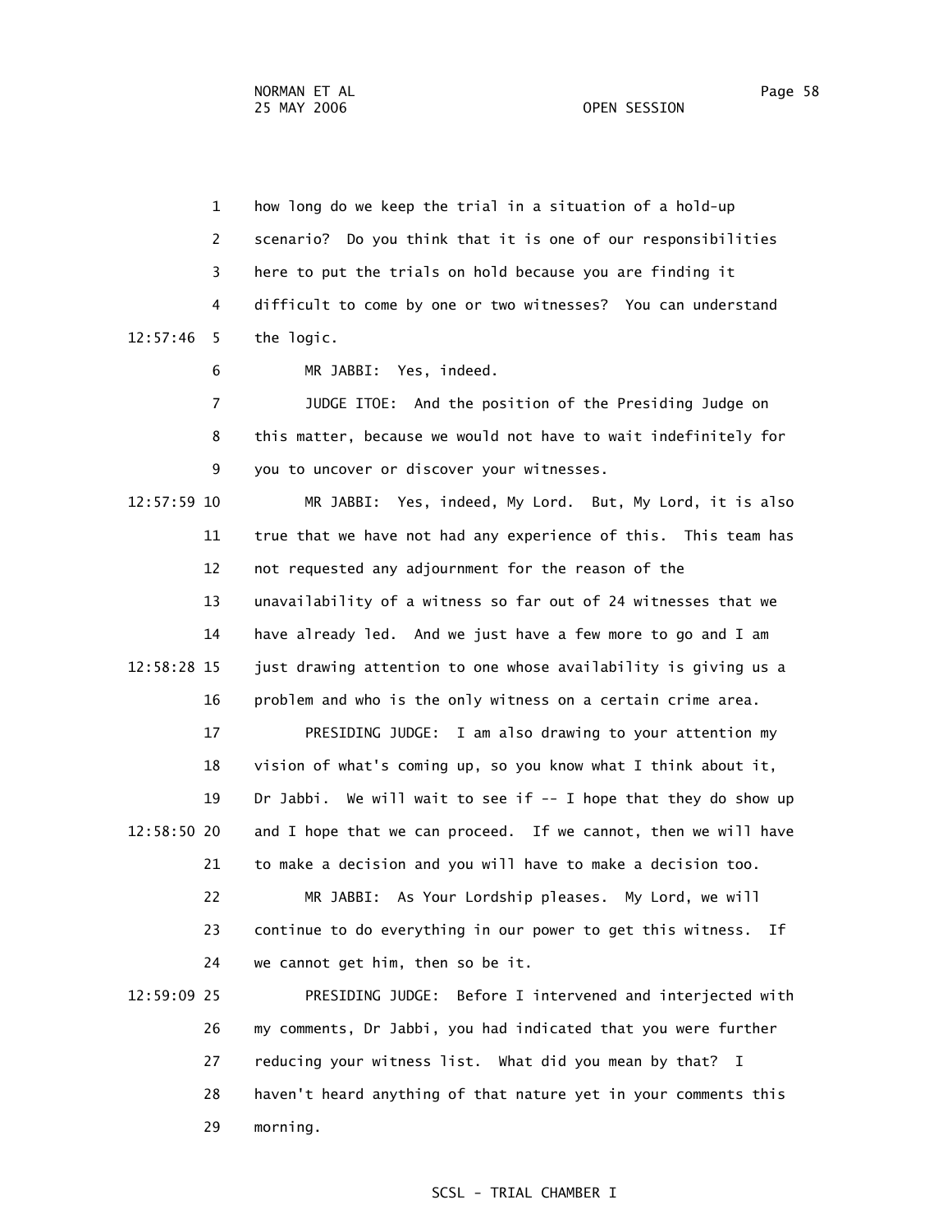how long do we keep the trial in a situation of a hold-up scenario? Do you think that it is one of our responsibilities here to put the trials on hold because you are finding it difficult to come by one or two witnesses? You can understand the logic.

MR JABBI: Yes, indeed.

JUDGE ITOE: And the position of the Presiding Judge on this matter, because we would not have to wait indefinitely for you to uncover or discover your witnesses.

MR JABBI: Yes, indeed, My Lord. But, My Lord, it is also true that we have not had any experience of this. This team has not requested any adjournment for the reason of the unavailability of a witness so far out of 24 witnesses that we have already led. And we just have a few more to go and I am just drawing attention to one whose availability is giving us a problem and who is the only witness on a certain crime area.

PRESIDING JUDGE: I am also drawing to your attention my vision of what's coming up, so you know what I think about it, Dr Jabbi. We will wait to see if -- I hope that they do show up and I hope that we can proceed. If we cannot, then we will have to make a decision and you will have to make a decision too.

MR JABBI: As Your Lordship pleases. My Lord, we will continue to do everything in our power to get this witness. If we cannot get him, then so be it.

PRESIDING JUDGE: Before I intervened and interjected with my comments, Dr Jabbi, you had indicated that you were further reducing your witness list. What did you mean by that? I haven't heard anything of that nature yet in your comments this morning.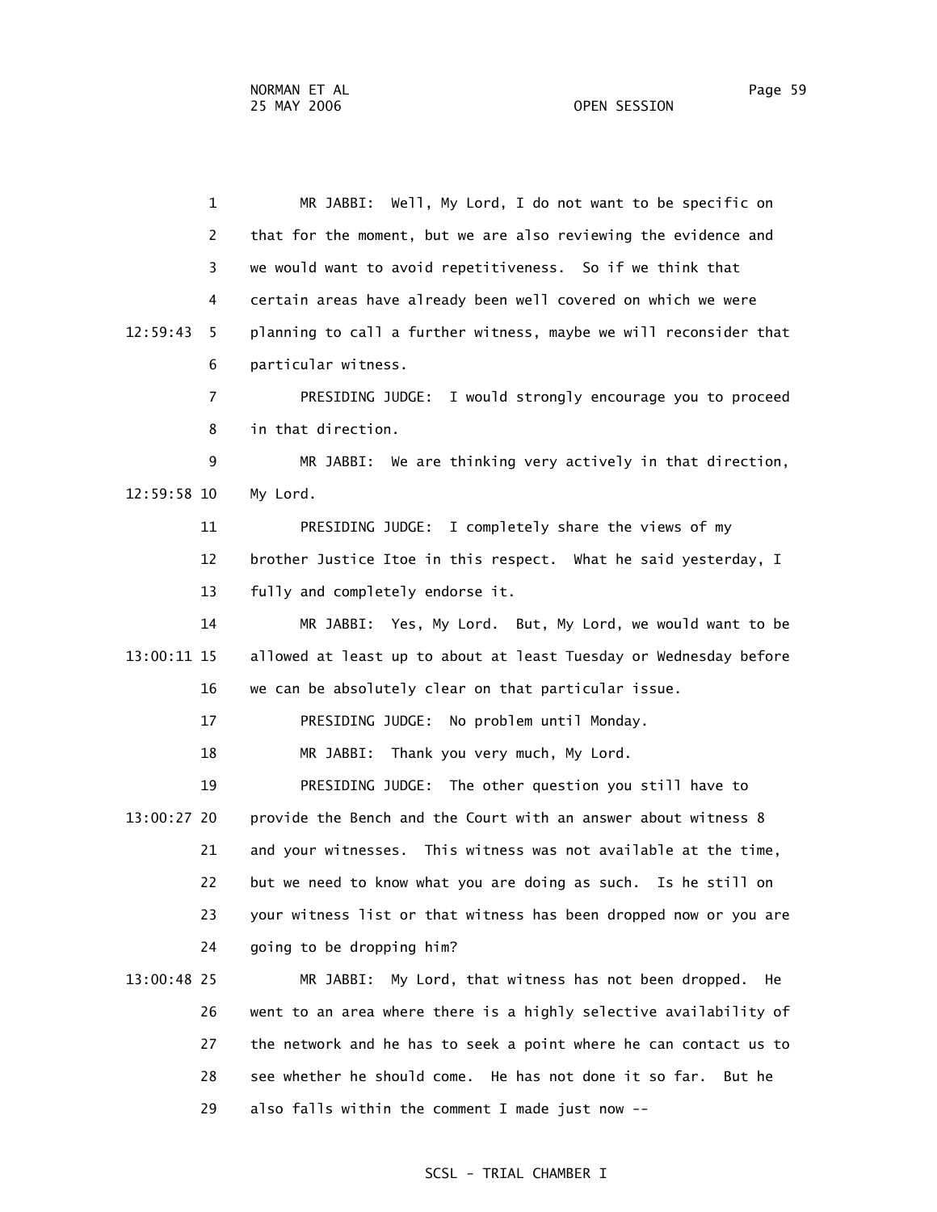1 MR JABBI: Well, My Lord, I do not want to be specific on
2 that for the moment, but we are also reviewing the evidence and
3 we would want to avoid repetitiveness. So if we think that
4 certain areas have already been well covered on which we were
12:59:43 5 planning to call a further witness, maybe we will reconsider that
6 particular witness.
7 PRESIDING JUDGE: I would strongly encourage you to proceed
8 in that direction.
9 MR JABBI: We are thinking very actively in that direction,
12:59:58 10 My Lord.
11 PRESIDING JUDGE: I completely share the views of my
12 brother Justice Itoe in this respect. What he said yesterday, I
13 fully and completely endorse it.
14 MR JABBI: Yes, My Lord. But, My Lord, we would want to be
13:00:11 15 allowed at least up to about at least Tuesday or Wednesday before
16 we can be absolutely clear on that particular issue.
17 PRESIDING JUDGE: No problem until Monday.
18 MR JABBI: Thank you very much, My Lord.
19 PRESIDING JUDGE: The other question you still have to
13:00:27 20 provide the Bench and the Court with an answer about witness 8
21 and your witnesses. This witness was not available at the time,
22 but we need to know what you are doing as such. Is he still on
23 your witness list or that witness has been dropped now or you are
24 going to be dropping him?
13:00:48 25 MR JABBI: My Lord, that witness has not been dropped. He
26 went to an area where there is a highly selective availability of
27 the network and he has to seek a point where he can contact us to
28 see whether he should come. He has not done it so far. But he
29 also falls within the comment I made just now --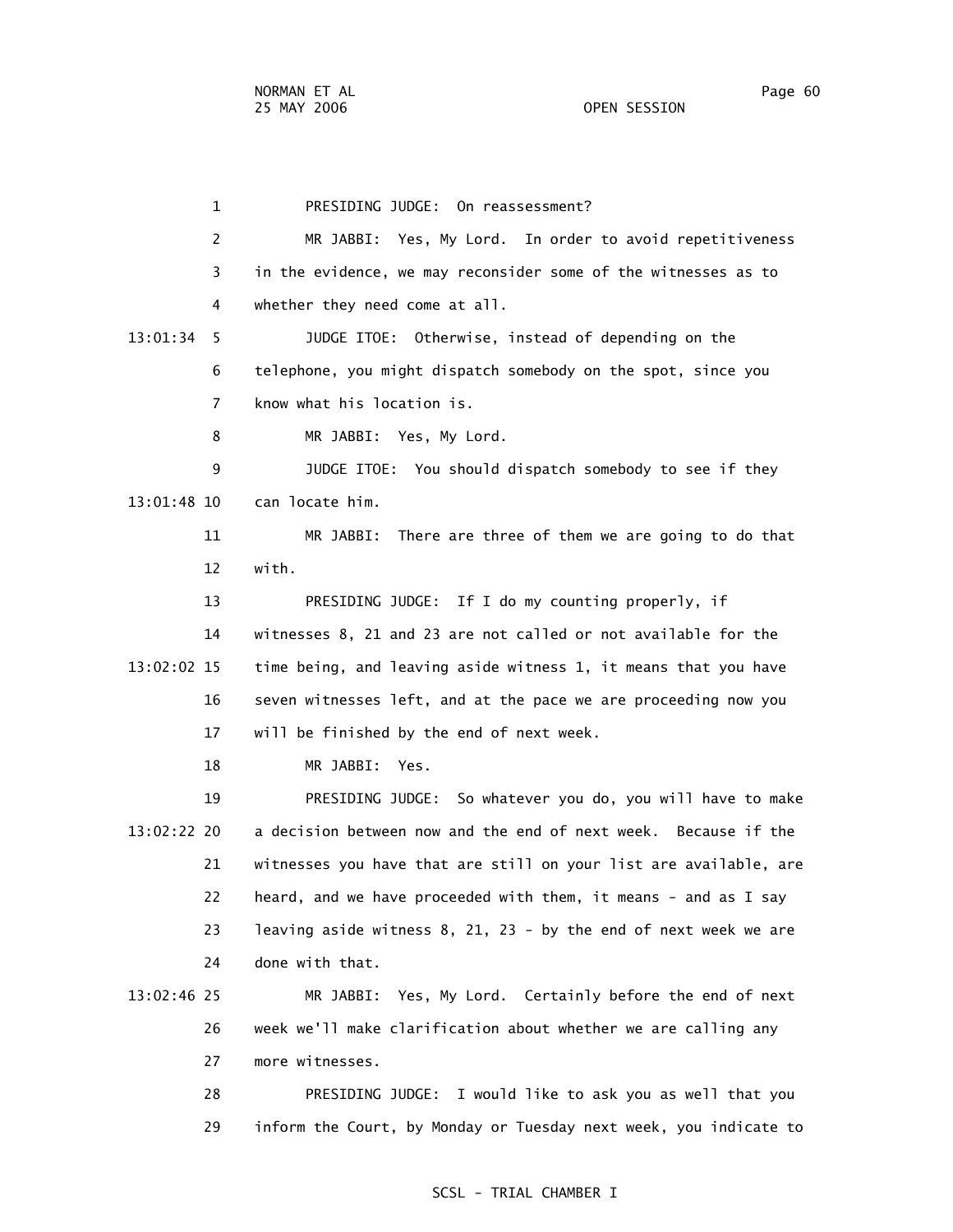1 PRESIDING JUDGE: On reassessment?

2 MR JABBI: Yes, My Lord. In order to avoid repetitiveness

3 in the evidence, we may reconsider some of the witnesses as to

4 whether they need come at all.

13:01:34 5 JUDGE ITOE: Otherwise, instead of depending on the

6 telephone, you might dispatch somebody on the spot, since you

7 know what his location is.

8 MR JABBI: Yes, My Lord.

9 JUDGE ITOE: You should dispatch somebody to see if they

13:01:48 10 can locate him.

11 MR JABBI: There are three of them we are going to do that

12 with.

13 PRESIDING JUDGE: If I do my counting properly, if

14 witnesses 8, 21 and 23 are not called or not available for the

13:02:02 15 time being, and leaving aside witness 1, it means that you have

16 seven witnesses left, and at the pace we are proceeding now you

17 will be finished by the end of next week.

18 MR JABBI: Yes.

19 PRESIDING JUDGE: So whatever you do, you will have to make

13:02:22 20 a decision between now and the end of next week. Because if the

21 witnesses you have that are still on your list are available, are

22 heard, and we have proceeded with them, it means - and as I say

23 leaving aside witness 8, 21, 23 - by the end of next week we are

24 done with that.

13:02:46 25 MR JABBI: Yes, My Lord. Certainly before the end of next

26 week we'll make clarification about whether we are calling any

27 more witnesses.

28 PRESIDING JUDGE: I would like to ask you as well that you

29 inform the Court, by Monday or Tuesday next week, you indicate to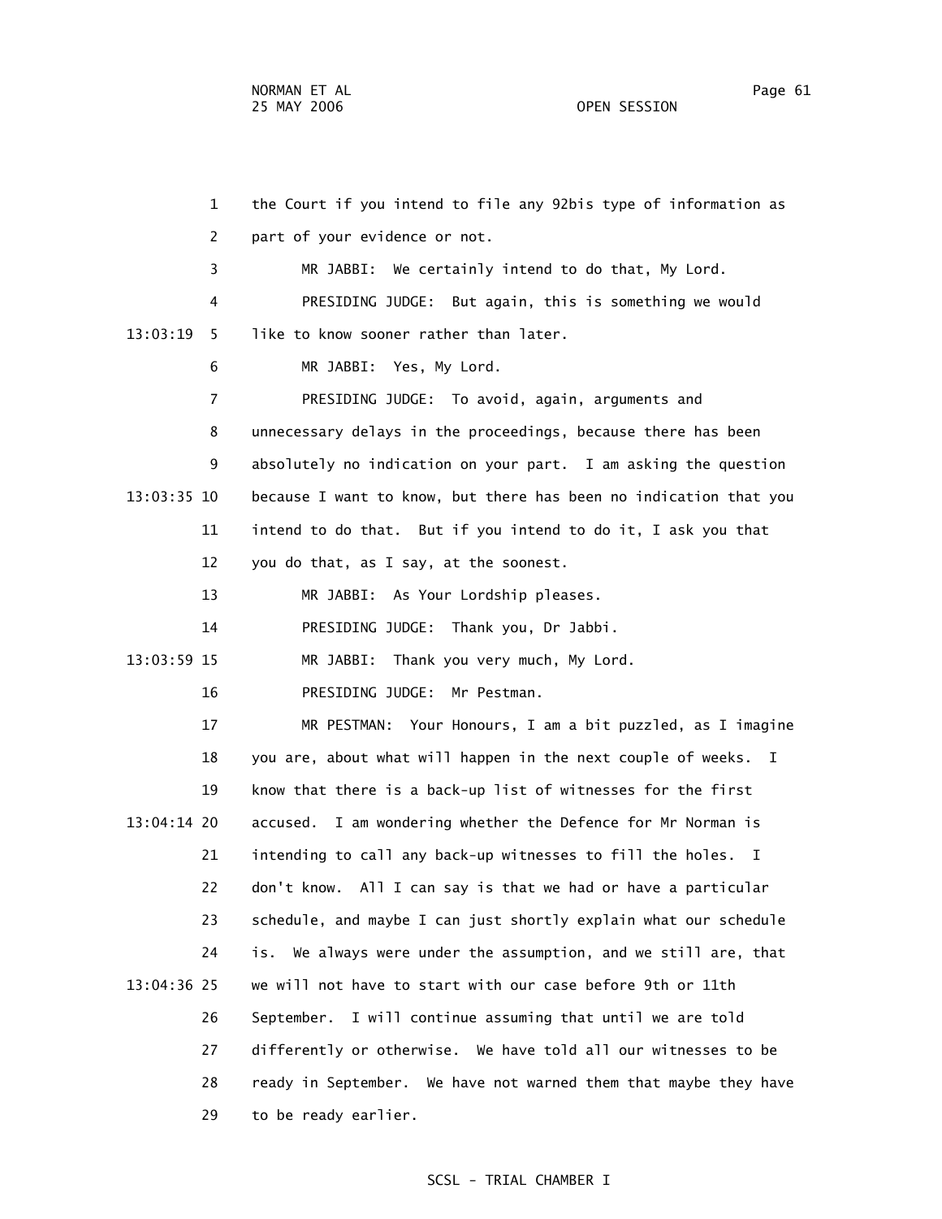the Court if you intend to file any 92bis type of information as part of your evidence or not.

MR JABBI: We certainly intend to do that, My Lord.

PRESIDING JUDGE: But again, this is something we would like to know sooner rather than later.

MR JABBI: Yes, My Lord.

PRESIDING JUDGE: To avoid, again, arguments and unnecessary delays in the proceedings, because there has been absolutely no indication on your part. I am asking the question because I want to know, but there has been no indication that you intend to do that. But if you intend to do it, I ask you that you do that, as I say, at the soonest.

MR JABBI: As Your Lordship pleases.

PRESIDING JUDGE: Thank you, Dr Jabbi.

MR JABBI: Thank you very much, My Lord.

PRESIDING JUDGE: Mr Pestman.

MR PESTMAN: Your Honours, I am a bit puzzled, as I imagine you are, about what will happen in the next couple of weeks. I know that there is a back-up list of witnesses for the first accused. I am wondering whether the Defence for Mr Norman is intending to call any back-up witnesses to fill the holes. I don't know. All I can say is that we had or have a particular schedule, and maybe I can just shortly explain what our schedule is. We always were under the assumption, and we still are, that we will not have to start with our case before 9th or 11th September. I will continue assuming that until we are told differently or otherwise. We have told all our witnesses to be ready in September. We have not warned them that maybe they have to be ready earlier.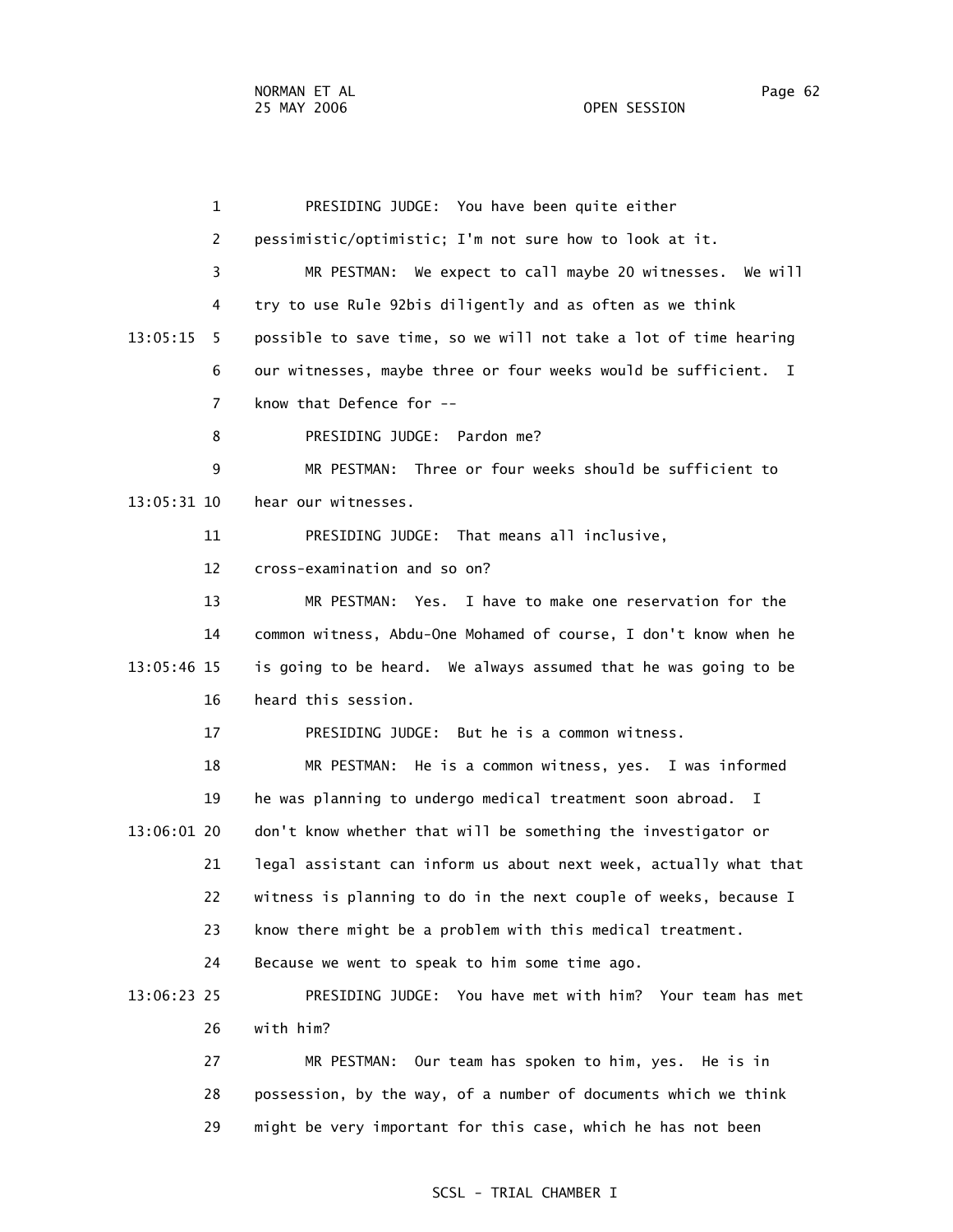PRESIDING JUDGE: You have been quite either pessimistic/optimistic; I'm not sure how to look at it.

MR PESTMAN: We expect to call maybe 20 witnesses. We will try to use Rule 92bis diligently and as often as we think possible to save time, so we will not take a lot of time hearing our witnesses, maybe three or four weeks would be sufficient. I know that Defence for --

PRESIDING JUDGE: Pardon me?

MR PESTMAN: Three or four weeks should be sufficient to hear our witnesses.

PRESIDING JUDGE: That means all inclusive, cross-examination and so on?

MR PESTMAN: Yes. I have to make one reservation for the common witness, Abdu-One Mohamed of course, I don't know when he is going to be heard. We always assumed that he was going to be heard this session.

PRESIDING JUDGE: But he is a common witness.

MR PESTMAN: He is a common witness, yes. I was informed he was planning to undergo medical treatment soon abroad. I don't know whether that will be something the investigator or legal assistant can inform us about next week, actually what that witness is planning to do in the next couple of weeks, because I know there might be a problem with this medical treatment. Because we went to speak to him some time ago.

PRESIDING JUDGE: You have met with him? Your team has met with him?

MR PESTMAN: Our team has spoken to him, yes. He is in possession, by the way, of a number of documents which we think might be very important for this case, which he has not been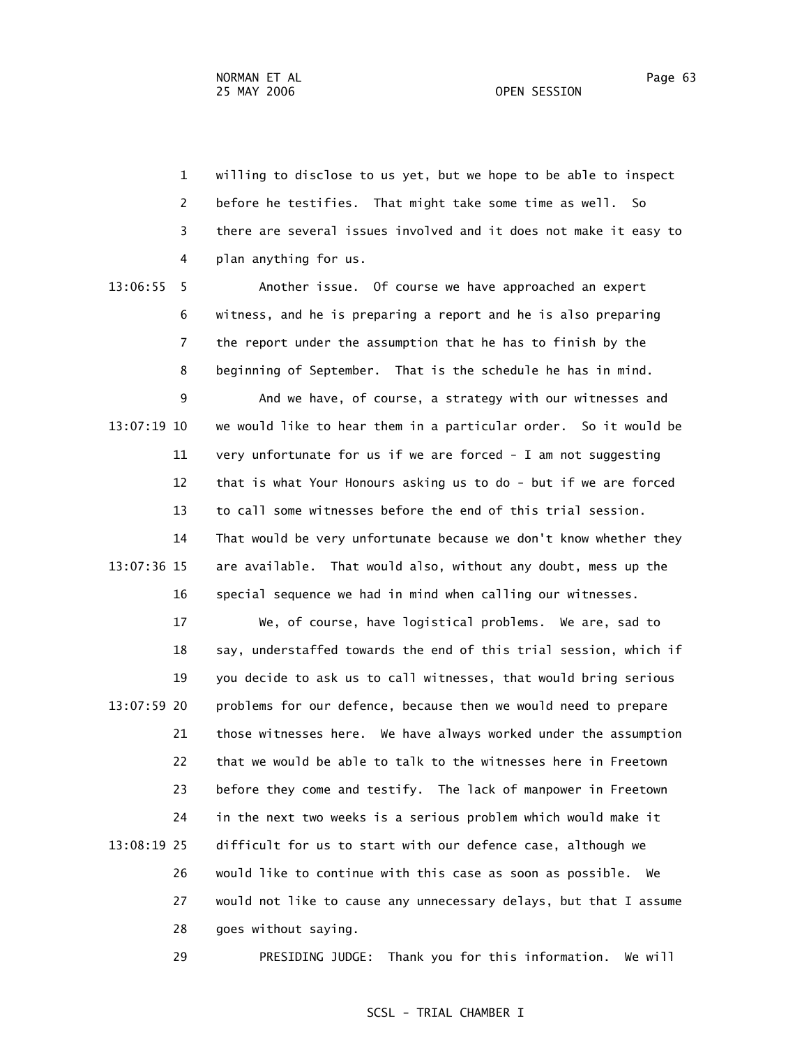willing to disclose to us yet, but we hope to be able to inspect before he testifies. That might take some time as well. So there are several issues involved and it does not make it easy to plan anything for us.

Another issue. Of course we have approached an expert witness, and he is preparing a report and he is also preparing the report under the assumption that he has to finish by the beginning of September. That is the schedule he has in mind.

And we have, of course, a strategy with our witnesses and we would like to hear them in a particular order. So it would be very unfortunate for us if we are forced - I am not suggesting that is what Your Honours asking us to do - but if we are forced to call some witnesses before the end of this trial session. That would be very unfortunate because we don't know whether they are available. That would also, without any doubt, mess up the special sequence we had in mind when calling our witnesses.

We, of course, have logistical problems. We are, sad to say, understaffed towards the end of this trial session, which if you decide to ask us to call witnesses, that would bring serious problems for our defence, because then we would need to prepare those witnesses here. We have always worked under the assumption that we would be able to talk to the witnesses here in Freetown before they come and testify. The lack of manpower in Freetown in the next two weeks is a serious problem which would make it difficult for us to start with our defence case, although we would like to continue with this case as soon as possible. We would not like to cause any unnecessary delays, but that I assume goes without saying.

PRESIDING JUDGE: Thank you for this information. We will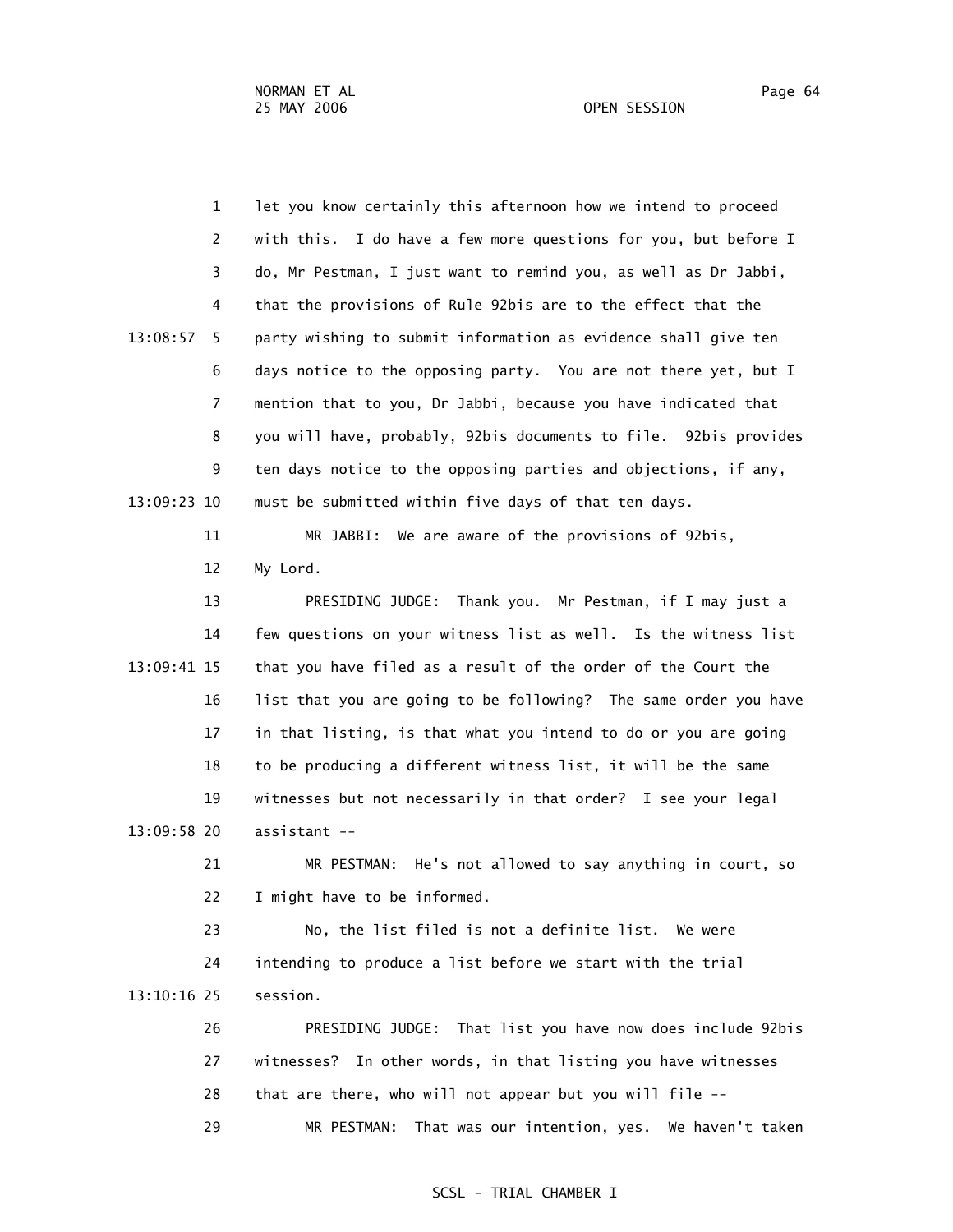let you know certainly this afternoon how we intend to proceed with this. I do have a few more questions for you, but before I do, Mr Pestman, I just want to remind you, as well as Dr Jabbi, that the provisions of Rule 92bis are to the effect that the party wishing to submit information as evidence shall give ten days notice to the opposing party. You are not there yet, but I mention that to you, Dr Jabbi, because you have indicated that you will have, probably, 92bis documents to file. 92bis provides ten days notice to the opposing parties and objections, if any, must be submitted within five days of that ten days.

MR JABBI: We are aware of the provisions of 92bis, My Lord.

PRESIDING JUDGE: Thank you. Mr Pestman, if I may just a few questions on your witness list as well. Is the witness list that you have filed as a result of the order of the Court the list that you are going to be following? The same order you have in that listing, is that what you intend to do or you are going to be producing a different witness list, it will be the same witnesses but not necessarily in that order? I see your legal assistant --

MR PESTMAN: He's not allowed to say anything in court, so I might have to be informed.

No, the list filed is not a definite list. We were intending to produce a list before we start with the trial session.

PRESIDING JUDGE: That list you have now does include 92bis witnesses? In other words, in that listing you have witnesses that are there, who will not appear but you will file --

MR PESTMAN: That was our intention, yes. We haven't taken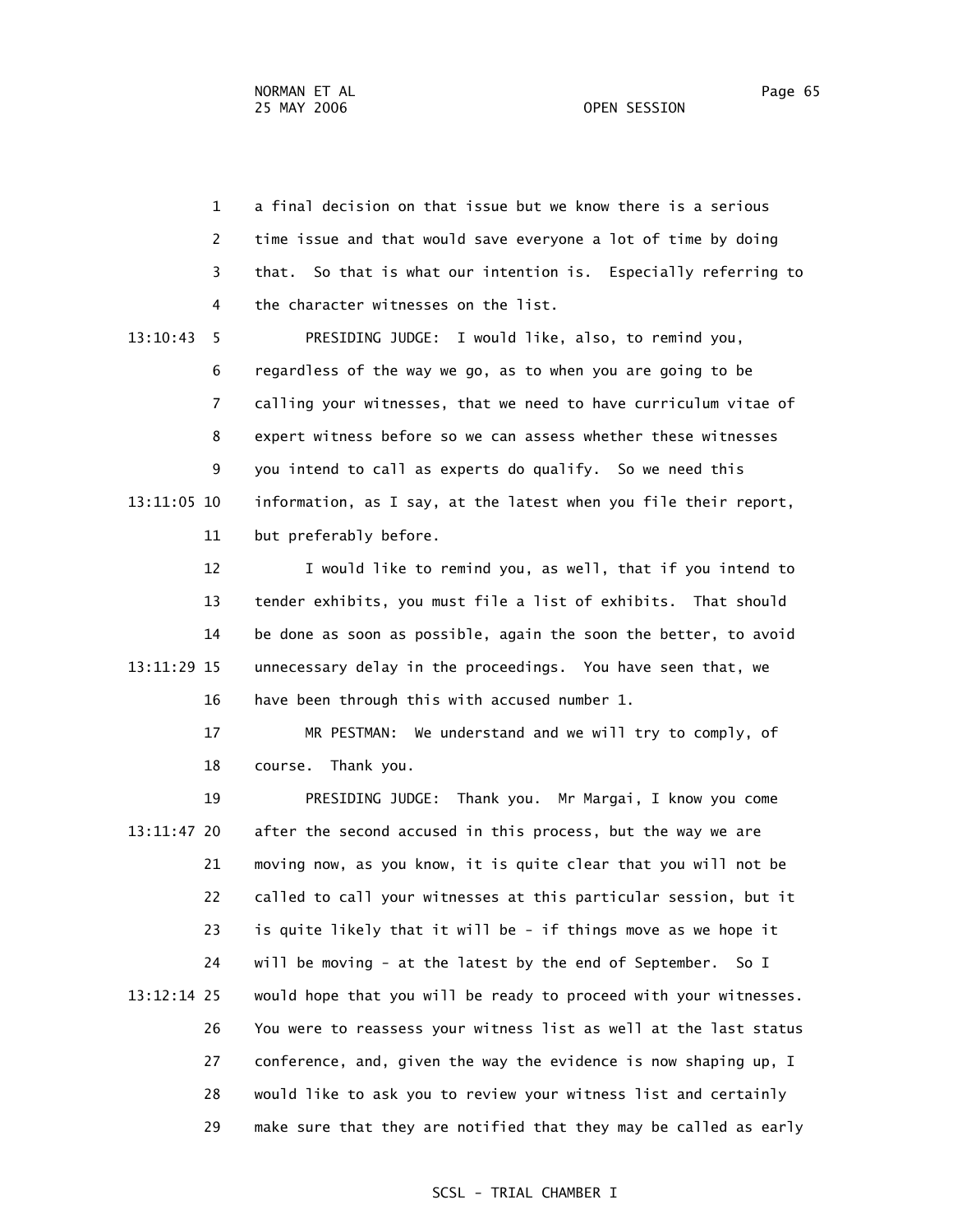a final decision on that issue but we know there is a serious time issue and that would save everyone a lot of time by doing that. So that is what our intention is. Especially referring to the character witnesses on the list.

PRESIDING JUDGE: I would like, also, to remind you, regardless of the way we go, as to when you are going to be calling your witnesses, that we need to have curriculum vitae of expert witness before so we can assess whether these witnesses you intend to call as experts do qualify. So we need this information, as I say, at the latest when you file their report, but preferably before.

I would like to remind you, as well, that if you intend to tender exhibits, you must file a list of exhibits. That should be done as soon as possible, again the soon the better, to avoid unnecessary delay in the proceedings. You have seen that, we have been through this with accused number 1.

MR PESTMAN: We understand and we will try to comply, of course. Thank you.

PRESIDING JUDGE: Thank you. Mr Margai, I know you come after the second accused in this process, but the way we are moving now, as you know, it is quite clear that you will not be called to call your witnesses at this particular session, but it is quite likely that it will be - if things move as we hope it will be moving - at the latest by the end of September. So I would hope that you will be ready to proceed with your witnesses. You were to reassess your witness list as well at the last status conference, and, given the way the evidence is now shaping up, I would like to ask you to review your witness list and certainly make sure that they are notified that they may be called as early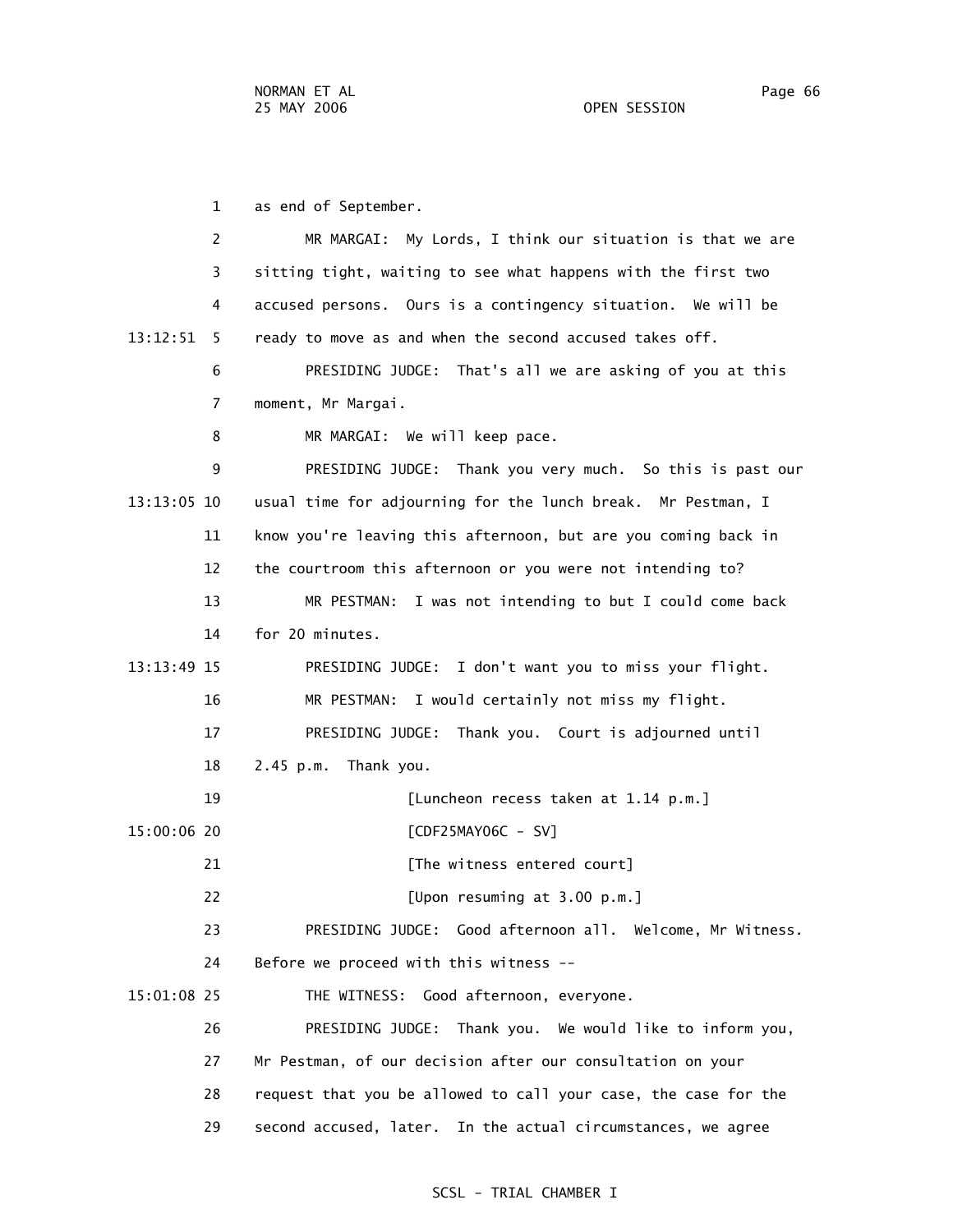1 as end of September.

2 MR MARGAI: My Lords, I think our situation is that we are

3 sitting tight, waiting to see what happens with the first two

4 accused persons. Ours is a contingency situation. We will be

13:12:51 5 ready to move as and when the second accused takes off.

6 PRESIDING JUDGE: That's all we are asking of you at this

7 moment, Mr Margai.

8 MR MARGAI: We will keep pace.

9 PRESIDING JUDGE: Thank you very much. So this is past our

13:13:05 10 usual time for adjourning for the lunch break. Mr Pestman, I

11 know you're leaving this afternoon, but are you coming back in

12 the courtroom this afternoon or you were not intending to?

13 MR PESTMAN: I was not intending to but I could come back

14 for 20 minutes.

13:13:49 15 PRESIDING JUDGE: I don't want you to miss your flight.

16 MR PESTMAN: I would certainly not miss my flight.

17 PRESIDING JUDGE: Thank you. Court is adjourned until

18 2.45 p.m. Thank you.

19 [Luncheon recess taken at 1.14 p.m.]

15:00:06 20 [CDF25MAY06C - SV]

21 [The witness entered court]

22 [Upon resuming at 3.00 p.m.]

23 PRESIDING JUDGE: Good afternoon all. Welcome, Mr Witness.

24 Before we proceed with this witness --

15:01:08 25 THE WITNESS: Good afternoon, everyone.

26 PRESIDING JUDGE: Thank you. We would like to inform you,

27 Mr Pestman, of our decision after our consultation on your

28 request that you be allowed to call your case, the case for the

29 second accused, later. In the actual circumstances, we agree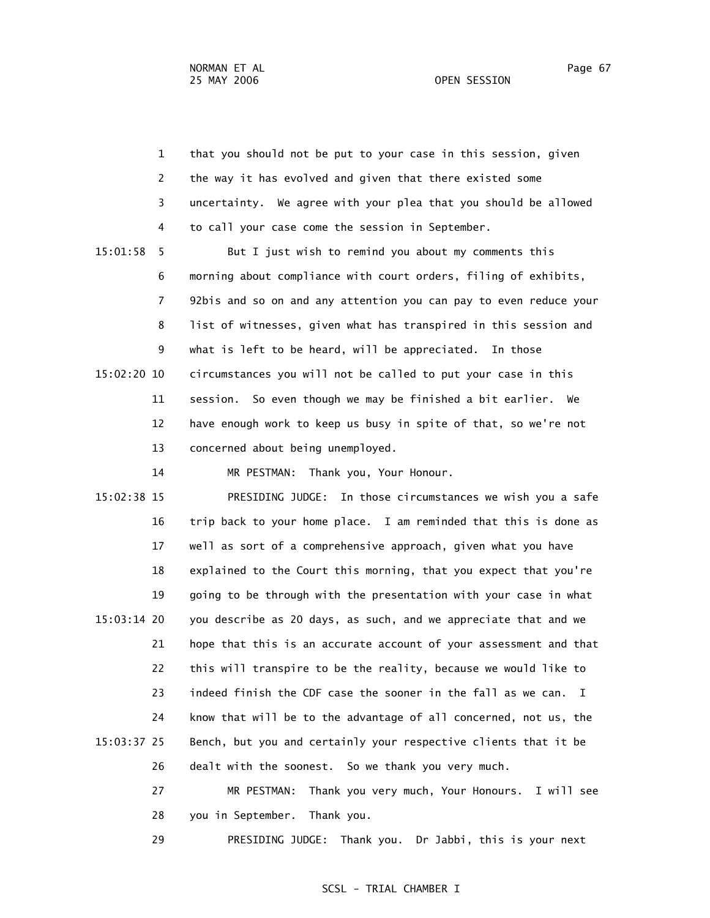that you should not be put to your case in this session, given the way it has evolved and given that there existed some uncertainty. We agree with your plea that you should be allowed to call your case come the session in September.

But I just wish to remind you about my comments this morning about compliance with court orders, filing of exhibits, 92bis and so on and any attention you can pay to even reduce your list of witnesses, given what has transpired in this session and what is left to be heard, will be appreciated. In those circumstances you will not be called to put your case in this session. So even though we may be finished a bit earlier. We have enough work to keep us busy in spite of that, so we're not concerned about being unemployed.

MR PESTMAN: Thank you, Your Honour.

PRESIDING JUDGE: In those circumstances we wish you a safe trip back to your home place. I am reminded that this is done as well as sort of a comprehensive approach, given what you have explained to the Court this morning, that you expect that you're going to be through with the presentation with your case in what you describe as 20 days, as such, and we appreciate that and we hope that this is an accurate account of your assessment and that this will transpire to be the reality, because we would like to indeed finish the CDF case the sooner in the fall as we can. I know that will be to the advantage of all concerned, not us, the Bench, but you and certainly your respective clients that it be dealt with the soonest. So we thank you very much.

MR PESTMAN: Thank you very much, Your Honours. I will see you in September. Thank you.

PRESIDING JUDGE: Thank you. Dr Jabbi, this is your next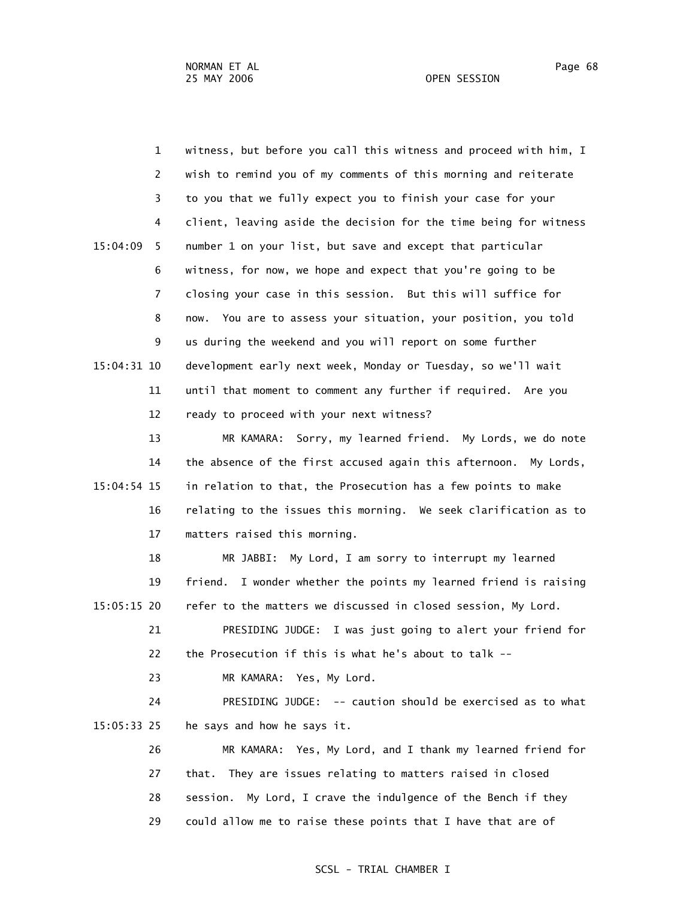witness, but before you call this witness and proceed with him, I wish to remind you of my comments of this morning and reiterate to you that we fully expect you to finish your case for your client, leaving aside the decision for the time being for witness number 1 on your list, but save and except that particular witness, for now, we hope and expect that you're going to be closing your case in this session. But this will suffice for now. You are to assess your situation, your position, you told us during the weekend and you will report on some further development early next week, Monday or Tuesday, so we'll wait until that moment to comment any further if required. Are you ready to proceed with your next witness?

MR KAMARA: Sorry, my learned friend. My Lords, we do note the absence of the first accused again this afternoon. My Lords, in relation to that, the Prosecution has a few points to make relating to the issues this morning. We seek clarification as to matters raised this morning.

MR JABBI: My Lord, I am sorry to interrupt my learned friend. I wonder whether the points my learned friend is raising refer to the matters we discussed in closed session, My Lord.

PRESIDING JUDGE: I was just going to alert your friend for the Prosecution if this is what he's about to talk --

MR KAMARA: Yes, My Lord.

PRESIDING JUDGE: -- caution should be exercised as to what he says and how he says it.

MR KAMARA: Yes, My Lord, and I thank my learned friend for that. They are issues relating to matters raised in closed session. My Lord, I crave the indulgence of the Bench if they could allow me to raise these points that I have that are of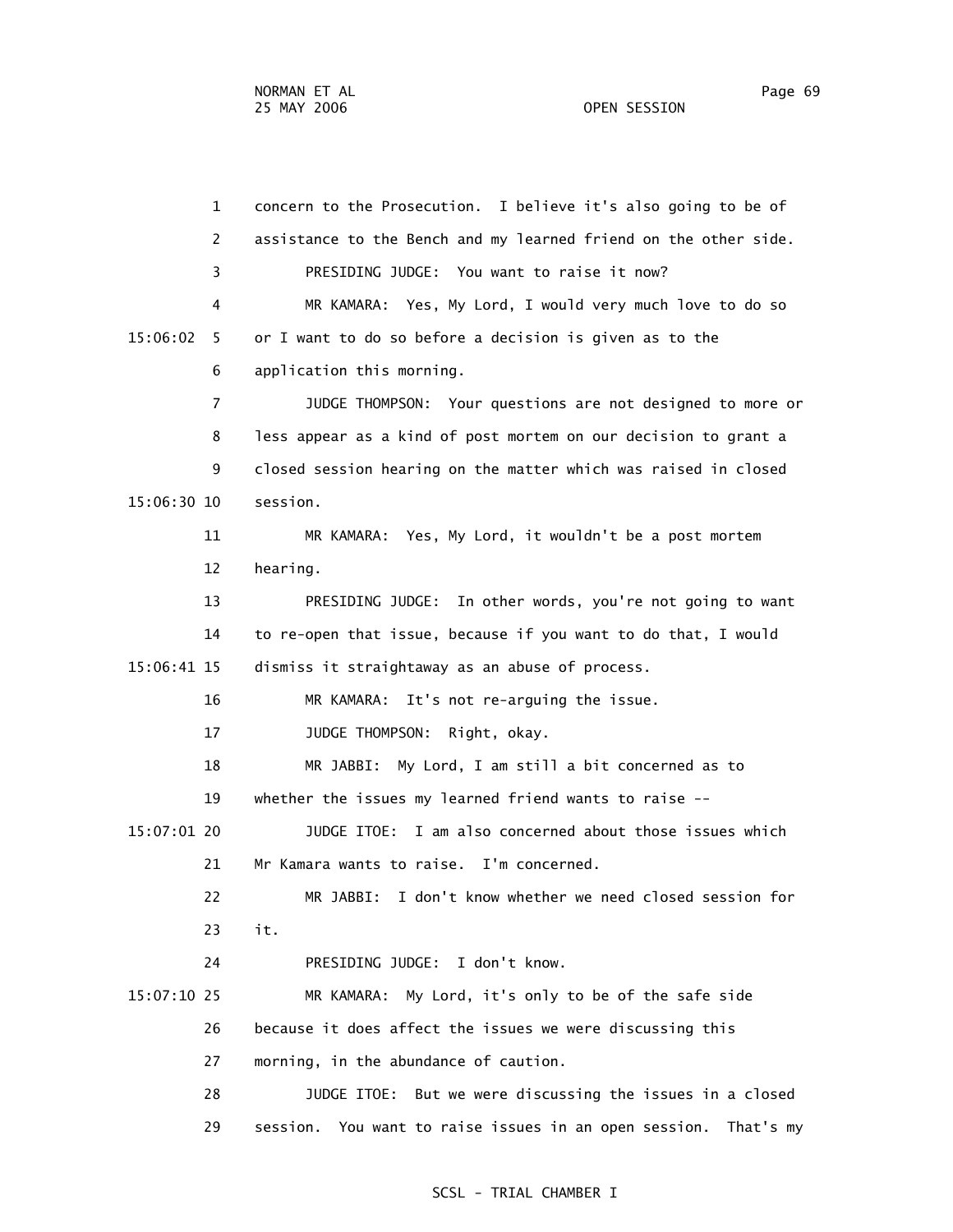1 concern to the Prosecution. I believe it's also going to be of
2 assistance to the Bench and my learned friend on the other side.
3 PRESIDING JUDGE: You want to raise it now?
4 MR KAMARA: Yes, My Lord, I would very much love to do so
15:06:02 5 or I want to do so before a decision is given as to the
6 application this morning.
7 JUDGE THOMPSON: Your questions are not designed to more or
8 less appear as a kind of post mortem on our decision to grant a
9 closed session hearing on the matter which was raised in closed
15:06:30 10 session.
11 MR KAMARA: Yes, My Lord, it wouldn't be a post mortem
12 hearing.
13 PRESIDING JUDGE: In other words, you're not going to want
14 to re-open that issue, because if you want to do that, I would
15:06:41 15 dismiss it straightaway as an abuse of process.
16 MR KAMARA: It's not re-arguing the issue.
17 JUDGE THOMPSON: Right, okay.
18 MR JABBI: My Lord, I am still a bit concerned as to
19 whether the issues my learned friend wants to raise --
15:07:01 20 JUDGE ITOE: I am also concerned about those issues which
21 Mr Kamara wants to raise. I'm concerned.
22 MR JABBI: I don't know whether we need closed session for
23 it.
24 PRESIDING JUDGE: I don't know.
15:07:10 25 MR KAMARA: My Lord, it's only to be of the safe side
26 because it does affect the issues we were discussing this
27 morning, in the abundance of caution.
28 JUDGE ITOE: But we were discussing the issues in a closed
29 session. You want to raise issues in an open session. That's my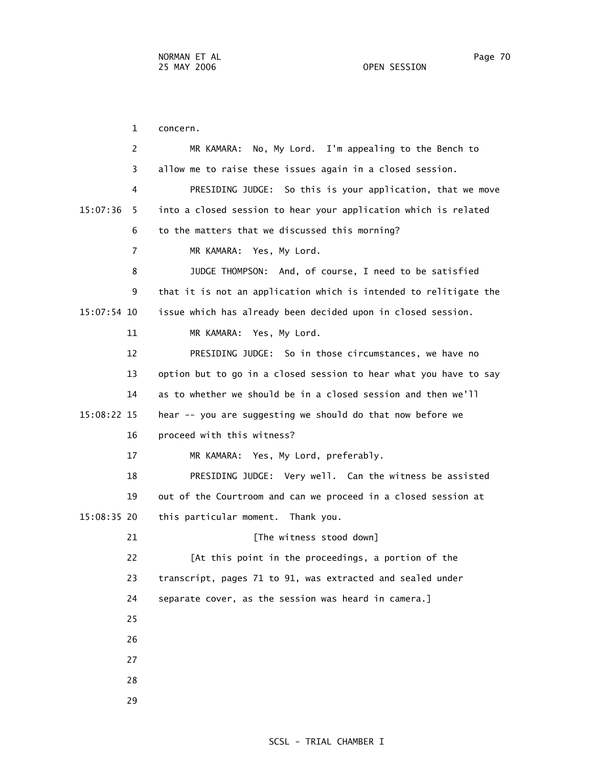concern.

MR KAMARA: No, My Lord. I'm appealing to the Bench to allow me to raise these issues again in a closed session.

PRESIDING JUDGE: So this is your application, that we move into a closed session to hear your application which is related to the matters that we discussed this morning?

MR KAMARA: Yes, My Lord.

JUDGE THOMPSON: And, of course, I need to be satisfied that it is not an application which is intended to relitigate the issue which has already been decided upon in closed session.

MR KAMARA: Yes, My Lord.

PRESIDING JUDGE: So in those circumstances, we have no option but to go in a closed session to hear what you have to say as to whether we should be in a closed session and then we'll hear -- you are suggesting we should do that now before we proceed with this witness?

MR KAMARA: Yes, My Lord, preferably.

PRESIDING JUDGE: Very well. Can the witness be assisted out of the Courtroom and can we proceed in a closed session at this particular moment. Thank you.

[The witness stood down]

[At this point in the proceedings, a portion of the transcript, pages 71 to 91, was extracted and sealed under separate cover, as the session was heard in camera.]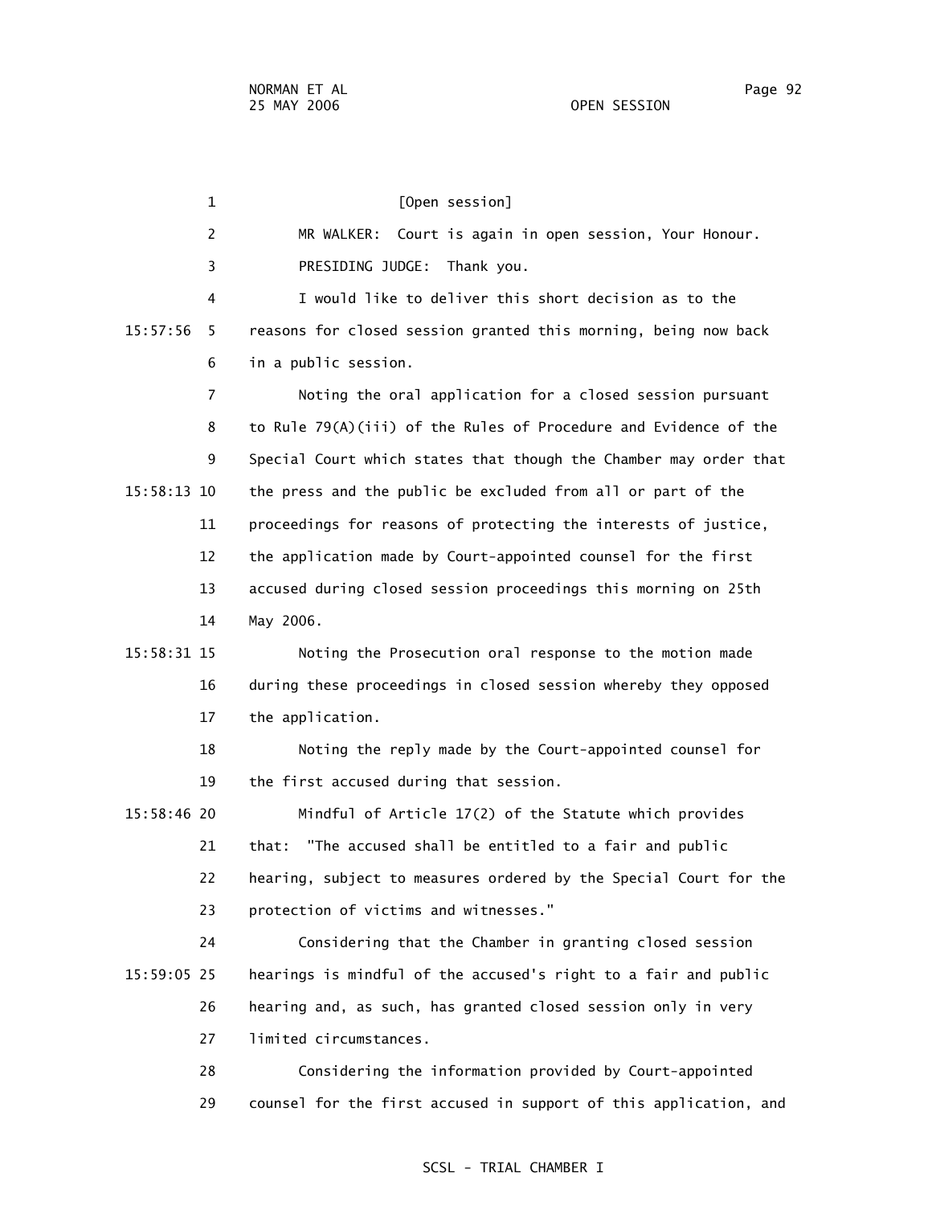[Open session]

MR WALKER: Court is again in open session, Your Honour.

PRESIDING JUDGE: Thank you.

I would like to deliver this short decision as to the reasons for closed session granted this morning, being now back in a public session.

Noting the oral application for a closed session pursuant to Rule 79(A)(iii) of the Rules of Procedure and Evidence of the Special Court which states that though the Chamber may order that the press and the public be excluded from all or part of the proceedings for reasons of protecting the interests of justice, the application made by Court-appointed counsel for the first accused during closed session proceedings this morning on 25th May 2006.

Noting the Prosecution oral response to the motion made during these proceedings in closed session whereby they opposed the application.

Noting the reply made by the Court-appointed counsel for the first accused during that session.

Mindful of Article 17(2) of the Statute which provides that: "The accused shall be entitled to a fair and public hearing, subject to measures ordered by the Special Court for the protection of victims and witnesses."

Considering that the Chamber in granting closed session hearings is mindful of the accused's right to a fair and public hearing and, as such, has granted closed session only in very limited circumstances.

Considering the information provided by Court-appointed counsel for the first accused in support of this application, and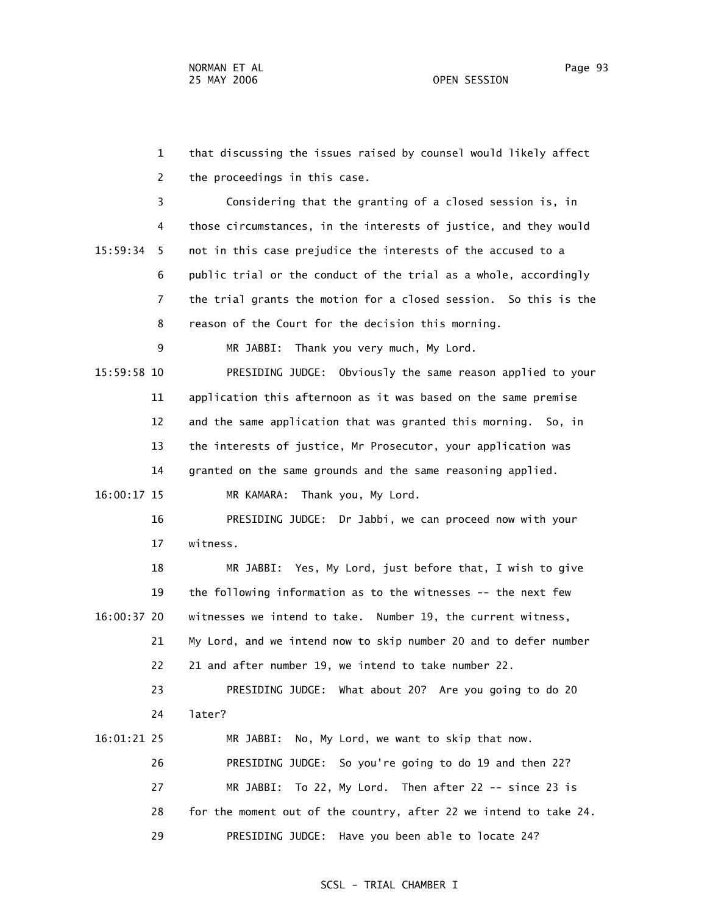1 that discussing the issues raised by counsel would likely affect

2 the proceedings in this case.

3 Considering that the granting of a closed session is, in

4 those circumstances, in the interests of justice, and they would

15:59:34 5 not in this case prejudice the interests of the accused to a

6 public trial or the conduct of the trial as a whole, accordingly

7 the trial grants the motion for a closed session. So this is the

8 reason of the Court for the decision this morning.

9 MR JABBI: Thank you very much, My Lord.

15:59:58 10 PRESIDING JUDGE: Obviously the same reason applied to your

11 application this afternoon as it was based on the same premise

12 and the same application that was granted this morning. So, in

13 the interests of justice, Mr Prosecutor, your application was

14 granted on the same grounds and the same reasoning applied.

16:00:17 15 MR KAMARA: Thank you, My Lord.

16 PRESIDING JUDGE: Dr Jabbi, we can proceed now with your

17 witness.

18 MR JABBI: Yes, My Lord, just before that, I wish to give

19 the following information as to the witnesses -- the next few

16:00:37 20 witnesses we intend to take. Number 19, the current witness,

21 My Lord, and we intend now to skip number 20 and to defer number

22 21 and after number 19, we intend to take number 22.

23 PRESIDING JUDGE: What about 20? Are you going to do 20

24 later?

16:01:21 25 MR JABBI: No, My Lord, we want to skip that now.

26 PRESIDING JUDGE: So you're going to do 19 and then 22?

27 MR JABBI: To 22, My Lord. Then after 22 -- since 23 is

28 for the moment out of the country, after 22 we intend to take 24.

29 PRESIDING JUDGE: Have you been able to locate 24?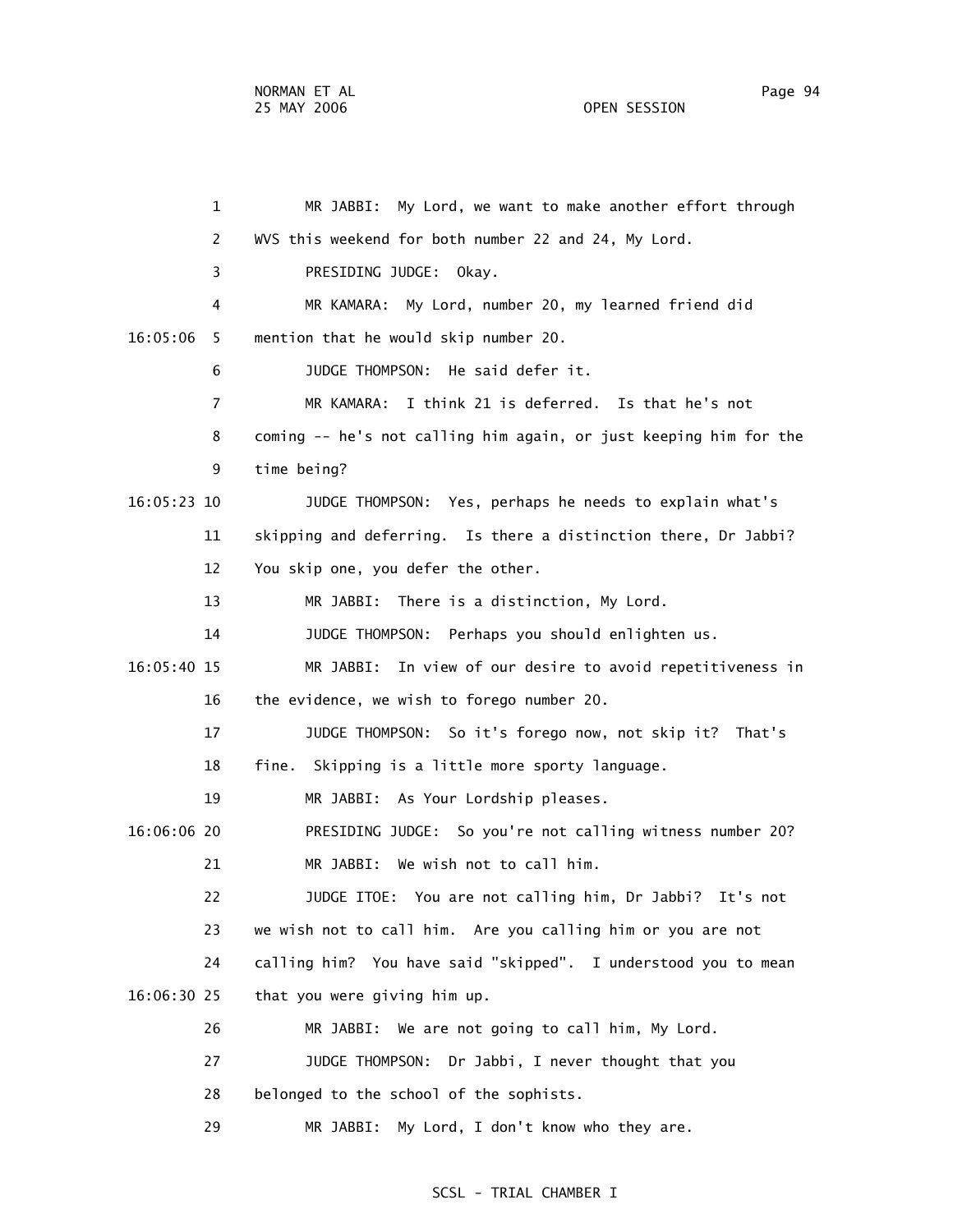1 MR JABBI: My Lord, we want to make another effort through
2 WVS this weekend for both number 22 and 24, My Lord.
3 PRESIDING JUDGE: Okay.
4 MR KAMARA: My Lord, number 20, my learned friend did
16:05:06 5 mention that he would skip number 20.
6 JUDGE THOMPSON: He said defer it.
7 MR KAMARA: I think 21 is deferred. Is that he's not
8 coming -- he's not calling him again, or just keeping him for the
9 time being?
16:05:23 10 JUDGE THOMPSON: Yes, perhaps he needs to explain what's
11 skipping and deferring. Is there a distinction there, Dr Jabbi?
12 You skip one, you defer the other.
13 MR JABBI: There is a distinction, My Lord.
14 JUDGE THOMPSON: Perhaps you should enlighten us.
16:05:40 15 MR JABBI: In view of our desire to avoid repetitiveness in
16 the evidence, we wish to forego number 20.
17 JUDGE THOMPSON: So it's forego now, not skip it? That's
18 fine. Skipping is a little more sporty language.
19 MR JABBI: As Your Lordship pleases.
16:06:06 20 PRESIDING JUDGE: So you're not calling witness number 20?
21 MR JABBI: We wish not to call him.
22 JUDGE ITOE: You are not calling him, Dr Jabbi? It's not
23 we wish not to call him. Are you calling him or you are not
24 calling him? You have said "skipped". I understood you to mean
16:06:30 25 that you were giving him up.
26 MR JABBI: We are not going to call him, My Lord.
27 JUDGE THOMPSON: Dr Jabbi, I never thought that you
28 belonged to the school of the sophists.
29 MR JABBI: My Lord, I don't know who they are.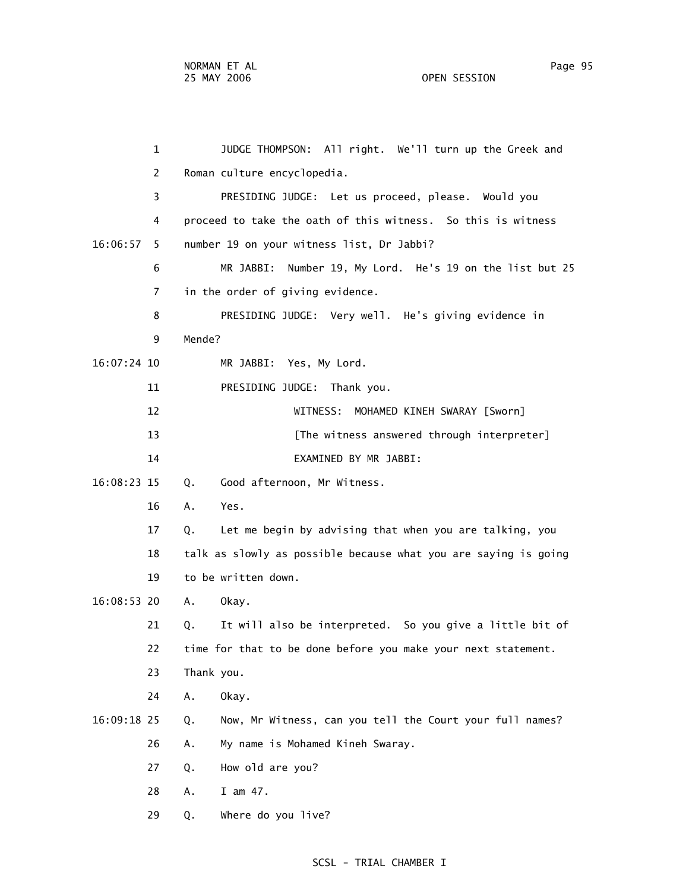1 JUDGE THOMPSON: All right. We'll turn up the Greek and

2 Roman culture encyclopedia.

3 PRESIDING JUDGE: Let us proceed, please. Would you

4 proceed to take the oath of this witness. So this is witness

16:06:57 5 number 19 on your witness list, Dr Jabbi?

6 MR JABBI: Number 19, My Lord. He's 19 on the list but 25

7 in the order of giving evidence.

8 PRESIDING JUDGE: Very well. He's giving evidence in

9 Mende?

16:07:24 10 MR JABBI: Yes, My Lord.

11 PRESIDING JUDGE: Thank you.

12 WITNESS: MOHAMED KINEH SWARAY [Sworn]

13 [The witness answered through interpreter]

14 EXAMINED BY MR JABBI:

16:08:23 15 Q. Good afternoon, Mr Witness.

16 A. Yes.

17 Q. Let me begin by advising that when you are talking, you

18 talk as slowly as possible because what you are saying is going

19 to be written down.

16:08:53 20 A. Okay.

21 Q. It will also be interpreted. So you give a little bit of

22 time for that to be done before you make your next statement.

23 Thank you.

24 A. Okay.

16:09:18 25 Q. Now, Mr Witness, can you tell the Court your full names?

26 A. My name is Mohamed Kineh Swaray.

27 Q. How old are you?

28 A. I am 47.

29 Q. Where do you live?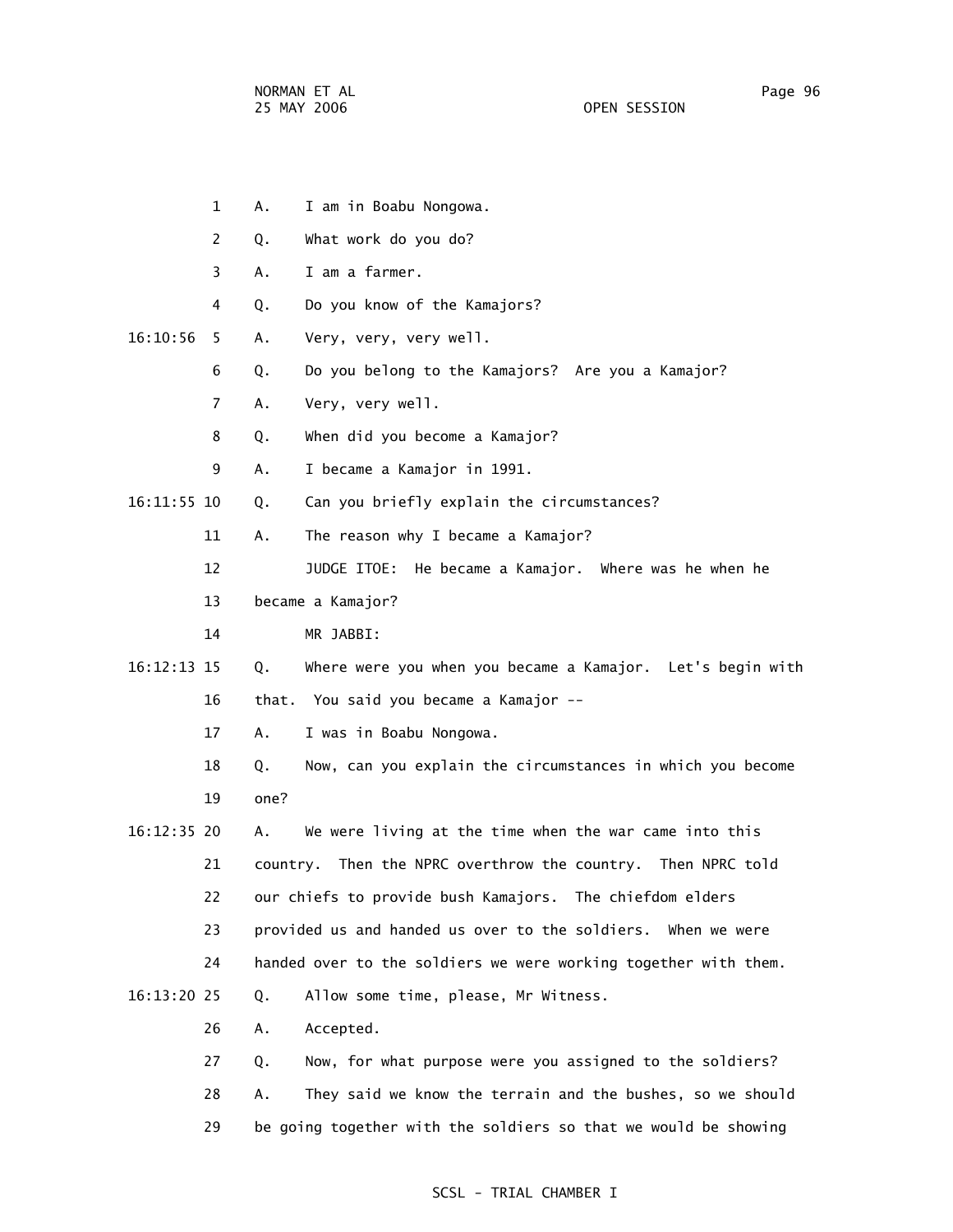1 A. I am in Boabu Nongowa.

2 Q. What work do you do?

3 A. I am a farmer.

4 Q. Do you know of the Kamajors?

16:10:56 5 A. Very, very, very well.

6 Q. Do you belong to the Kamajors? Are you a Kamajor?

7 A. Very, very well.

8 Q. When did you become a Kamajor?

9 A. I became a Kamajor in 1991.

16:11:55 10 Q. Can you briefly explain the circumstances?

11 A. The reason why I became a Kamajor?

12 JUDGE ITOE: He became a Kamajor. Where was he when he

13 became a Kamajor?

14 MR JABBI:

16:12:13 15 Q. Where were you when you became a Kamajor. Let's begin with

16 that. You said you became a Kamajor --

17 A. I was in Boabu Nongowa.

18 Q. Now, can you explain the circumstances in which you become

19 one?

16:12:35 20 A. We were living at the time when the war came into this

21 country. Then the NPRC overthrow the country. Then NPRC told

22 our chiefs to provide bush Kamajors. The chiefdom elders

23 provided us and handed us over to the soldiers. When we were

24 handed over to the soldiers we were working together with them.

16:13:20 25 Q. Allow some time, please, Mr Witness.

26 A. Accepted.

27 Q. Now, for what purpose were you assigned to the soldiers?

28 A. They said we know the terrain and the bushes, so we should

29 be going together with the soldiers so that we would be showing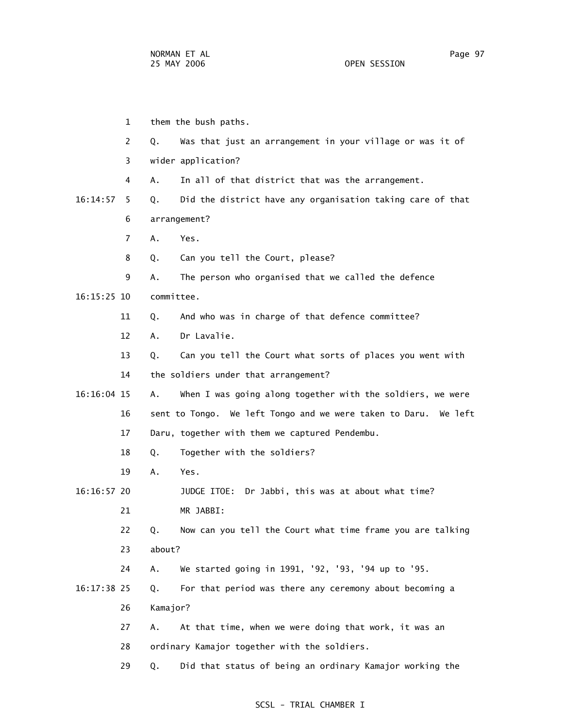1 them the bush paths.

2 Q. Was that just an arrangement in your village or was it of

3 wider application?

4 A. In all of that district that was the arrangement.

16:14:57 5 Q. Did the district have any organisation taking care of that

6 arrangement?

7 A. Yes.

8 Q. Can you tell the Court, please?

9 A. The person who organised that we called the defence

16:15:25 10 committee.

11 Q. And who was in charge of that defence committee?

12 A. Dr Lavalie.

13 Q. Can you tell the Court what sorts of places you went with

14 the soldiers under that arrangement?

16:16:04 15 A. When I was going along together with the soldiers, we were

16 sent to Tongo. We left Tongo and we were taken to Daru. We left

17 Daru, together with them we captured Pendembu.

18 Q. Together with the soldiers?

19 A. Yes.

16:16:57 20 JUDGE ITOE: Dr Jabbi, this was at about what time?

21 MR JABBI:

22 Q. Now can you tell the Court what time frame you are talking

23 about?

24 A. We started going in 1991, '92, '93, '94 up to '95.

16:17:38 25 Q. For that period was there any ceremony about becoming a

26 Kamajor?

27 A. At that time, when we were doing that work, it was an

28 ordinary Kamajor together with the soldiers.

29 Q. Did that status of being an ordinary Kamajor working the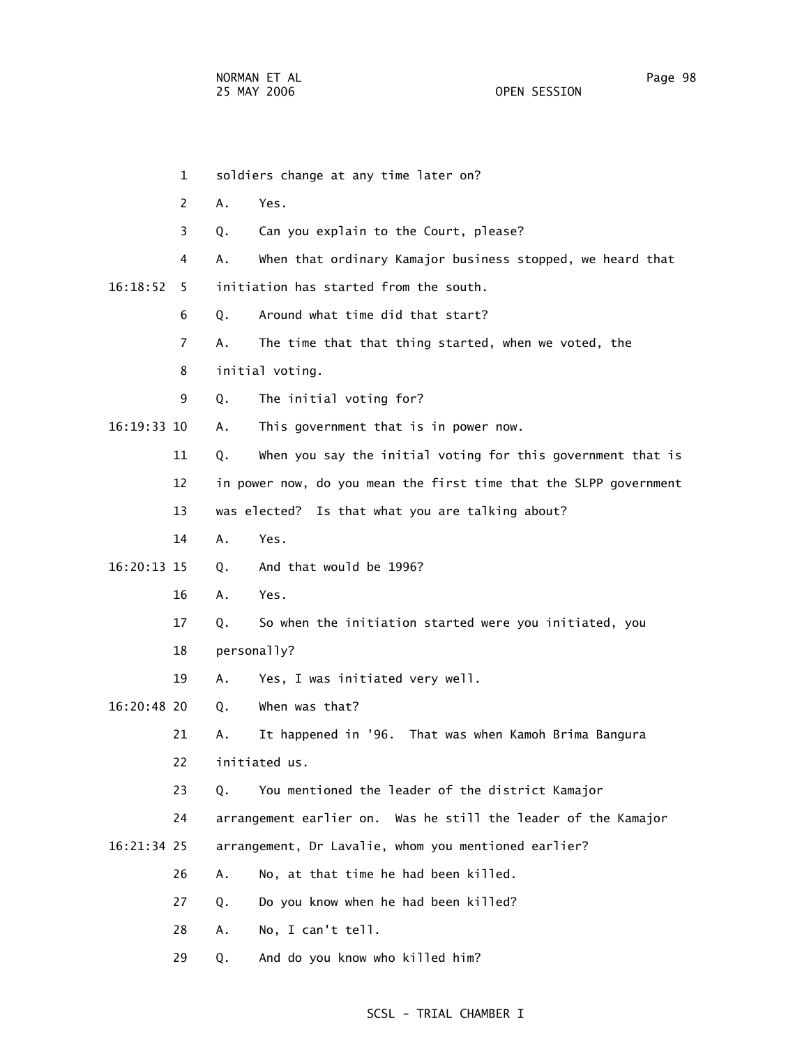1 soldiers change at any time later on?

2 A. Yes.

3 Q. Can you explain to the Court, please?

4 A. When that ordinary Kamajor business stopped, we heard that

16:18:52 5 initiation has started from the south.

6 Q. Around what time did that start?

7 A. The time that that thing started, when we voted, the

8 initial voting.

9 Q. The initial voting for?

16:19:33 10 A. This government that is in power now.

11 Q. When you say the initial voting for this government that is

12 in power now, do you mean the first time that the SLPP government

13 was elected? Is that what you are talking about?

14 A. Yes.

16:20:13 15 Q. And that would be 1996?

16 A. Yes.

17 Q. So when the initiation started were you initiated, you

18 personally?

19 A. Yes, I was initiated very well.

16:20:48 20 Q. When was that?

21 A. It happened in '96. That was when Kamoh Brima Bangura

22 initiated us.

23 Q. You mentioned the leader of the district Kamajor

24 arrangement earlier on. Was he still the leader of the Kamajor

16:21:34 25 arrangement, Dr Lavalie, whom you mentioned earlier?

26 A. No, at that time he had been killed.

27 Q. Do you know when he had been killed?

28 A. No, I can't tell.

29 Q. And do you know who killed him?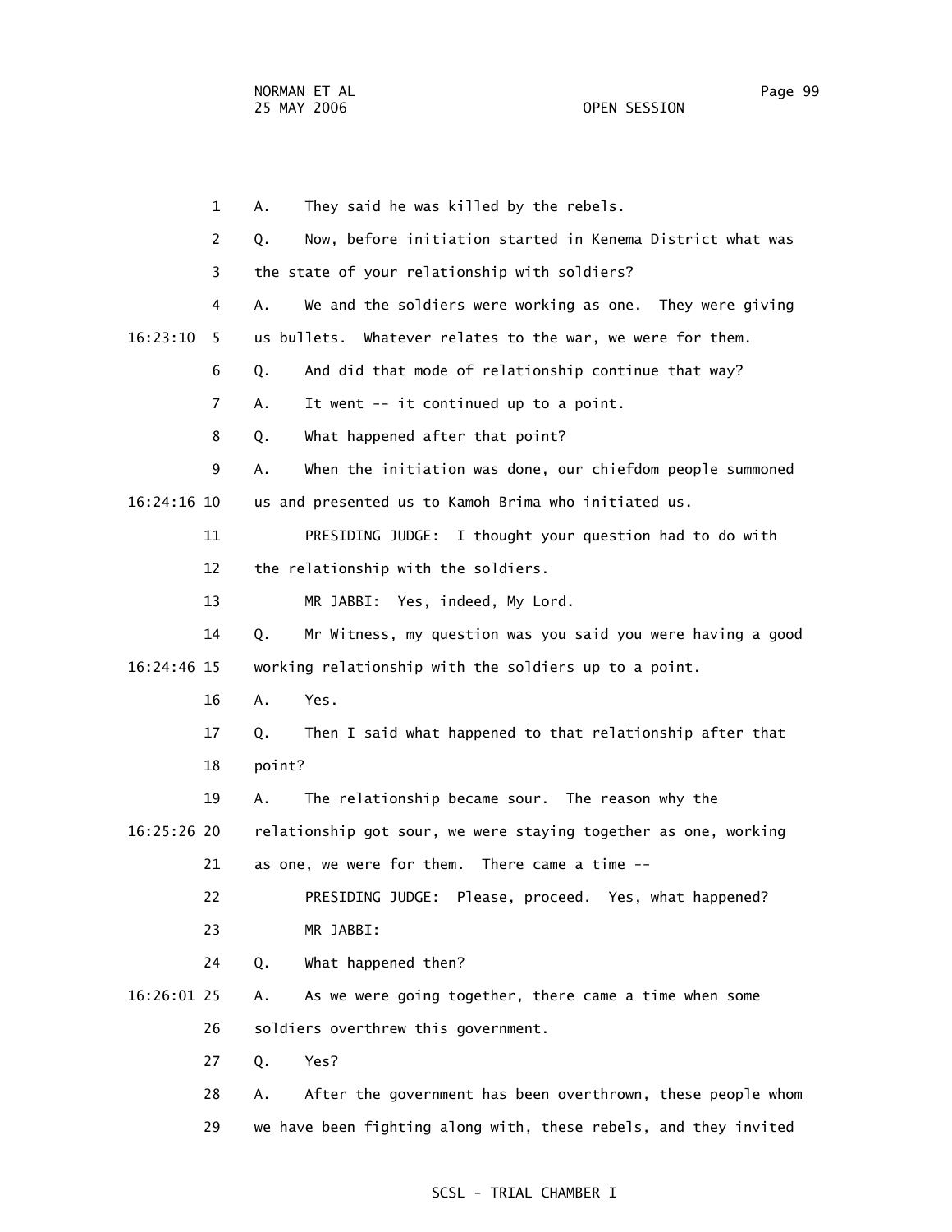A. They said he was killed by the rebels.

Q. Now, before initiation started in Kenema District what was the state of your relationship with soldiers?

A. We and the soldiers were working as one. They were giving us bullets. Whatever relates to the war, we were for them.

Q. And did that mode of relationship continue that way?

A. It went -- it continued up to a point.

Q. What happened after that point?

A. When the initiation was done, our chiefdom people summoned us and presented us to Kamoh Brima who initiated us.

PRESIDING JUDGE: I thought your question had to do with the relationship with the soldiers.

MR JABBI: Yes, indeed, My Lord.

Q. Mr Witness, my question was you said you were having a good working relationship with the soldiers up to a point.

A. Yes.

Q. Then I said what happened to that relationship after that point?

A. The relationship became sour. The reason why the relationship got sour, we were staying together as one, working as one, we were for them. There came a time --

PRESIDING JUDGE: Please, proceed. Yes, what happened?

MR JABBI:

Q. What happened then?

A. As we were going together, there came a time when some soldiers overthrew this government.

Q. Yes?

A. After the government has been overthrown, these people whom we have been fighting along with, these rebels, and they invited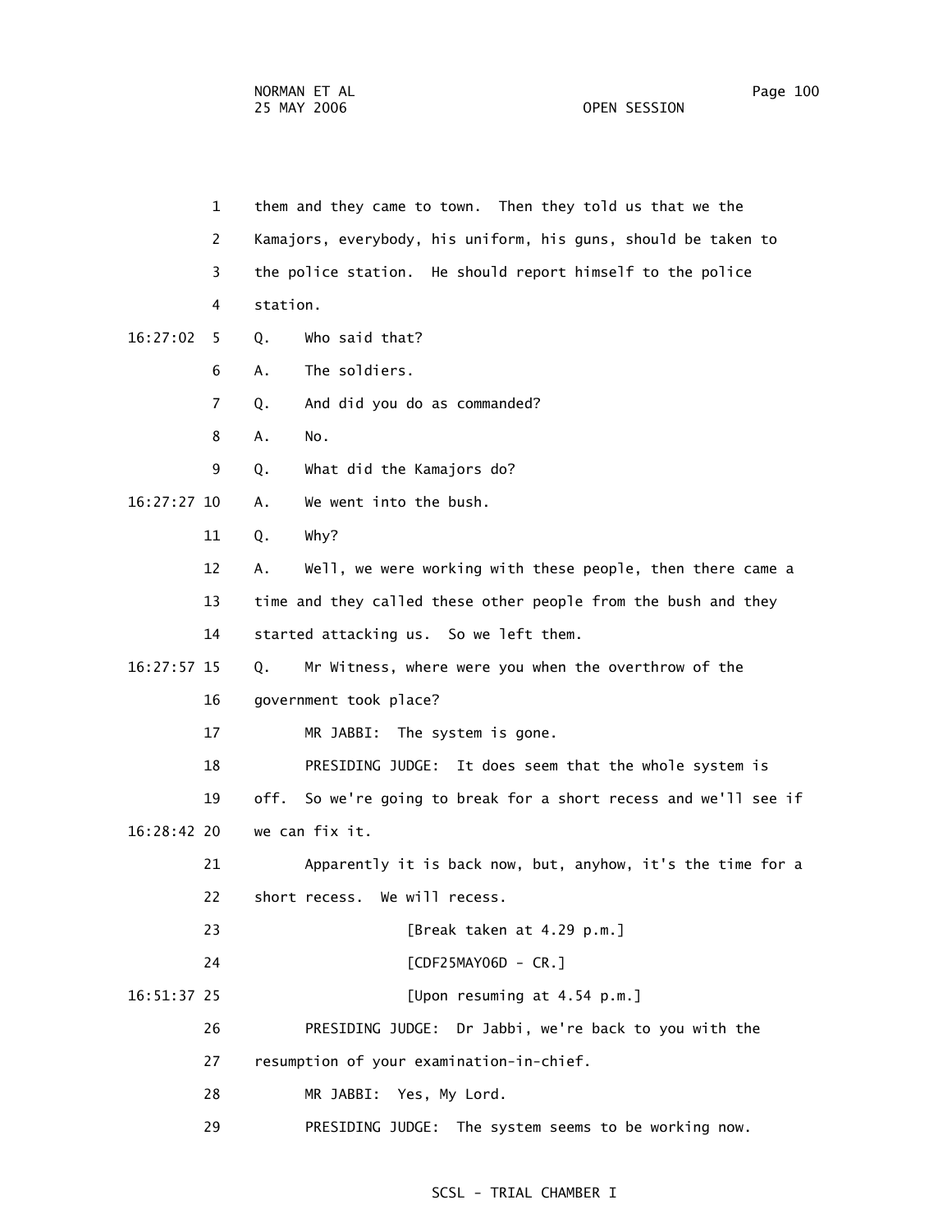1 them and they came to town. Then they told us that we the
2 Kamajors, everybody, his uniform, his guns, should be taken to
3 the police station. He should report himself to the police
4 station.

16:27:02 5 Q. Who said that?
6 A. The soldiers.
7 Q. And did you do as commanded?
8 A. No.
9 Q. What did the Kamajors do?

16:27:27 10 A. We went into the bush.
11 Q. Why?
12 A. Well, we were working with these people, then there came a
13 time and they called these other people from the bush and they
14 started attacking us. So we left them.

16:27:57 15 Q. Mr Witness, where were you when the overthrow of the
16 government took place?
17 MR JABBI: The system is gone.
18 PRESIDING JUDGE: It does seem that the whole system is
19 off. So we're going to break for a short recess and we'll see if

16:28:42 20 we can fix it.
21 Apparently it is back now, but, anyhow, it's the time for a
22 short recess. We will recess.
23 [Break taken at 4.29 p.m.]
24 [CDF25MAY06D - CR.]

16:51:37 25 [Upon resuming at 4.54 p.m.]
26 PRESIDING JUDGE: Dr Jabbi, we're back to you with the
27 resumption of your examination-in-chief.
28 MR JABBI: Yes, My Lord.
29 PRESIDING JUDGE: The system seems to be working now.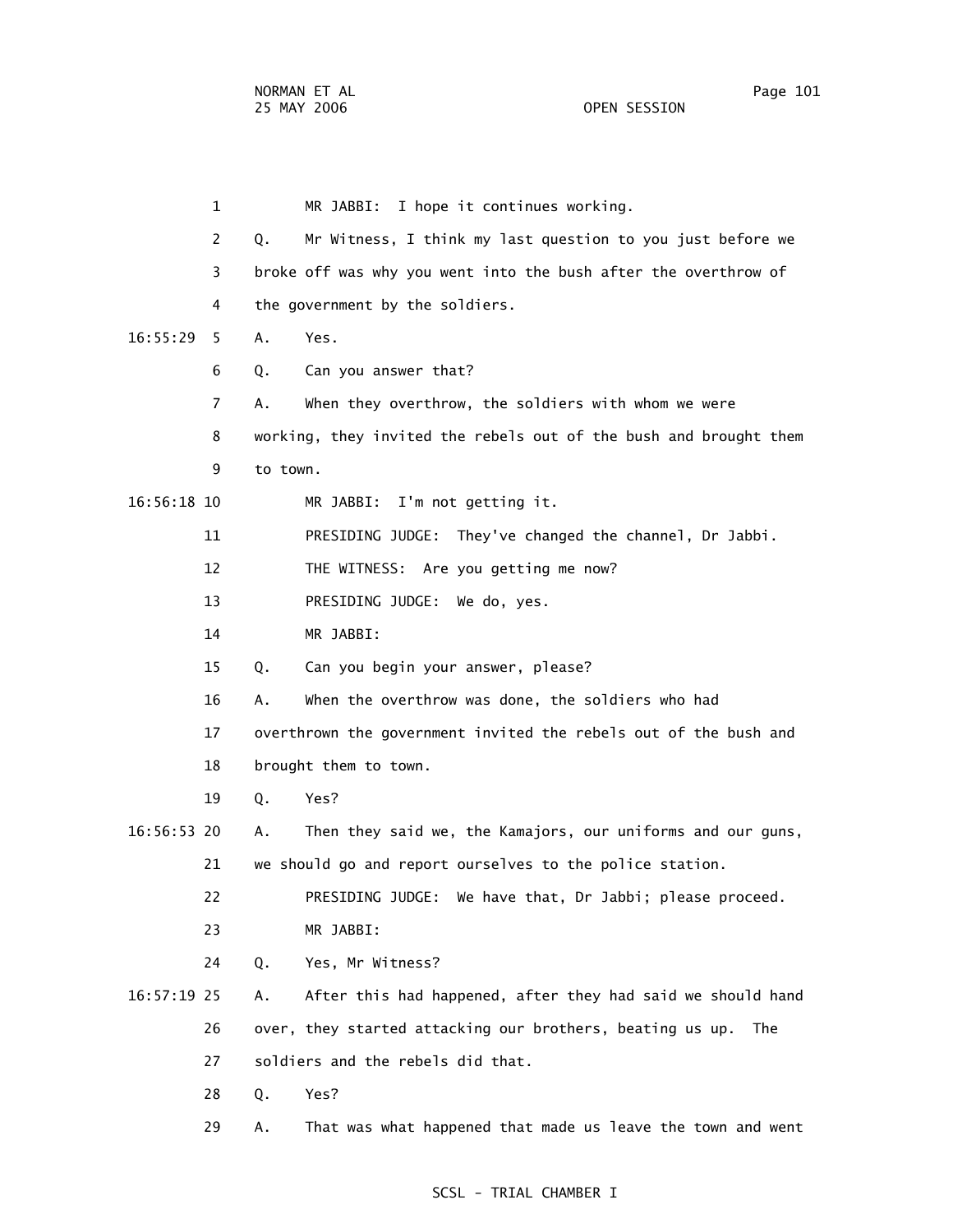1 MR JABBI: I hope it continues working.

2 Q. Mr Witness, I think my last question to you just before we

3 broke off was why you went into the bush after the overthrow of

4 the government by the soldiers.

16:55:29 5 A. Yes.

6 Q. Can you answer that?

7 A. When they overthrow, the soldiers with whom we were

8 working, they invited the rebels out of the bush and brought them

9 to town.

16:56:18 10 MR JABBI: I'm not getting it.

11 PRESIDING JUDGE: They've changed the channel, Dr Jabbi.

12 THE WITNESS: Are you getting me now?

13 PRESIDING JUDGE: We do, yes.

14 MR JABBI:

15 Q. Can you begin your answer, please?

16 A. When the overthrow was done, the soldiers who had

17 overthrown the government invited the rebels out of the bush and

18 brought them to town.

19 Q. Yes?

16:56:53 20 A. Then they said we, the Kamajors, our uniforms and our guns,

21 we should go and report ourselves to the police station.

22 PRESIDING JUDGE: We have that, Dr Jabbi; please proceed.

23 MR JABBI:

24 Q. Yes, Mr Witness?

16:57:19 25 A. After this had happened, after they had said we should hand

26 over, they started attacking our brothers, beating us up. The

27 soldiers and the rebels did that.

28 Q. Yes?

29 A. That was what happened that made us leave the town and went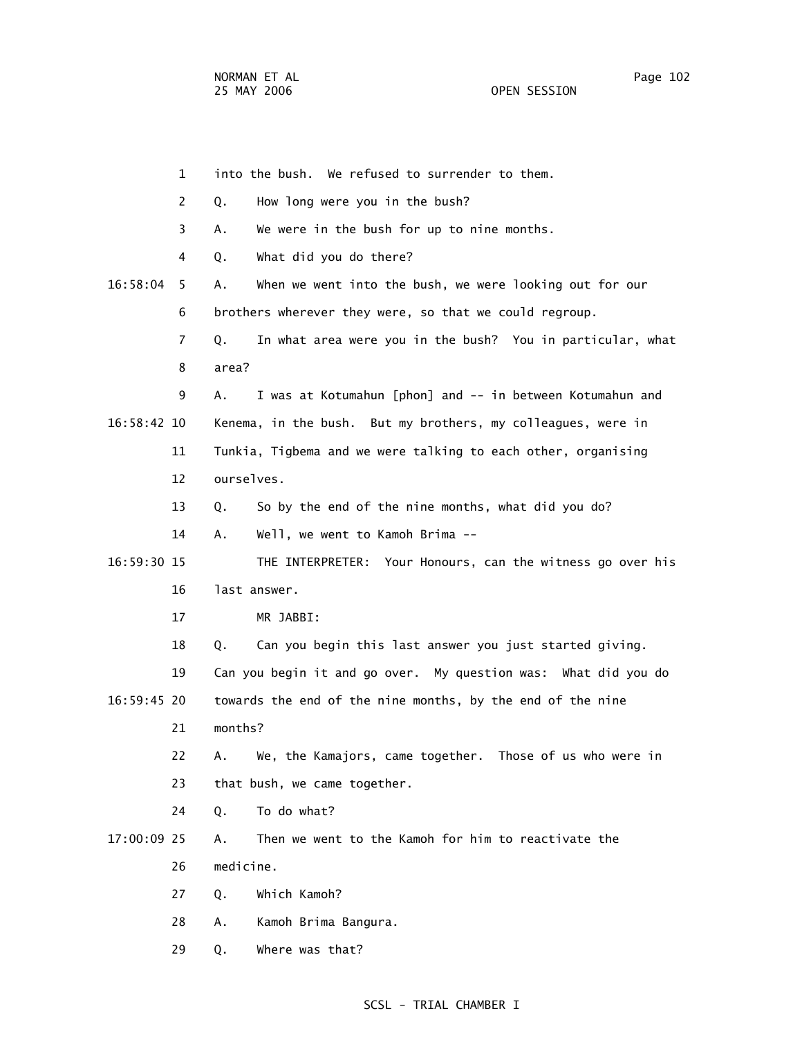1 into the bush. We refused to surrender to them.

2 Q. How long were you in the bush?

3 A. We were in the bush for up to nine months.

4 Q. What did you do there?

16:58:04 5 A. When we went into the bush, we were looking out for our

6 brothers wherever they were, so that we could regroup.

7 Q. In what area were you in the bush? You in particular, what

8 area?

9 A. I was at Kotumahun [phon] and -- in between Kotumahun and

16:58:42 10 Kenema, in the bush. But my brothers, my colleagues, were in

11 Tunkia, Tigbema and we were talking to each other, organising

12 ourselves.

13 Q. So by the end of the nine months, what did you do?

14 A. Well, we went to Kamoh Brima --

16:59:30 15 THE INTERPRETER: Your Honours, can the witness go over his

16 last answer.

17 MR JABBI:

18 Q. Can you begin this last answer you just started giving.

19 Can you begin it and go over. My question was: What did you do

16:59:45 20 towards the end of the nine months, by the end of the nine

21 months?

22 A. We, the Kamajors, came together. Those of us who were in

23 that bush, we came together.

24 Q. To do what?

17:00:09 25 A. Then we went to the Kamoh for him to reactivate the

26 medicine.

27 Q. Which Kamoh?

28 A. Kamoh Brima Bangura.

29 Q. Where was that?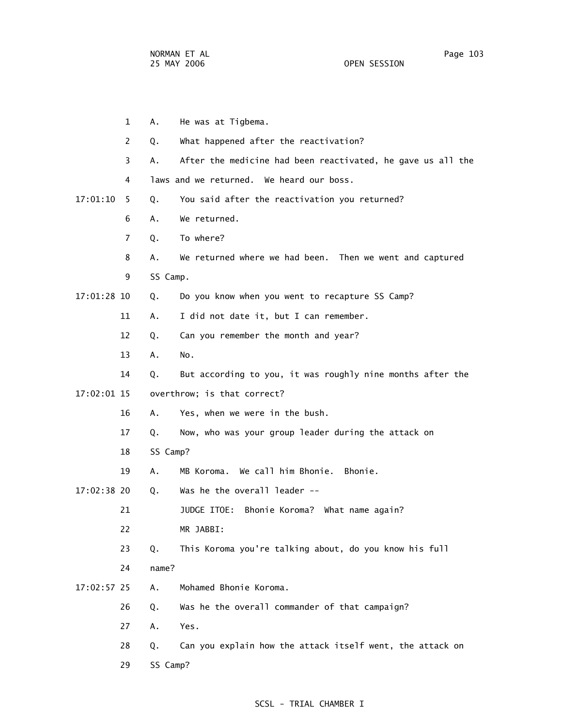1 A. He was at Tigbema.

2 Q. What happened after the reactivation?

3 A. After the medicine had been reactivated, he gave us all the

4 laws and we returned. We heard our boss.

17:01:10 5 Q. You said after the reactivation you returned?

6 A. We returned.

7 Q. To where?

8 A. We returned where we had been. Then we went and captured

9 SS Camp.

17:01:28 10 Q. Do you know when you went to recapture SS Camp?

11 A. I did not date it, but I can remember.

12 Q. Can you remember the month and year?

13 A. No.

14 Q. But according to you, it was roughly nine months after the

17:02:01 15 overthrow; is that correct?

16 A. Yes, when we were in the bush.

17 Q. Now, who was your group leader during the attack on

18 SS Camp?

19 A. MB Koroma. We call him Bhonie. Bhonie.

17:02:38 20 Q. Was he the overall leader --

21 JUDGE ITOE: Bhonie Koroma? What name again?

22 MR JABBI:

23 Q. This Koroma you're talking about, do you know his full

24 name?

17:02:57 25 A. Mohamed Bhonie Koroma.

26 Q. Was he the overall commander of that campaign?

27 A. Yes.

28 Q. Can you explain how the attack itself went, the attack on

29 SS Camp?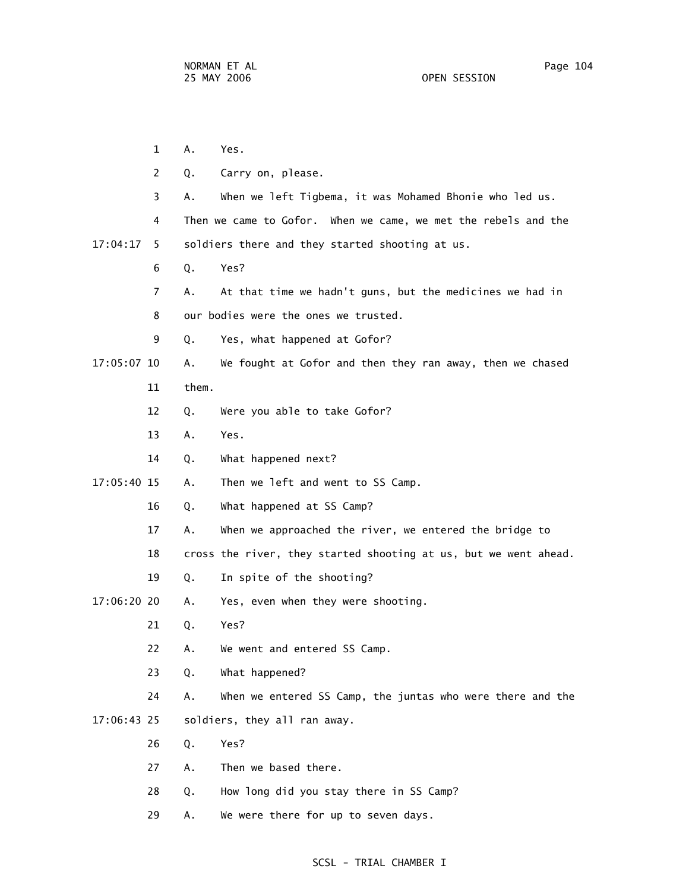1 A. Yes.

2 Q. Carry on, please.

3 A. When we left Tigbema, it was Mohamed Bhonie who led us.

4 Then we came to Gofor. When we came, we met the rebels and the

17:04:17 5 soldiers there and they started shooting at us.

6 Q. Yes?

7 A. At that time we hadn't guns, but the medicines we had in

8 our bodies were the ones we trusted.

9 Q. Yes, what happened at Gofor?

17:05:07 10 A. We fought at Gofor and then they ran away, then we chased

11 them.

12 Q. Were you able to take Gofor?

13 A. Yes.

14 Q. What happened next?

17:05:40 15 A. Then we left and went to SS Camp.

16 Q. What happened at SS Camp?

17 A. When we approached the river, we entered the bridge to

18 cross the river, they started shooting at us, but we went ahead.

19 Q. In spite of the shooting?

17:06:20 20 A. Yes, even when they were shooting.

21 Q. Yes?

22 A. We went and entered SS Camp.

23 Q. What happened?

24 A. When we entered SS Camp, the juntas who were there and the

17:06:43 25 soldiers, they all ran away.

26 Q. Yes?

27 A. Then we based there.

28 Q. How long did you stay there in SS Camp?

29 A. We were there for up to seven days.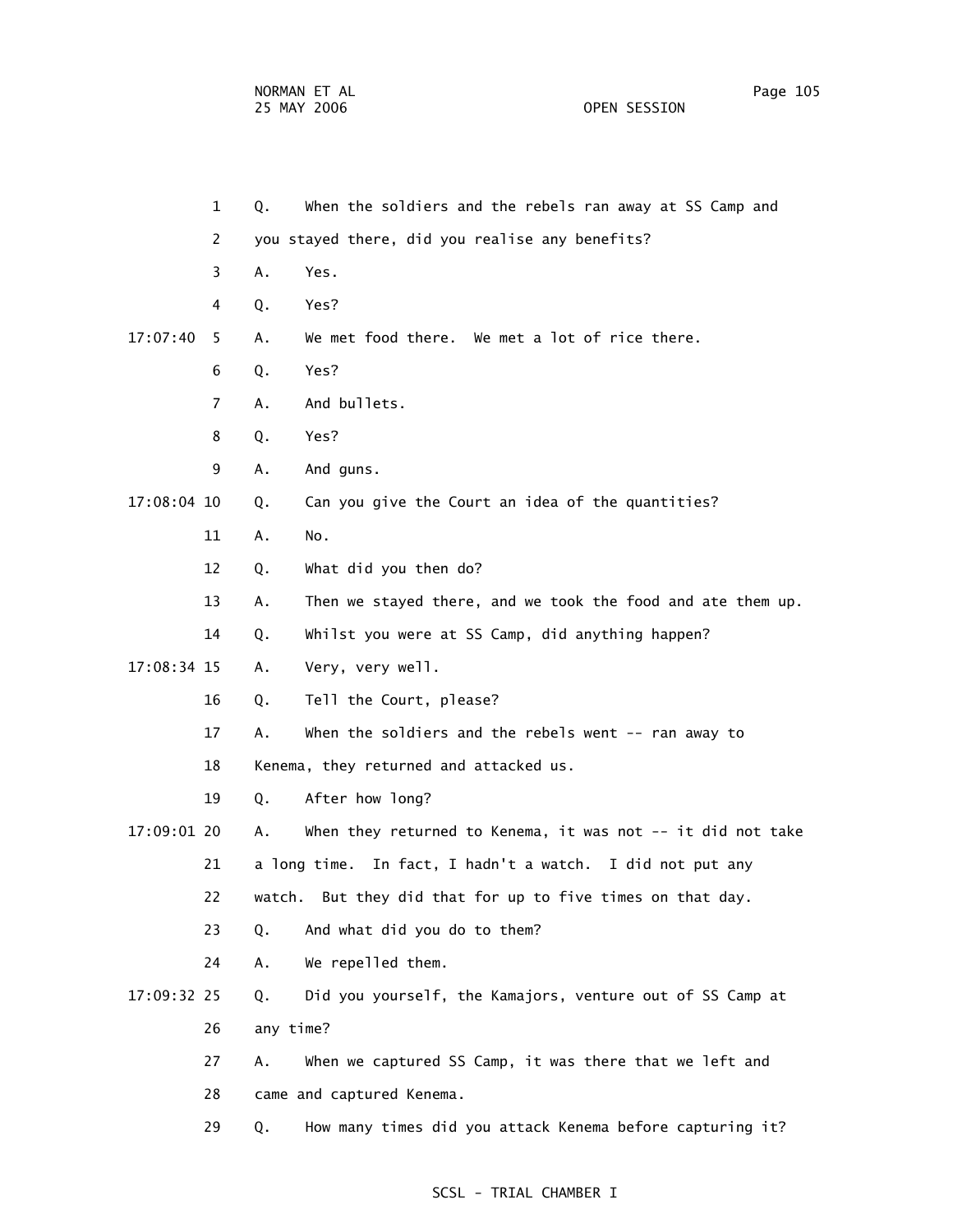1 Q. When the soldiers and the rebels ran away at SS Camp and

2 you stayed there, did you realise any benefits?

3 A. Yes.

4 Q. Yes?

17:07:40 5 A. We met food there. We met a lot of rice there.

6 Q. Yes?

7 A. And bullets.

8 Q. Yes?

9 A. And guns.

17:08:04 10 Q. Can you give the Court an idea of the quantities?

11 A. No.

12 Q. What did you then do?

13 A. Then we stayed there, and we took the food and ate them up.

14 Q. Whilst you were at SS Camp, did anything happen?

17:08:34 15 A. Very, very well.

16 Q. Tell the Court, please?

17 A. When the soldiers and the rebels went -- ran away to

18 Kenema, they returned and attacked us.

19 Q. After how long?

17:09:01 20 A. When they returned to Kenema, it was not -- it did not take

21 a long time. In fact, I hadn't a watch. I did not put any

22 watch. But they did that for up to five times on that day.

23 Q. And what did you do to them?

24 A. We repelled them.

17:09:32 25 Q. Did you yourself, the Kamajors, venture out of SS Camp at

26 any time?

27 A. When we captured SS Camp, it was there that we left and

28 came and captured Kenema.

29 Q. How many times did you attack Kenema before capturing it?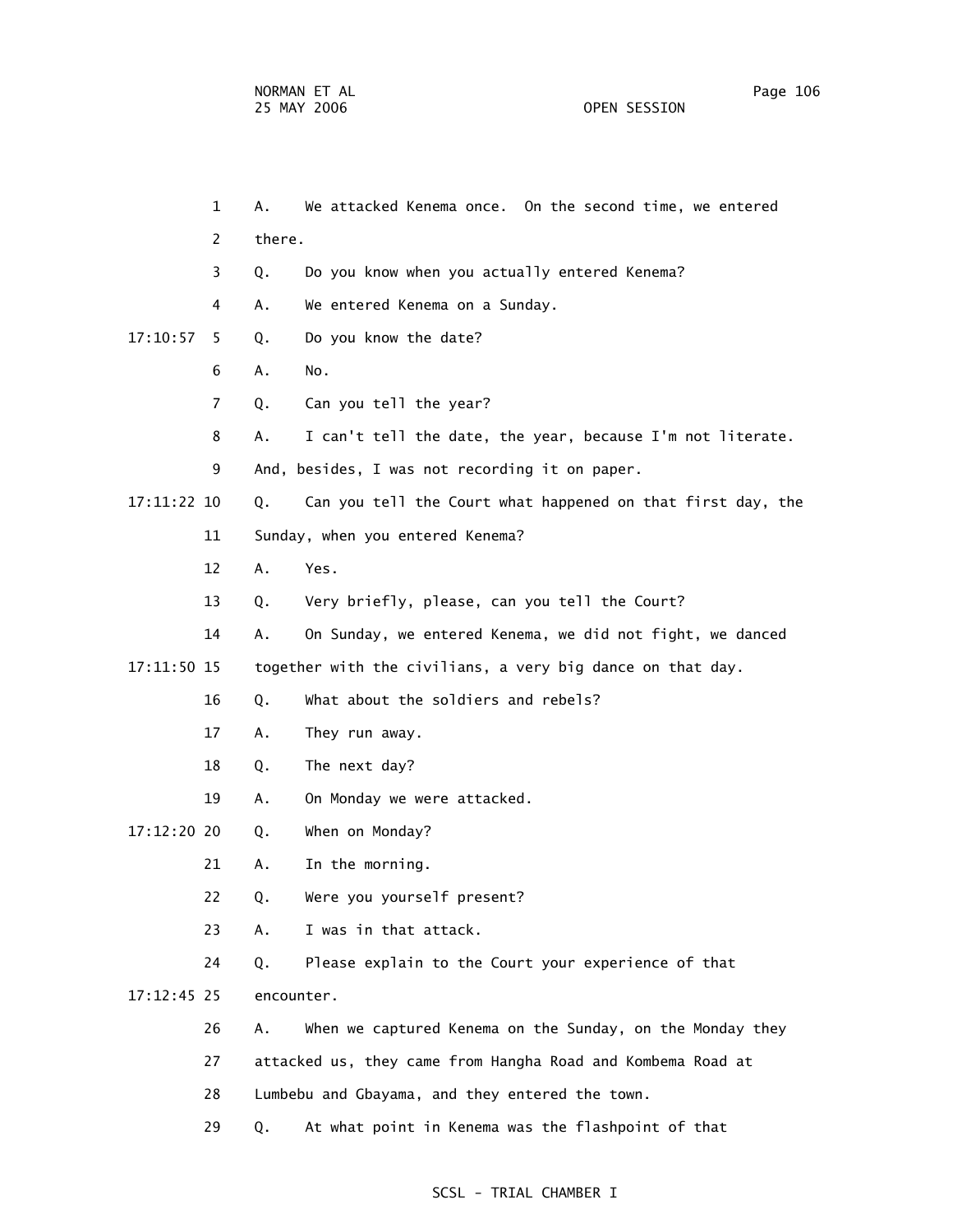1 A. We attacked Kenema once. On the second time, we entered

2 there.

3 Q. Do you know when you actually entered Kenema?

4 A. We entered Kenema on a Sunday.

17:10:57 5 Q. Do you know the date?

6 A. No.

7 Q. Can you tell the year?

8 A. I can't tell the date, the year, because I'm not literate.

9 And, besides, I was not recording it on paper.

17:11:22 10 Q. Can you tell the Court what happened on that first day, the

11 Sunday, when you entered Kenema?

12 A. Yes.

13 Q. Very briefly, please, can you tell the Court?

14 A. On Sunday, we entered Kenema, we did not fight, we danced

17:11:50 15 together with the civilians, a very big dance on that day.

16 Q. What about the soldiers and rebels?

17 A. They run away.

18 Q. The next day?

19 A. On Monday we were attacked.

17:12:20 20 Q. When on Monday?

21 A. In the morning.

22 Q. Were you yourself present?

23 A. I was in that attack.

24 Q. Please explain to the Court your experience of that

17:12:45 25 encounter.

26 A. When we captured Kenema on the Sunday, on the Monday they

27 attacked us, they came from Hangha Road and Kombema Road at

28 Lumbebu and Gbayama, and they entered the town.

29 Q. At what point in Kenema was the flashpoint of that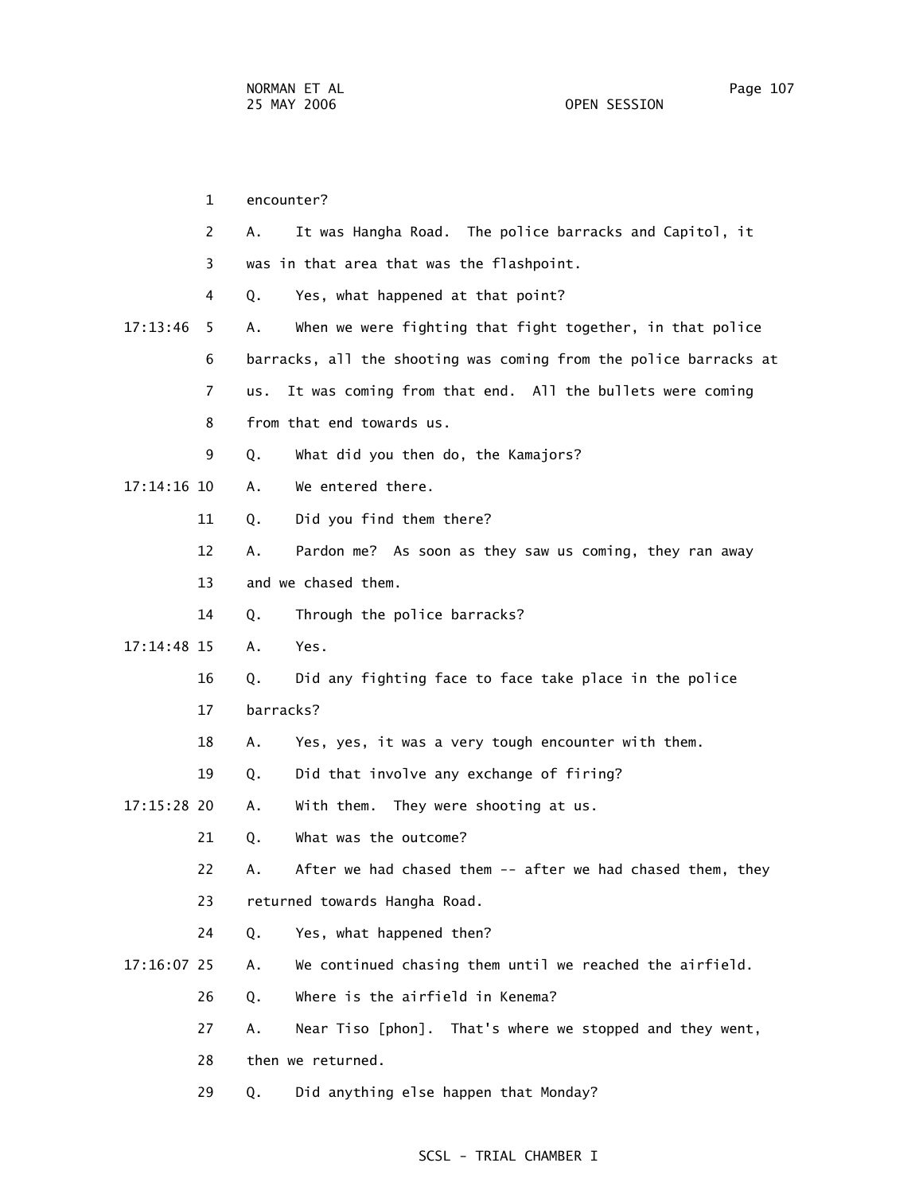1 encounter?

2 A. It was Hangha Road. The police barracks and Capitol, it

3 was in that area that was the flashpoint.

4 Q. Yes, what happened at that point?

17:13:46 5 A. When we were fighting that fight together, in that police

6 barracks, all the shooting was coming from the police barracks at

7 us. It was coming from that end. All the bullets were coming

8 from that end towards us.

9 Q. What did you then do, the Kamajors?

17:14:16 10 A. We entered there.

11 Q. Did you find them there?

12 A. Pardon me? As soon as they saw us coming, they ran away

13 and we chased them.

14 Q. Through the police barracks?

17:14:48 15 A. Yes.

16 Q. Did any fighting face to face take place in the police

17 barracks?

18 A. Yes, yes, it was a very tough encounter with them.

19 Q. Did that involve any exchange of firing?

17:15:28 20 A. With them. They were shooting at us.

21 Q. What was the outcome?

22 A. After we had chased them -- after we had chased them, they

23 returned towards Hangha Road.

24 Q. Yes, what happened then?

17:16:07 25 A. We continued chasing them until we reached the airfield.

26 Q. Where is the airfield in Kenema?

27 A. Near Tiso [phon]. That's where we stopped and they went,

28 then we returned.

29 Q. Did anything else happen that Monday?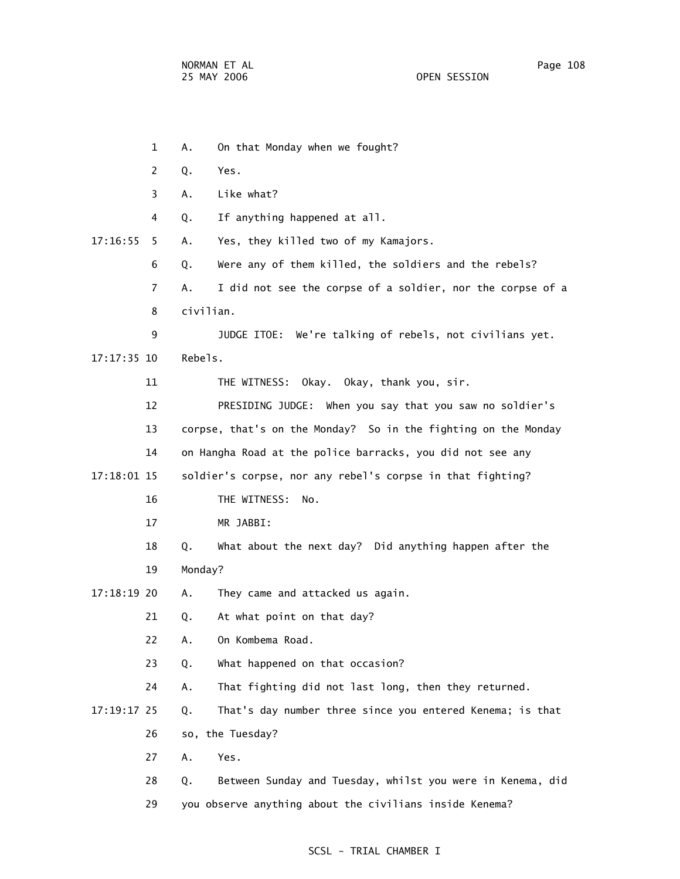1 A. On that Monday when we fought?

2 Q. Yes.

3 A. Like what?

4 Q. If anything happened at all.

17:16:55 5 A. Yes, they killed two of my Kamajors.

6 Q. Were any of them killed, the soldiers and the rebels?

7 A. I did not see the corpse of a soldier, nor the corpse of a

8 civilian.

9 JUDGE ITOE: We're talking of rebels, not civilians yet.

17:17:35 10 Rebels.

11 THE WITNESS: Okay. Okay, thank you, sir.

12 PRESIDING JUDGE: When you say that you saw no soldier's

13 corpse, that's on the Monday? So in the fighting on the Monday

14 on Hangha Road at the police barracks, you did not see any

17:18:01 15 soldier's corpse, nor any rebel's corpse in that fighting?

16 THE WITNESS: No.

17 MR JABBI:

18 Q. What about the next day? Did anything happen after the

19 Monday?

17:18:19 20 A. They came and attacked us again.

21 Q. At what point on that day?

22 A. On Kombema Road.

23 Q. What happened on that occasion?

24 A. That fighting did not last long, then they returned.

17:19:17 25 Q. That's day number three since you entered Kenema; is that

26 so, the Tuesday?

27 A. Yes.

28 Q. Between Sunday and Tuesday, whilst you were in Kenema, did

29 you observe anything about the civilians inside Kenema?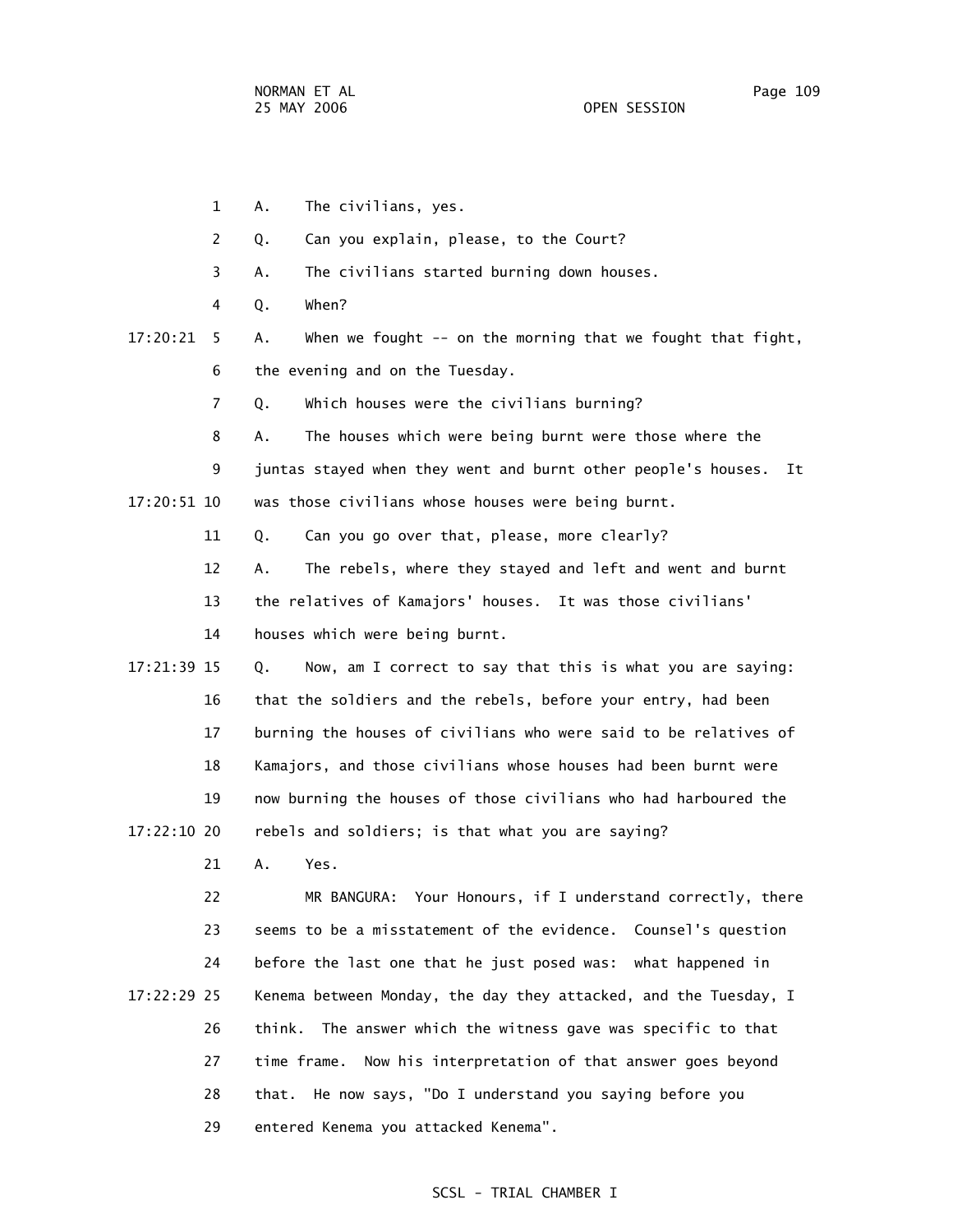1 A. The civilians, yes.

2 Q. Can you explain, please, to the Court?

3 A. The civilians started burning down houses.

4 Q. When?

17:20:21 5 A. When we fought -- on the morning that we fought that fight,

6 the evening and on the Tuesday.

7 Q. Which houses were the civilians burning?

8 A. The houses which were being burnt were those where the

9 juntas stayed when they went and burnt other people's houses. It

17:20:51 10 was those civilians whose houses were being burnt.

11 Q. Can you go over that, please, more clearly?

12 A. The rebels, where they stayed and left and went and burnt

13 the relatives of Kamajors' houses. It was those civilians'

14 houses which were being burnt.

17:21:39 15 Q. Now, am I correct to say that this is what you are saying:

16 that the soldiers and the rebels, before your entry, had been

17 burning the houses of civilians who were said to be relatives of

18 Kamajors, and those civilians whose houses had been burnt were

19 now burning the houses of those civilians who had harboured the

17:22:10 20 rebels and soldiers; is that what you are saying?

21 A. Yes.

22 MR BANGURA: Your Honours, if I understand correctly, there

23 seems to be a misstatement of the evidence. Counsel's question

24 before the last one that he just posed was: what happened in

17:22:29 25 Kenema between Monday, the day they attacked, and the Tuesday, I

26 think. The answer which the witness gave was specific to that

27 time frame. Now his interpretation of that answer goes beyond

28 that. He now says, "Do I understand you saying before you

29 entered Kenema you attacked Kenema".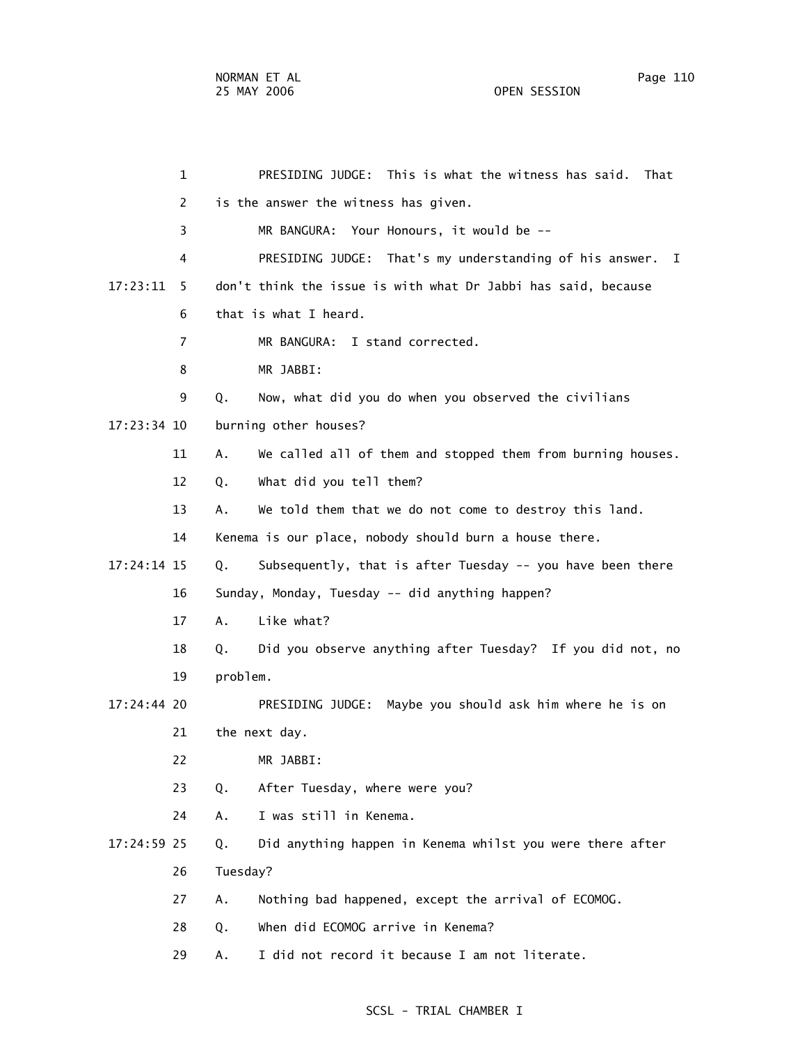PRESIDING JUDGE: This is what the witness has said. That is the answer the witness has given.

MR BANGURA: Your Honours, it would be --

PRESIDING JUDGE: That's my understanding of his answer. I don't think the issue is with what Dr Jabbi has said, because that is what I heard.

MR BANGURA: I stand corrected.

MR JABBI:

Q. Now, what did you do when you observed the civilians burning other houses?

A. We called all of them and stopped them from burning houses.

Q. What did you tell them?

A. We told them that we do not come to destroy this land. Kenema is our place, nobody should burn a house there.

Q. Subsequently, that is after Tuesday -- you have been there Sunday, Monday, Tuesday -- did anything happen?

A. Like what?

Q. Did you observe anything after Tuesday? If you did not, no problem.

PRESIDING JUDGE: Maybe you should ask him where he is on the next day.

MR JABBI:

Q. After Tuesday, where were you?

A. I was still in Kenema.

Q. Did anything happen in Kenema whilst you were there after Tuesday?

A. Nothing bad happened, except the arrival of ECOMOG.

Q. When did ECOMOG arrive in Kenema?

A. I did not record it because I am not literate.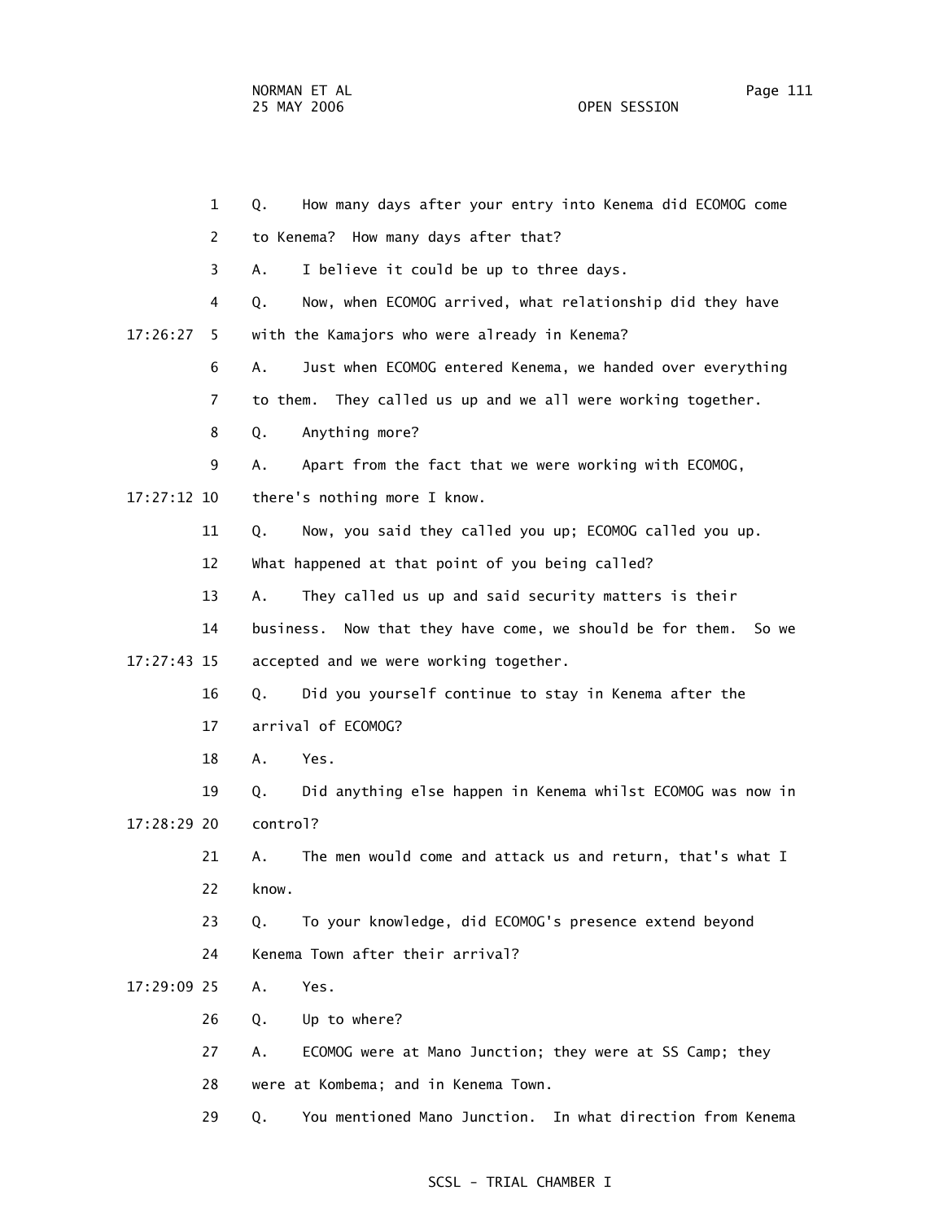1 Q. How many days after your entry into Kenema did ECOMOG come

2 to Kenema? How many days after that?

3 A. I believe it could be up to three days.

4 Q. Now, when ECOMOG arrived, what relationship did they have

17:26:27 5 with the Kamajors who were already in Kenema?

6 A. Just when ECOMOG entered Kenema, we handed over everything

7 to them. They called us up and we all were working together.

8 Q. Anything more?

9 A. Apart from the fact that we were working with ECOMOG,

17:27:12 10 there's nothing more I know.

11 Q. Now, you said they called you up; ECOMOG called you up.

12 What happened at that point of you being called?

13 A. They called us up and said security matters is their

14 business. Now that they have come, we should be for them. So we

17:27:43 15 accepted and we were working together.

16 Q. Did you yourself continue to stay in Kenema after the

17 arrival of ECOMOG?

18 A. Yes.

19 Q. Did anything else happen in Kenema whilst ECOMOG was now in

17:28:29 20 control?

21 A. The men would come and attack us and return, that's what I

22 know.

23 Q. To your knowledge, did ECOMOG's presence extend beyond

24 Kenema Town after their arrival?

17:29:09 25 A. Yes.

26 Q. Up to where?

27 A. ECOMOG were at Mano Junction; they were at SS Camp; they

28 were at Kombema; and in Kenema Town.

29 Q. You mentioned Mano Junction. In what direction from Kenema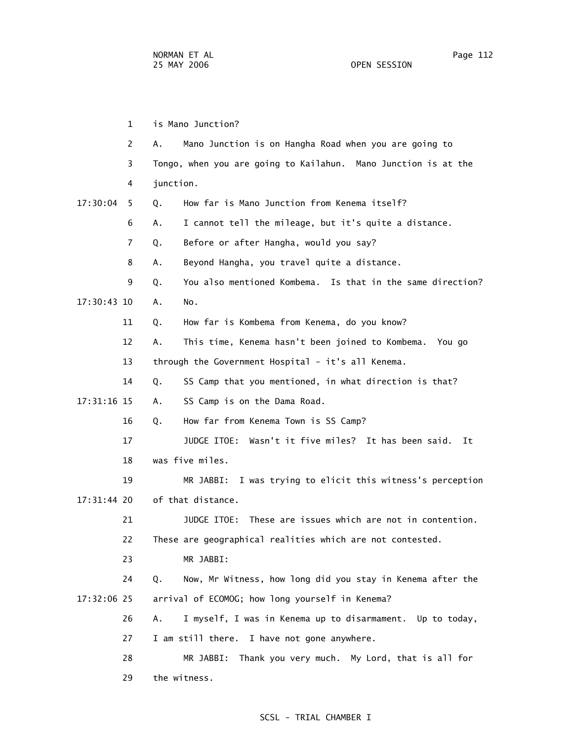1 is Mano Junction?

2 A. Mano Junction is on Hangha Road when you are going to

3 Tongo, when you are going to Kailahun. Mano Junction is at the

4 junction.

17:30:04 5 Q. How far is Mano Junction from Kenema itself?

6 A. I cannot tell the mileage, but it's quite a distance.

7 Q. Before or after Hangha, would you say?

8 A. Beyond Hangha, you travel quite a distance.

9 Q. You also mentioned Kombema. Is that in the same direction?

17:30:43 10 A. No.

11 Q. How far is Kombema from Kenema, do you know?

12 A. This time, Kenema hasn't been joined to Kombema. You go

13 through the Government Hospital - it's all Kenema.

14 Q. SS Camp that you mentioned, in what direction is that?

17:31:16 15 A. SS Camp is on the Dama Road.

16 Q. How far from Kenema Town is SS Camp?

17 JUDGE ITOE: Wasn't it five miles? It has been said. It

18 was five miles.

19 MR JABBI: I was trying to elicit this witness's perception

17:31:44 20 of that distance.

21 JUDGE ITOE: These are issues which are not in contention.

22 These are geographical realities which are not contested.

23 MR JABBI:

24 Q. Now, Mr Witness, how long did you stay in Kenema after the

17:32:06 25 arrival of ECOMOG; how long yourself in Kenema?

26 A. I myself, I was in Kenema up to disarmament. Up to today,

27 I am still there. I have not gone anywhere.

28 MR JABBI: Thank you very much. My Lord, that is all for

29 the witness.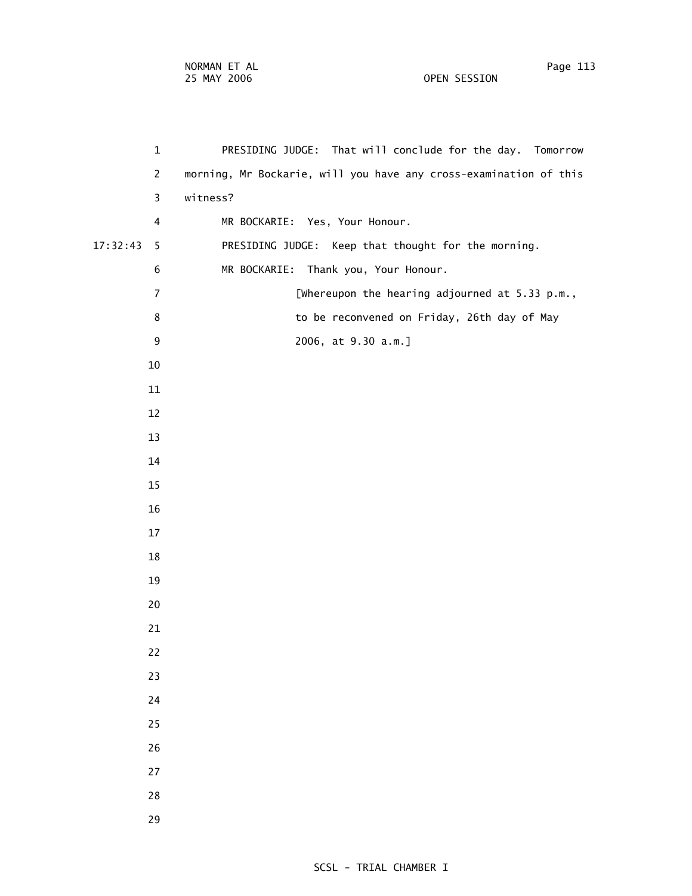PRESIDING JUDGE: That will conclude for the day. Tomorrow morning, Mr Bockarie, will you have any cross-examination of this witness?

MR BOCKARIE: Yes, Your Honour.

PRESIDING JUDGE: Keep that thought for the morning.

MR BOCKARIE: Thank you, Your Honour.

[Whereupon the hearing adjourned at 5.33 p.m., to be reconvened on Friday, 26th day of May 2006, at 9.30 a.m.]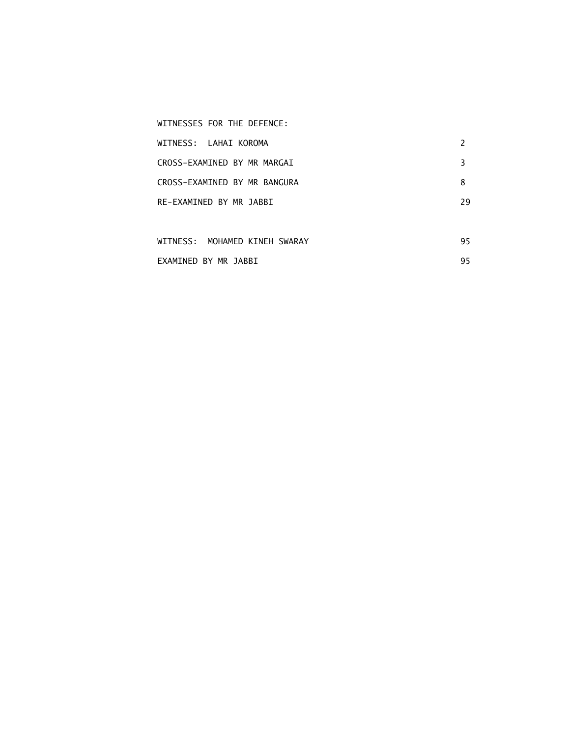WITNESSES FOR THE DEFENCE:

| | |
|---|---|
| WITNESS: LAHAI KOROMA | 2 |
| CROSS-EXAMINED BY MR MARGAI | 3 |
| CROSS-EXAMINED BY MR BANGURA | 8 |
| RE-EXAMINED BY MR JABBI | 29 |
| | |
| WITNESS: MOHAMED KINEH SWARAY | 95 |
| EXAMINED BY MR JABBI | 95 |